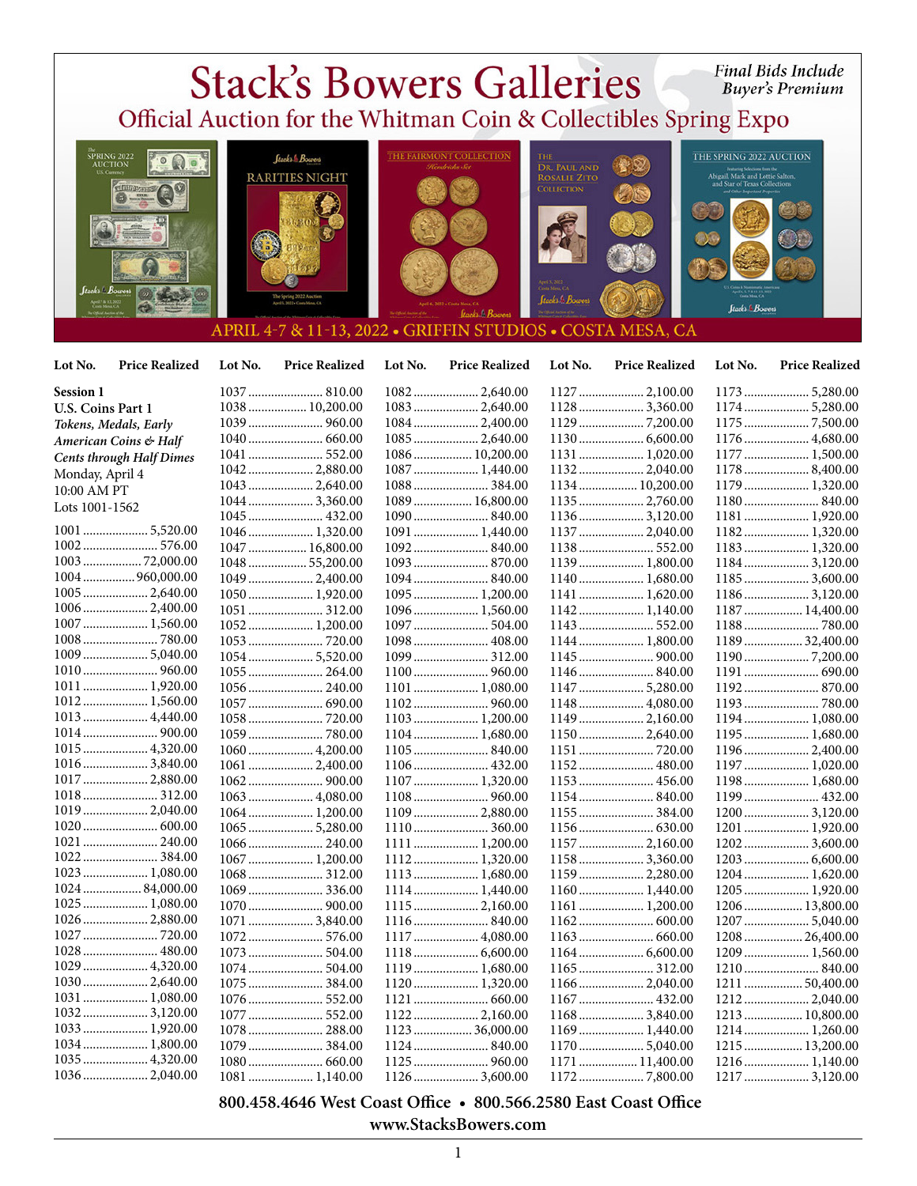# Stack's Bowers Galleries

## Official Auction for the Whitman Coin & Collectibles Spring Expo

*Final Bids Include Buyer's Premium*

APRIL 4-7 & 11-13, 2022 • GRIFFIN STUDIOS • COSTA MESA, CA

**Session 1**
**U.S. Coins Part 1**
***Tokens, Medals, Early American Coins & Half Cents through Half Dimes***
Monday, April 4
10:00 AM PT
Lots 1001-1562

| Lot No. | Price Realized |
|---|---|
| 1001 | 5,520.00 |
| 1002 | 576.00 |
| 1003 | 72,000.00 |
| 1004 | 960,000.00 |
| 1005 | 2,640.00 |
| 1006 | 2,400.00 |
| 1007 | 1,560.00 |
| 1008 | 780.00 |
| 1009 | 5,040.00 |
| 1010 | 960.00 |
| 1011 | 1,920.00 |
| 1012 | 1,560.00 |
| 1013 | 4,440.00 |
| 1014 | 900.00 |
| 1015 | 4,320.00 |
| 1016 | 3,840.00 |
| 1017 | 2,880.00 |
| 1018 | 312.00 |
| 1019 | 2,040.00 |
| 1020 | 600.00 |
| 1021 | 240.00 |
| 1022 | 384.00 |
| 1023 | 1,080.00 |
| 1024 | 84,000.00 |
| 1025 | 1,080.00 |
| 1026 | 2,880.00 |
| 1027 | 720.00 |
| 1028 | 480.00 |
| 1029 | 4,320.00 |
| 1030 | 2,640.00 |
| 1031 | 1,080.00 |
| 1032 | 3,120.00 |
| 1033 | 1,920.00 |
| 1034 | 1,800.00 |
| 1035 | 4,320.00 |
| 1036 | 2,040.00 |
| 1037 | 810.00 |
| 1038 | 10,200.00 |
| 1039 | 960.00 |
| 1040 | 660.00 |
| 1041 | 552.00 |
| 1042 | 2,880.00 |
| 1043 | 2,640.00 |
| 1044 | 3,360.00 |
| 1045 | 432.00 |
| 1046 | 1,320.00 |
| 1047 | 16,800.00 |
| 1048 | 55,200.00 |
| 1049 | 2,400.00 |
| 1050 | 1,920.00 |
| 1051 | 312.00 |
| 1052 | 1,200.00 |
| 1053 | 720.00 |
| 1054 | 5,520.00 |
| 1055 | 264.00 |
| 1056 | 240.00 |
| 1057 | 690.00 |
| 1058 | 720.00 |
| 1059 | 780.00 |
| 1060 | 4,200.00 |
| 1061 | 2,400.00 |
| 1062 | 900.00 |
| 1063 | 4,080.00 |
| 1064 | 1,200.00 |
| 1065 | 5,280.00 |
| 1066 | 240.00 |
| 1067 | 1,200.00 |
| 1068 | 312.00 |
| 1069 | 336.00 |
| 1070 | 900.00 |
| 1071 | 3,840.00 |
| 1072 | 576.00 |
| 1073 | 504.00 |
| 1074 | 504.00 |
| 1075 | 384.00 |
| 1076 | 552.00 |
| 1077 | 552.00 |
| 1078 | 288.00 |
| 1079 | 384.00 |
| 1080 | 660.00 |
| 1081 | 1,140.00 |
| 1082 | 2,640.00 |
| 1083 | 2,640.00 |
| 1084 | 2,400.00 |
| 1085 | 2,640.00 |
| 1086 | 10,200.00 |
| 1087 | 1,440.00 |
| 1088 | 384.00 |
| 1089 | 16,800.00 |
| 1090 | 840.00 |
| 1091 | 1,440.00 |
| 1092 | 840.00 |
| 1093 | 870.00 |
| 1094 | 840.00 |
| 1095 | 1,200.00 |
| 1096 | 1,560.00 |
| 1097 | 504.00 |
| 1098 | 408.00 |
| 1099 | 312.00 |
| 1100 | 960.00 |
| 1101 | 1,080.00 |
| 1102 | 960.00 |
| 1103 | 1,200.00 |
| 1104 | 1,680.00 |
| 1105 | 840.00 |
| 1106 | 432.00 |
| 1107 | 1,320.00 |
| 1108 | 960.00 |
| 1109 | 2,880.00 |
| 1110 | 360.00 |
| 1111 | 1,200.00 |
| 1112 | 1,320.00 |
| 1113 | 1,680.00 |
| 1114 | 1,440.00 |
| 1115 | 2,160.00 |
| 1116 | 840.00 |
| 1117 | 4,080.00 |
| 1118 | 6,600.00 |
| 1119 | 1,680.00 |
| 1120 | 1,320.00 |
| 1121 | 660.00 |
| 1122 | 2,160.00 |
| 1123 | 36,000.00 |
| 1124 | 840.00 |
| 1125 | 960.00 |
| 1126 | 3,600.00 |
| 1127 | 2,100.00 |
| 1128 | 3,360.00 |
| 1129 | 7,200.00 |
| 1130 | 6,600.00 |
| 1131 | 1,020.00 |
| 1132 | 2,040.00 |
| 1134 | 10,200.00 |
| 1135 | 2,760.00 |
| 1136 | 3,120.00 |
| 1137 | 2,040.00 |
| 1138 | 552.00 |
| 1139 | 1,800.00 |
| 1140 | 1,680.00 |
| 1141 | 1,620.00 |
| 1142 | 1,140.00 |
| 1143 | 552.00 |
| 1144 | 1,800.00 |
| 1145 | 900.00 |
| 1146 | 840.00 |
| 1147 | 5,280.00 |
| 1148 | 4,080.00 |
| 1149 | 2,160.00 |
| 1150 | 2,640.00 |
| 1151 | 720.00 |
| 1152 | 480.00 |
| 1153 | 456.00 |
| 1154 | 840.00 |
| 1155 | 384.00 |
| 1156 | 630.00 |
| 1157 | 2,160.00 |
| 1158 | 3,360.00 |
| 1159 | 2,280.00 |
| 1160 | 1,440.00 |
| 1161 | 1,200.00 |
| 1162 | 600.00 |
| 1163 | 660.00 |
| 1164 | 6,600.00 |
| 1165 | 312.00 |
| 1166 | 2,040.00 |
| 1167 | 432.00 |
| 1168 | 3,840.00 |
| 1169 | 1,440.00 |
| 1170 | 5,040.00 |
| 1171 | 11,400.00 |
| 1172 | 7,800.00 |
| 1173 | 5,280.00 |
| 1174 | 5,280.00 |
| 1175 | 7,500.00 |
| 1176 | 4,680.00 |
| 1177 | 1,500.00 |
| 1178 | 8,400.00 |
| 1179 | 1,320.00 |
| 1180 | 840.00 |
| 1181 | 1,920.00 |
| 1182 | 1,320.00 |
| 1183 | 1,320.00 |
| 1184 | 3,120.00 |
| 1185 | 3,600.00 |
| 1186 | 3,120.00 |
| 1187 | 14,400.00 |
| 1188 | 780.00 |
| 1189 | 32,400.00 |
| 1190 | 7,200.00 |
| 1191 | 690.00 |
| 1192 | 870.00 |
| 1193 | 780.00 |
| 1194 | 1,080.00 |
| 1195 | 1,680.00 |
| 1196 | 2,400.00 |
| 1197 | 1,020.00 |
| 1198 | 1,680.00 |
| 1199 | 432.00 |
| 1200 | 3,120.00 |
| 1201 | 1,920.00 |
| 1202 | 3,600.00 |
| 1203 | 6,600.00 |
| 1204 | 1,620.00 |
| 1205 | 1,920.00 |
| 1206 | 13,800.00 |
| 1207 | 5,040.00 |
| 1208 | 26,400.00 |
| 1209 | 1,560.00 |
| 1210 | 840.00 |
| 1211 | 50,400.00 |
| 1212 | 2,040.00 |
| 1213 | 10,800.00 |
| 1214 | 1,260.00 |
| 1215 | 13,200.00 |
| 1216 | 1,140.00 |
| 1217 | 3,120.00 |

**800.458.4646 West Coast Office • 800.566.2580 East Coast Office**
**www.StacksBowers.com**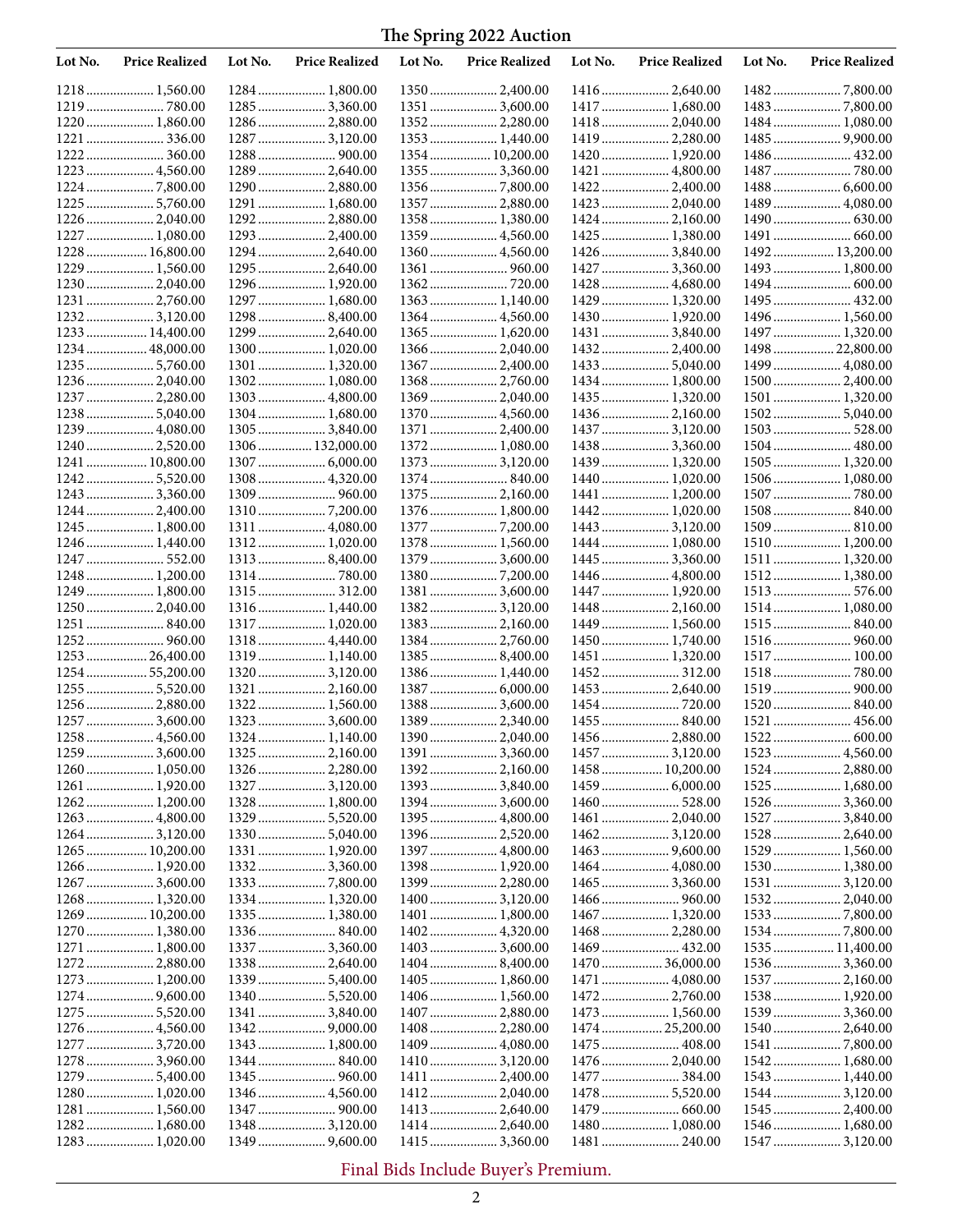# The Spring 2022 Auction

| Lot No. | Price Realized | Lot No. | Price Realized | Lot No. | Price Realized | Lot No. | Price Realized | Lot No. | Price Realized |
|---|---|---|---|---|---|---|---|---|---|
| 1218 | 1,560.00 | 1284 | 1,800.00 | 1350 | 2,400.00 | 1416 | 2,640.00 | 1482 | 7,800.00 |
| 1219 | 780.00 | 1285 | 3,360.00 | 1351 | 3,600.00 | 1417 | 1,680.00 | 1483 | 7,800.00 |
| 1220 | 1,860.00 | 1286 | 2,880.00 | 1352 | 2,280.00 | 1418 | 2,040.00 | 1484 | 1,080.00 |
| 1221 | 336.00 | 1287 | 3,120.00 | 1353 | 1,440.00 | 1419 | 2,280.00 | 1485 | 9,900.00 |
| 1222 | 360.00 | 1288 | 900.00 | 1354 | 10,200.00 | 1420 | 1,920.00 | 1486 | 432.00 |
| 1223 | 4,560.00 | 1289 | 2,640.00 | 1355 | 3,360.00 | 1421 | 4,800.00 | 1487 | 780.00 |
| 1224 | 7,800.00 | 1290 | 2,880.00 | 1356 | 7,800.00 | 1422 | 2,400.00 | 1488 | 6,600.00 |
| 1225 | 5,760.00 | 1291 | 1,680.00 | 1357 | 2,880.00 | 1423 | 2,040.00 | 1489 | 4,080.00 |
| 1226 | 2,040.00 | 1292 | 2,880.00 | 1358 | 1,380.00 | 1424 | 2,160.00 | 1490 | 630.00 |
| 1227 | 1,080.00 | 1293 | 2,400.00 | 1359 | 4,560.00 | 1425 | 1,380.00 | 1491 | 660.00 |
| 1228 | 16,800.00 | 1294 | 2,640.00 | 1360 | 4,560.00 | 1426 | 3,840.00 | 1492 | 13,200.00 |
| 1229 | 1,560.00 | 1295 | 2,640.00 | 1361 | 960.00 | 1427 | 3,360.00 | 1493 | 1,800.00 |
| 1230 | 2,040.00 | 1296 | 1,920.00 | 1362 | 720.00 | 1428 | 4,680.00 | 1494 | 600.00 |
| 1231 | 2,760.00 | 1297 | 1,680.00 | 1363 | 1,140.00 | 1429 | 1,320.00 | 1495 | 432.00 |
| 1232 | 3,120.00 | 1298 | 8,400.00 | 1364 | 4,560.00 | 1430 | 1,920.00 | 1496 | 1,560.00 |
| 1233 | 14,400.00 | 1299 | 2,640.00 | 1365 | 1,620.00 | 1431 | 3,840.00 | 1497 | 1,320.00 |
| 1234 | 48,000.00 | 1300 | 1,020.00 | 1366 | 2,040.00 | 1432 | 2,400.00 | 1498 | 22,800.00 |
| 1235 | 5,760.00 | 1301 | 1,320.00 | 1367 | 2,400.00 | 1433 | 5,040.00 | 1499 | 4,080.00 |
| 1236 | 2,040.00 | 1302 | 1,080.00 | 1368 | 2,760.00 | 1434 | 1,800.00 | 1500 | 2,400.00 |
| 1237 | 2,280.00 | 1303 | 4,800.00 | 1369 | 2,040.00 | 1435 | 1,320.00 | 1501 | 1,320.00 |
| 1238 | 5,040.00 | 1304 | 1,680.00 | 1370 | 4,560.00 | 1436 | 2,160.00 | 1502 | 5,040.00 |
| 1239 | 4,080.00 | 1305 | 3,840.00 | 1371 | 2,400.00 | 1437 | 3,120.00 | 1503 | 528.00 |
| 1240 | 2,520.00 | 1306 | 132,000.00 | 1372 | 1,080.00 | 1438 | 3,360.00 | 1504 | 480.00 |
| 1241 | 10,800.00 | 1307 | 6,000.00 | 1373 | 3,120.00 | 1439 | 1,320.00 | 1505 | 1,320.00 |
| 1242 | 5,520.00 | 1308 | 4,320.00 | 1374 | 840.00 | 1440 | 1,020.00 | 1506 | 1,080.00 |
| 1243 | 3,360.00 | 1309 | 960.00 | 1375 | 2,160.00 | 1441 | 1,200.00 | 1507 | 780.00 |
| 1244 | 2,400.00 | 1310 | 7,200.00 | 1376 | 1,800.00 | 1442 | 1,020.00 | 1508 | 840.00 |
| 1245 | 1,800.00 | 1311 | 4,080.00 | 1377 | 7,200.00 | 1443 | 3,120.00 | 1509 | 810.00 |
| 1246 | 1,440.00 | 1312 | 1,020.00 | 1378 | 1,560.00 | 1444 | 1,080.00 | 1510 | 1,200.00 |
| 1247 | 552.00 | 1313 | 8,400.00 | 1379 | 3,600.00 | 1445 | 3,360.00 | 1511 | 1,320.00 |
| 1248 | 1,200.00 | 1314 | 780.00 | 1380 | 7,200.00 | 1446 | 4,800.00 | 1512 | 1,380.00 |
| 1249 | 1,800.00 | 1315 | 312.00 | 1381 | 3,600.00 | 1447 | 1,920.00 | 1513 | 576.00 |
| 1250 | 2,040.00 | 1316 | 1,440.00 | 1382 | 3,120.00 | 1448 | 2,160.00 | 1514 | 1,080.00 |
| 1251 | 840.00 | 1317 | 1,020.00 | 1383 | 2,160.00 | 1449 | 1,560.00 | 1515 | 840.00 |
| 1252 | 960.00 | 1318 | 4,440.00 | 1384 | 2,760.00 | 1450 | 1,740.00 | 1516 | 960.00 |
| 1253 | 26,400.00 | 1319 | 1,140.00 | 1385 | 8,400.00 | 1451 | 1,320.00 | 1517 | 100.00 |
| 1254 | 55,200.00 | 1320 | 3,120.00 | 1386 | 1,440.00 | 1452 | 312.00 | 1518 | 780.00 |
| 1255 | 5,520.00 | 1321 | 2,160.00 | 1387 | 6,000.00 | 1453 | 2,640.00 | 1519 | 900.00 |
| 1256 | 2,880.00 | 1322 | 1,560.00 | 1388 | 3,600.00 | 1454 | 720.00 | 1520 | 840.00 |
| 1257 | 3,600.00 | 1323 | 3,600.00 | 1389 | 2,340.00 | 1455 | 840.00 | 1521 | 456.00 |
| 1258 | 4,560.00 | 1324 | 1,140.00 | 1390 | 2,040.00 | 1456 | 2,880.00 | 1522 | 600.00 |
| 1259 | 3,600.00 | 1325 | 2,160.00 | 1391 | 3,360.00 | 1457 | 3,120.00 | 1523 | 4,560.00 |
| 1260 | 1,050.00 | 1326 | 2,280.00 | 1392 | 2,160.00 | 1458 | 10,200.00 | 1524 | 2,880.00 |
| 1261 | 1,920.00 | 1327 | 3,120.00 | 1393 | 3,840.00 | 1459 | 6,000.00 | 1525 | 1,680.00 |
| 1262 | 1,200.00 | 1328 | 1,800.00 | 1394 | 3,600.00 | 1460 | 528.00 | 1526 | 3,360.00 |
| 1263 | 4,800.00 | 1329 | 5,520.00 | 1395 | 4,800.00 | 1461 | 2,040.00 | 1527 | 3,840.00 |
| 1264 | 3,120.00 | 1330 | 5,040.00 | 1396 | 2,520.00 | 1462 | 3,120.00 | 1528 | 2,640.00 |
| 1265 | 10,200.00 | 1331 | 1,920.00 | 1397 | 4,800.00 | 1463 | 9,600.00 | 1529 | 1,560.00 |
| 1266 | 1,920.00 | 1332 | 3,360.00 | 1398 | 1,920.00 | 1464 | 4,080.00 | 1530 | 1,380.00 |
| 1267 | 3,600.00 | 1333 | 7,800.00 | 1399 | 2,280.00 | 1465 | 3,360.00 | 1531 | 3,120.00 |
| 1268 | 1,320.00 | 1334 | 1,320.00 | 1400 | 3,120.00 | 1466 | 960.00 | 1532 | 2,040.00 |
| 1269 | 10,200.00 | 1335 | 1,380.00 | 1401 | 1,800.00 | 1467 | 1,320.00 | 1533 | 7,800.00 |
| 1270 | 1,380.00 | 1336 | 840.00 | 1402 | 4,320.00 | 1468 | 2,280.00 | 1534 | 7,800.00 |
| 1271 | 1,800.00 | 1337 | 3,360.00 | 1403 | 3,600.00 | 1469 | 432.00 | 1535 | 11,400.00 |
| 1272 | 2,880.00 | 1338 | 2,640.00 | 1404 | 8,400.00 | 1470 | 36,000.00 | 1536 | 3,360.00 |
| 1273 | 1,200.00 | 1339 | 5,400.00 | 1405 | 1,860.00 | 1471 | 4,080.00 | 1537 | 2,160.00 |
| 1274 | 9,600.00 | 1340 | 5,520.00 | 1406 | 1,560.00 | 1472 | 2,760.00 | 1538 | 1,920.00 |
| 1275 | 5,520.00 | 1341 | 3,840.00 | 1407 | 2,880.00 | 1473 | 1,560.00 | 1539 | 3,360.00 |
| 1276 | 4,560.00 | 1342 | 9,000.00 | 1408 | 2,280.00 | 1474 | 25,200.00 | 1540 | 2,640.00 |
| 1277 | 3,720.00 | 1343 | 1,800.00 | 1409 | 4,080.00 | 1475 | 408.00 | 1541 | 7,800.00 |
| 1278 | 3,960.00 | 1344 | 840.00 | 1410 | 3,120.00 | 1476 | 2,040.00 | 1542 | 1,680.00 |
| 1279 | 5,400.00 | 1345 | 960.00 | 1411 | 2,400.00 | 1477 | 384.00 | 1543 | 1,440.00 |
| 1280 | 1,020.00 | 1346 | 4,560.00 | 1412 | 2,040.00 | 1478 | 5,520.00 | 1544 | 3,120.00 |
| 1281 | 1,560.00 | 1347 | 900.00 | 1413 | 2,640.00 | 1479 | 660.00 | 1545 | 2,400.00 |
| 1282 | 1,680.00 | 1348 | 3,120.00 | 1414 | 2,640.00 | 1480 | 1,080.00 | 1546 | 1,680.00 |
| 1283 | 1,020.00 | 1349 | 9,600.00 | 1415 | 3,360.00 | 1481 | 240.00 | 1547 | 3,120.00 |

Final Bids Include Buyer's Premium.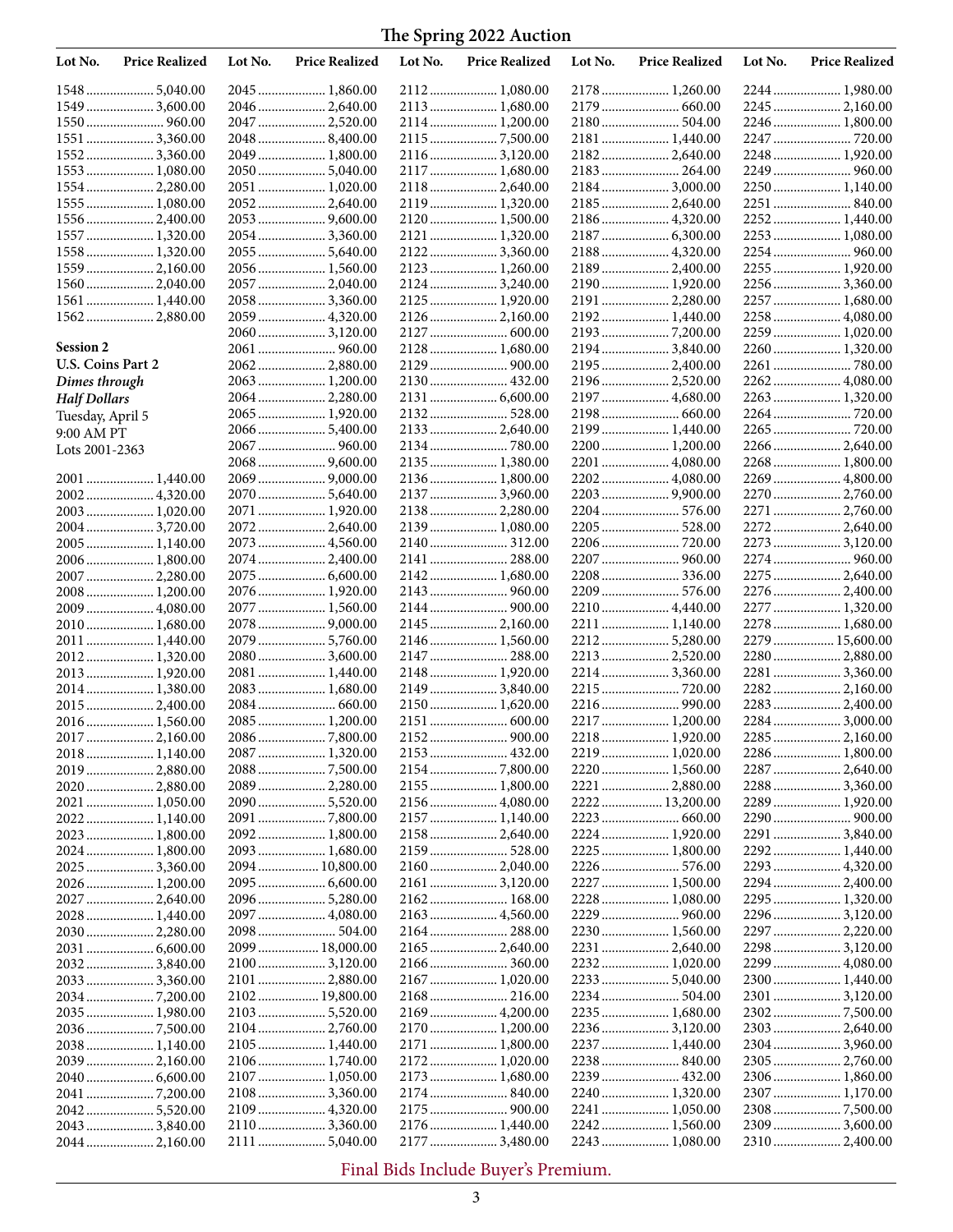# The Spring 2022 Auction

| Lot No. | Price Realized |
|---|---|
| 1548 | 5,040.00 |
| 1549 | 3,600.00 |
| 1550 | 960.00 |
| 1551 | 3,360.00 |
| 1552 | 3,360.00 |
| 1553 | 1,080.00 |
| 1554 | 2,280.00 |
| 1555 | 1,080.00 |
| 1556 | 2,400.00 |
| 1557 | 1,320.00 |
| 1558 | 1,320.00 |
| 1559 | 2,160.00 |
| 1560 | 2,040.00 |
| 1561 | 1,440.00 |
| 1562 | 2,880.00 |

**Session 2**
**U.S. Coins Part 2**
***Dimes through Half Dollars***
Tuesday, April 5
9:00 AM PT
Lots 2001-2363

| Lot No. | Price Realized |
|---|---|
| 2001 | 1,440.00 |
| 2002 | 4,320.00 |
| 2003 | 1,020.00 |
| 2004 | 3,720.00 |
| 2005 | 1,140.00 |
| 2006 | 1,800.00 |
| 2007 | 2,280.00 |
| 2008 | 1,200.00 |
| 2009 | 4,080.00 |
| 2010 | 1,680.00 |
| 2011 | 1,440.00 |
| 2012 | 1,320.00 |
| 2013 | 1,920.00 |
| 2014 | 1,380.00 |
| 2015 | 2,400.00 |
| 2016 | 1,560.00 |
| 2017 | 2,160.00 |
| 2018 | 1,140.00 |
| 2019 | 2,880.00 |
| 2020 | 2,880.00 |
| 2021 | 1,050.00 |
| 2022 | 1,140.00 |
| 2023 | 1,800.00 |
| 2024 | 1,800.00 |
| 2025 | 3,360.00 |
| 2026 | 1,200.00 |
| 2027 | 2,640.00 |
| 2028 | 1,440.00 |
| 2030 | 2,280.00 |
| 2031 | 6,600.00 |
| 2032 | 3,840.00 |
| 2033 | 3,360.00 |
| 2034 | 7,200.00 |
| 2035 | 1,980.00 |
| 2036 | 7,500.00 |
| 2038 | 1,140.00 |
| 2039 | 2,160.00 |
| 2040 | 6,600.00 |
| 2041 | 7,200.00 |
| 2042 | 5,520.00 |
| 2043 | 3,840.00 |
| 2044 | 2,160.00 |
| 2045 | 1,860.00 |
| 2046 | 2,640.00 |
| 2047 | 2,520.00 |
| 2048 | 8,400.00 |
| 2049 | 1,800.00 |
| 2050 | 5,040.00 |
| 2051 | 1,020.00 |
| 2052 | 2,640.00 |
| 2053 | 9,600.00 |
| 2054 | 3,360.00 |
| 2055 | 5,640.00 |
| 2056 | 1,560.00 |
| 2057 | 2,040.00 |
| 2058 | 3,360.00 |
| 2059 | 4,320.00 |
| 2060 | 3,120.00 |
| 2061 | 960.00 |
| 2062 | 2,880.00 |
| 2063 | 1,200.00 |
| 2064 | 2,280.00 |
| 2065 | 1,920.00 |
| 2066 | 5,400.00 |
| 2067 | 960.00 |
| 2068 | 9,600.00 |
| 2069 | 9,000.00 |
| 2070 | 5,640.00 |
| 2071 | 1,920.00 |
| 2072 | 2,640.00 |
| 2073 | 4,560.00 |
| 2074 | 2,400.00 |
| 2075 | 6,600.00 |
| 2076 | 1,920.00 |
| 2077 | 1,560.00 |
| 2078 | 9,000.00 |
| 2079 | 5,760.00 |
| 2080 | 3,600.00 |
| 2081 | 1,440.00 |
| 2083 | 1,680.00 |
| 2084 | 660.00 |
| 2085 | 1,200.00 |
| 2086 | 7,800.00 |
| 2087 | 1,320.00 |
| 2088 | 7,500.00 |
| 2089 | 2,280.00 |
| 2090 | 5,520.00 |
| 2091 | 7,800.00 |
| 2092 | 1,800.00 |
| 2093 | 1,680.00 |
| 2094 | 10,800.00 |
| 2095 | 6,600.00 |
| 2096 | 5,280.00 |
| 2097 | 4,080.00 |
| 2098 | 504.00 |
| 2099 | 18,000.00 |
| 2100 | 3,120.00 |
| 2101 | 2,880.00 |
| 2102 | 19,800.00 |
| 2103 | 5,520.00 |
| 2104 | 2,760.00 |
| 2105 | 1,440.00 |
| 2106 | 1,740.00 |
| 2107 | 1,050.00 |
| 2108 | 3,360.00 |
| 2109 | 4,320.00 |
| 2110 | 3,360.00 |
| 2111 | 5,040.00 |
| 2112 | 1,080.00 |
| 2113 | 1,680.00 |
| 2114 | 1,200.00 |
| 2115 | 7,500.00 |
| 2116 | 3,120.00 |
| 2117 | 1,680.00 |
| 2118 | 2,640.00 |
| 2119 | 1,320.00 |
| 2120 | 1,500.00 |
| 2121 | 1,320.00 |
| 2122 | 3,360.00 |
| 2123 | 1,260.00 |
| 2124 | 3,240.00 |
| 2125 | 1,920.00 |
| 2126 | 2,160.00 |
| 2127 | 600.00 |
| 2128 | 1,680.00 |
| 2129 | 900.00 |
| 2130 | 432.00 |
| 2131 | 6,600.00 |
| 2132 | 528.00 |
| 2133 | 2,640.00 |
| 2134 | 780.00 |
| 2135 | 1,380.00 |
| 2136 | 1,800.00 |
| 2137 | 3,960.00 |
| 2138 | 2,280.00 |
| 2139 | 1,080.00 |
| 2140 | 312.00 |
| 2141 | 288.00 |
| 2142 | 1,680.00 |
| 2143 | 960.00 |
| 2144 | 900.00 |
| 2145 | 2,160.00 |
| 2146 | 1,560.00 |
| 2147 | 288.00 |
| 2148 | 1,920.00 |
| 2149 | 3,840.00 |
| 2150 | 1,620.00 |
| 2151 | 600.00 |
| 2152 | 900.00 |
| 2153 | 432.00 |
| 2154 | 7,800.00 |
| 2155 | 1,800.00 |
| 2156 | 4,080.00 |
| 2157 | 1,140.00 |
| 2158 | 2,640.00 |
| 2159 | 528.00 |
| 2160 | 2,040.00 |
| 2161 | 3,120.00 |
| 2162 | 168.00 |
| 2163 | 4,560.00 |
| 2164 | 288.00 |
| 2165 | 2,640.00 |
| 2166 | 360.00 |
| 2167 | 1,020.00 |
| 2168 | 216.00 |
| 2169 | 4,200.00 |
| 2170 | 1,200.00 |
| 2171 | 1,800.00 |
| 2172 | 1,020.00 |
| 2173 | 1,680.00 |
| 2174 | 840.00 |
| 2175 | 900.00 |
| 2176 | 1,440.00 |
| 2177 | 3,480.00 |
| 2178 | 1,260.00 |
| 2179 | 660.00 |
| 2180 | 504.00 |
| 2181 | 1,440.00 |
| 2182 | 2,640.00 |
| 2183 | 264.00 |
| 2184 | 3,000.00 |
| 2185 | 2,640.00 |
| 2186 | 4,320.00 |
| 2187 | 6,300.00 |
| 2188 | 4,320.00 |
| 2189 | 2,400.00 |
| 2190 | 1,920.00 |
| 2191 | 2,280.00 |
| 2192 | 1,440.00 |
| 2193 | 7,200.00 |
| 2194 | 3,840.00 |
| 2195 | 2,400.00 |
| 2196 | 2,520.00 |
| 2197 | 4,680.00 |
| 2198 | 660.00 |
| 2199 | 1,440.00 |
| 2200 | 1,200.00 |
| 2201 | 4,080.00 |
| 2202 | 4,080.00 |
| 2203 | 9,900.00 |
| 2204 | 576.00 |
| 2205 | 528.00 |
| 2206 | 720.00 |
| 2207 | 960.00 |
| 2208 | 336.00 |
| 2209 | 576.00 |
| 2210 | 4,440.00 |
| 2211 | 1,140.00 |
| 2212 | 5,280.00 |
| 2213 | 2,520.00 |
| 2214 | 3,360.00 |
| 2215 | 720.00 |
| 2216 | 990.00 |
| 2217 | 1,200.00 |
| 2218 | 1,920.00 |
| 2219 | 1,020.00 |
| 2220 | 1,560.00 |
| 2221 | 2,880.00 |
| 2222 | 13,200.00 |
| 2223 | 660.00 |
| 2224 | 1,920.00 |
| 2225 | 1,800.00 |
| 2226 | 576.00 |
| 2227 | 1,500.00 |
| 2228 | 1,080.00 |
| 2229 | 960.00 |
| 2230 | 1,560.00 |
| 2231 | 2,640.00 |
| 2232 | 1,020.00 |
| 2233 | 5,040.00 |
| 2234 | 504.00 |
| 2235 | 1,680.00 |
| 2236 | 3,120.00 |
| 2237 | 1,440.00 |
| 2238 | 840.00 |
| 2239 | 432.00 |
| 2240 | 1,320.00 |
| 2241 | 1,050.00 |
| 2242 | 1,560.00 |
| 2243 | 1,080.00 |
| 2244 | 1,980.00 |
| 2245 | 2,160.00 |
| 2246 | 1,800.00 |
| 2247 | 720.00 |
| 2248 | 1,920.00 |
| 2249 | 960.00 |
| 2250 | 1,140.00 |
| 2251 | 840.00 |
| 2252 | 1,440.00 |
| 2253 | 1,080.00 |
| 2254 | 960.00 |
| 2255 | 1,920.00 |
| 2256 | 3,360.00 |
| 2257 | 1,680.00 |
| 2258 | 4,080.00 |
| 2259 | 1,020.00 |
| 2260 | 1,320.00 |
| 2261 | 780.00 |
| 2262 | 4,080.00 |
| 2263 | 1,320.00 |
| 2264 | 720.00 |
| 2265 | 720.00 |
| 2266 | 2,640.00 |
| 2268 | 1,800.00 |
| 2269 | 4,800.00 |
| 2270 | 2,760.00 |
| 2271 | 2,760.00 |
| 2272 | 2,640.00 |
| 2273 | 3,120.00 |
| 2274 | 960.00 |
| 2275 | 2,640.00 |
| 2276 | 2,400.00 |
| 2277 | 1,320.00 |
| 2278 | 1,680.00 |
| 2279 | 15,600.00 |
| 2280 | 2,880.00 |
| 2281 | 3,360.00 |
| 2282 | 2,160.00 |
| 2283 | 2,400.00 |
| 2284 | 3,000.00 |
| 2285 | 2,160.00 |
| 2286 | 1,800.00 |
| 2287 | 2,640.00 |
| 2288 | 3,360.00 |
| 2289 | 1,920.00 |
| 2290 | 900.00 |
| 2291 | 3,840.00 |
| 2292 | 1,440.00 |
| 2293 | 4,320.00 |
| 2294 | 2,400.00 |
| 2295 | 1,320.00 |
| 2296 | 3,120.00 |
| 2297 | 2,220.00 |
| 2298 | 3,120.00 |
| 2299 | 4,080.00 |
| 2300 | 1,440.00 |
| 2301 | 3,120.00 |
| 2302 | 7,500.00 |
| 2303 | 2,640.00 |
| 2304 | 3,960.00 |
| 2305 | 2,760.00 |
| 2306 | 1,860.00 |
| 2307 | 1,170.00 |
| 2308 | 7,500.00 |
| 2309 | 3,600.00 |
| 2310 | 2,400.00 |

Final Bids Include Buyer's Premium.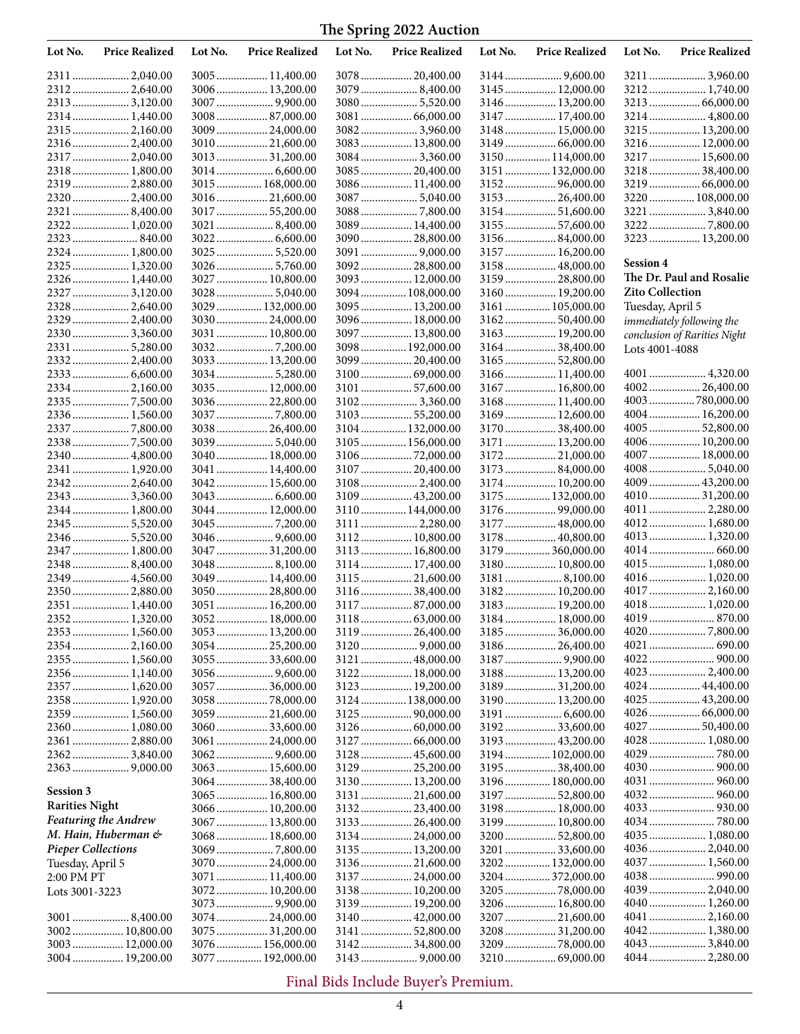# The Spring 2022 Auction

| Lot No. | Price Realized |
|---|---|
| 2311 | 2,040.00 |
| 2312 | 2,640.00 |
| 2313 | 3,120.00 |
| 2314 | 1,440.00 |
| 2315 | 2,160.00 |
| 2316 | 2,400.00 |
| 2317 | 2,040.00 |
| 2318 | 1,800.00 |
| 2319 | 2,880.00 |
| 2320 | 2,400.00 |
| 2321 | 8,400.00 |
| 2322 | 1,020.00 |
| 2323 | 840.00 |
| 2324 | 1,800.00 |
| 2325 | 1,320.00 |
| 2326 | 1,440.00 |
| 2327 | 3,120.00 |
| 2328 | 2,640.00 |
| 2329 | 2,400.00 |
| 2330 | 3,360.00 |
| 2331 | 5,280.00 |
| 2332 | 2,400.00 |
| 2333 | 6,600.00 |
| 2334 | 2,160.00 |
| 2335 | 7,500.00 |
| 2336 | 1,560.00 |
| 2337 | 7,800.00 |
| 2338 | 7,500.00 |
| 2340 | 4,800.00 |
| 2341 | 1,920.00 |
| 2342 | 2,640.00 |
| 2343 | 3,360.00 |
| 2344 | 1,800.00 |
| 2345 | 5,520.00 |
| 2346 | 5,520.00 |
| 2347 | 1,800.00 |
| 2348 | 8,400.00 |
| 2349 | 4,560.00 |
| 2350 | 2,880.00 |
| 2351 | 1,440.00 |
| 2352 | 1,320.00 |
| 2353 | 1,560.00 |
| 2354 | 2,160.00 |
| 2355 | 1,560.00 |
| 2356 | 1,140.00 |
| 2357 | 1,620.00 |
| 2358 | 1,920.00 |
| 2359 | 1,560.00 |
| 2360 | 1,080.00 |
| 2361 | 2,880.00 |
| 2362 | 3,840.00 |
| 2363 | 9,000.00 |

**Session 3**
**Rarities Night**
***Featuring the Andrew M. Hain, Huberman & Pieper Collections***
Tuesday, April 5
2:00 PM PT
Lots 3001-3223

| Lot No. | Price Realized |
|---|---|
| 3001 | 8,400.00 |
| 3002 | 10,800.00 |
| 3003 | 12,000.00 |
| 3004 | 19,200.00 |
| 3005 | 11,400.00 |
| 3006 | 13,200.00 |
| 3007 | 9,900.00 |
| 3008 | 87,000.00 |
| 3009 | 24,000.00 |
| 3010 | 21,600.00 |
| 3013 | 31,200.00 |
| 3014 | 6,600.00 |
| 3015 | 168,000.00 |
| 3016 | 21,600.00 |
| 3017 | 55,200.00 |
| 3021 | 8,400.00 |
| 3022 | 6,600.00 |
| 3025 | 5,520.00 |
| 3026 | 5,760.00 |
| 3027 | 10,800.00 |
| 3028 | 5,040.00 |
| 3029 | 132,000.00 |
| 3030 | 24,000.00 |
| 3031 | 10,800.00 |
| 3032 | 7,200.00 |
| 3033 | 13,200.00 |
| 3034 | 5,280.00 |
| 3035 | 12,000.00 |
| 3036 | 22,800.00 |
| 3037 | 7,800.00 |
| 3038 | 26,400.00 |
| 3039 | 5,040.00 |
| 3040 | 18,000.00 |
| 3041 | 14,400.00 |
| 3042 | 15,600.00 |
| 3043 | 6,600.00 |
| 3044 | 12,000.00 |
| 3045 | 7,200.00 |
| 3046 | 9,600.00 |
| 3047 | 31,200.00 |
| 3048 | 8,100.00 |
| 3049 | 14,400.00 |
| 3050 | 28,800.00 |
| 3051 | 16,200.00 |
| 3052 | 18,000.00 |
| 3053 | 13,200.00 |
| 3054 | 25,200.00 |
| 3055 | 33,600.00 |
| 3056 | 9,600.00 |
| 3057 | 36,000.00 |
| 3058 | 78,000.00 |
| 3059 | 21,600.00 |
| 3060 | 33,600.00 |
| 3061 | 24,000.00 |
| 3062 | 9,600.00 |
| 3063 | 15,600.00 |
| 3064 | 38,400.00 |
| 3065 | 16,800.00 |
| 3066 | 10,200.00 |
| 3067 | 13,800.00 |
| 3068 | 18,600.00 |
| 3069 | 7,800.00 |
| 3070 | 24,000.00 |
| 3071 | 11,400.00 |
| 3072 | 10,200.00 |
| 3073 | 9,900.00 |
| 3074 | 24,000.00 |
| 3075 | 31,200.00 |
| 3076 | 156,000.00 |
| 3077 | 192,000.00 |
| 3078 | 20,400.00 |
| 3079 | 8,400.00 |
| 3080 | 5,520.00 |
| 3081 | 66,000.00 |
| 3082 | 3,960.00 |
| 3083 | 13,800.00 |
| 3084 | 3,360.00 |
| 3085 | 20,400.00 |
| 3086 | 11,400.00 |
| 3087 | 5,040.00 |
| 3088 | 7,800.00 |
| 3089 | 14,400.00 |
| 3090 | 28,800.00 |
| 3091 | 9,000.00 |
| 3092 | 28,800.00 |
| 3093 | 12,000.00 |
| 3094 | 108,000.00 |
| 3095 | 13,200.00 |
| 3096 | 18,000.00 |
| 3097 | 13,800.00 |
| 3098 | 192,000.00 |
| 3099 | 20,400.00 |
| 3100 | 69,000.00 |
| 3101 | 57,600.00 |
| 3102 | 3,360.00 |
| 3103 | 55,200.00 |
| 3104 | 132,000.00 |
| 3105 | 156,000.00 |
| 3106 | 72,000.00 |
| 3107 | 20,400.00 |
| 3108 | 2,400.00 |
| 3109 | 43,200.00 |
| 3110 | 144,000.00 |
| 3111 | 2,280.00 |
| 3112 | 10,800.00 |
| 3113 | 16,800.00 |
| 3114 | 17,400.00 |
| 3115 | 21,600.00 |
| 3116 | 38,400.00 |
| 3117 | 87,000.00 |
| 3118 | 63,000.00 |
| 3119 | 26,400.00 |
| 3120 | 9,000.00 |
| 3121 | 48,000.00 |
| 3122 | 18,000.00 |
| 3123 | 19,200.00 |
| 3124 | 138,000.00 |
| 3125 | 90,000.00 |
| 3126 | 60,000.00 |
| 3127 | 66,000.00 |
| 3128 | 45,600.00 |
| 3129 | 25,200.00 |
| 3130 | 13,200.00 |
| 3131 | 21,600.00 |
| 3132 | 23,400.00 |
| 3133 | 26,400.00 |
| 3134 | 24,000.00 |
| 3135 | 13,200.00 |
| 3136 | 21,600.00 |
| 3137 | 24,000.00 |
| 3138 | 10,200.00 |
| 3139 | 19,200.00 |
| 3140 | 42,000.00 |
| 3141 | 52,800.00 |
| 3142 | 34,800.00 |
| 3143 | 9,000.00 |
| 3144 | 9,600.00 |
| 3145 | 12,000.00 |
| 3146 | 13,200.00 |
| 3147 | 17,400.00 |
| 3148 | 15,000.00 |
| 3149 | 66,000.00 |
| 3150 | 114,000.00 |
| 3151 | 132,000.00 |
| 3152 | 96,000.00 |
| 3153 | 26,400.00 |
| 3154 | 51,600.00 |
| 3155 | 57,600.00 |
| 3156 | 84,000.00 |
| 3157 | 16,200.00 |
| 3158 | 48,000.00 |
| 3159 | 28,800.00 |
| 3160 | 19,200.00 |
| 3161 | 105,000.00 |
| 3162 | 50,400.00 |
| 3163 | 19,200.00 |
| 3164 | 38,400.00 |
| 3165 | 52,800.00 |
| 3166 | 11,400.00 |
| 3167 | 16,800.00 |
| 3168 | 11,400.00 |
| 3169 | 12,600.00 |
| 3170 | 38,400.00 |
| 3171 | 13,200.00 |
| 3172 | 21,000.00 |
| 3173 | 84,000.00 |
| 3174 | 10,200.00 |
| 3175 | 132,000.00 |
| 3176 | 99,000.00 |
| 3177 | 48,000.00 |
| 3178 | 40,800.00 |
| 3179 | 360,000.00 |
| 3180 | 10,800.00 |
| 3181 | 8,100.00 |
| 3182 | 10,200.00 |
| 3183 | 19,200.00 |
| 3184 | 18,000.00 |
| 3185 | 36,000.00 |
| 3186 | 26,400.00 |
| 3187 | 9,900.00 |
| 3188 | 13,200.00 |
| 3189 | 31,200.00 |
| 3190 | 13,200.00 |
| 3191 | 6,600.00 |
| 3192 | 33,600.00 |
| 3193 | 43,200.00 |
| 3194 | 102,000.00 |
| 3195 | 38,400.00 |
| 3196 | 180,000.00 |
| 3197 | 52,800.00 |
| 3198 | 18,000.00 |
| 3199 | 10,800.00 |
| 3200 | 52,800.00 |
| 3201 | 33,600.00 |
| 3202 | 132,000.00 |
| 3204 | 372,000.00 |
| 3205 | 78,000.00 |
| 3206 | 16,800.00 |
| 3207 | 21,600.00 |
| 3208 | 31,200.00 |
| 3209 | 78,000.00 |
| 3210 | 69,000.00 |
| 3211 | 3,960.00 |
| 3212 | 1,740.00 |
| 3213 | 66,000.00 |
| 3214 | 4,800.00 |
| 3215 | 13,200.00 |
| 3216 | 12,000.00 |
| 3217 | 15,600.00 |
| 3218 | 38,400.00 |
| 3219 | 66,000.00 |
| 3220 | 108,000.00 |
| 3221 | 3,840.00 |
| 3222 | 7,800.00 |
| 3223 | 13,200.00 |

**Session 4**
**The Dr. Paul and Rosalie Zito Collection**
Tuesday, April 5
*immediately following the conclusion of Rarities Night*
Lots 4001-4088

| Lot No. | Price Realized |
|---|---|
| 4001 | 4,320.00 |
| 4002 | 26,400.00 |
| 4003 | 780,000.00 |
| 4004 | 16,200.00 |
| 4005 | 52,800.00 |
| 4006 | 10,200.00 |
| 4007 | 18,000.00 |
| 4008 | 5,040.00 |
| 4009 | 43,200.00 |
| 4010 | 31,200.00 |
| 4011 | 2,280.00 |
| 4012 | 1,680.00 |
| 4013 | 1,320.00 |
| 4014 | 660.00 |
| 4015 | 1,080.00 |
| 4016 | 1,020.00 |
| 4017 | 2,160.00 |
| 4018 | 1,020.00 |
| 4019 | 870.00 |
| 4020 | 7,800.00 |
| 4021 | 690.00 |
| 4022 | 900.00 |
| 4023 | 2,400.00 |
| 4024 | 44,400.00 |
| 4025 | 43,200.00 |
| 4026 | 66,000.00 |
| 4027 | 50,400.00 |
| 4028 | 1,080.00 |
| 4029 | 780.00 |
| 4030 | 900.00 |
| 4031 | 960.00 |
| 4032 | 960.00 |
| 4033 | 930.00 |
| 4034 | 780.00 |
| 4035 | 1,080.00 |
| 4036 | 2,040.00 |
| 4037 | 1,560.00 |
| 4038 | 990.00 |
| 4039 | 2,040.00 |
| 4040 | 1,260.00 |
| 4041 | 2,160.00 |
| 4042 | 1,380.00 |
| 4043 | 3,840.00 |
| 4044 | 2,280.00 |

Final Bids Include Buyer's Premium.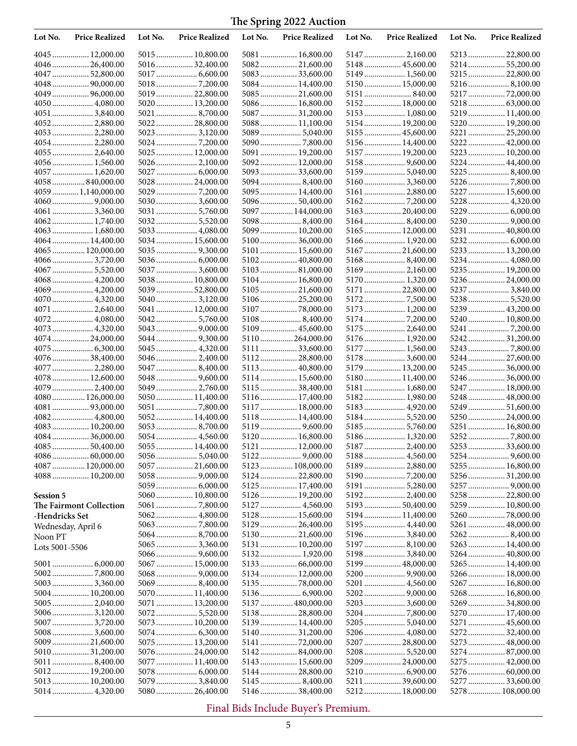# The Spring 2022 Auction

| Lot No. | Price Realized |
|---|---|
| 4045 | 12,000.00 |
| 4046 | 26,400.00 |
| 4047 | 52,800.00 |
| 4048 | 90,000.00 |
| 4049 | 96,000.00 |
| 4050 | 4,080.00 |
| 4051 | 3,840.00 |
| 4052 | 2,880.00 |
| 4053 | 2,280.00 |
| 4054 | 2,280.00 |
| 4055 | 2,640.00 |
| 4056 | 1,560.00 |
| 4057 | 1,620.00 |
| 4058 | 840,000.00 |
| 4059 | 1,140,000.00 |
| 4060 | 9,000.00 |
| 4061 | 3,360.00 |
| 4062 | 1,740.00 |
| 4063 | 1,680.00 |
| 4064 | 14,400.00 |
| 4065 | 120,000.00 |
| 4066 | 3,720.00 |
| 4067 | 5,520.00 |
| 4068 | 4,200.00 |
| 4069 | 4,200.00 |
| 4070 | 4,320.00 |
| 4071 | 2,640.00 |
| 4072 | 4,080.00 |
| 4073 | 4,320.00 |
| 4074 | 24,000.00 |
| 4075 | 6,300.00 |
| 4076 | 38,400.00 |
| 4077 | 2,280.00 |
| 4078 | 12,600.00 |
| 4079 | 2,400.00 |
| 4080 | 126,000.00 |
| 4081 | 93,000.00 |
| 4082 | 4,800.00 |
| 4083 | 10,200.00 |
| 4084 | 36,000.00 |
| 4085 | 50,400.00 |
| 4086 | 60,000.00 |
| 4087 | 120,000.00 |
| 4088 | 10,200.00 |

**Session 5**
**The Fairmont Collection -Hendricks Set**
Wednesday, April 6
Noon PT
Lots 5001-5506

| Lot No. | Price Realized |
|---|---|
| 5001 | 6,000.00 |
| 5002 | 7,800.00 |
| 5003 | 3,360.00 |
| 5004 | 10,200.00 |
| 5005 | 2,040.00 |
| 5006 | 3,120.00 |
| 5007 | 3,720.00 |
| 5008 | 3,600.00 |
| 5009 | 21,600.00 |
| 5010 | 31,200.00 |
| 5011 | 8,400.00 |
| 5012 | 19,200.00 |
| 5013 | 10,200.00 |
| 5014 | 4,320.00 |
| 5015 | 10,800.00 |
| 5016 | 32,400.00 |
| 5017 | 6,600.00 |
| 5018 | 7,200.00 |
| 5019 | 22,800.00 |
| 5020 | 13,200.00 |
| 5021 | 8,700.00 |
| 5022 | 28,800.00 |
| 5023 | 3,120.00 |
| 5024 | 7,200.00 |
| 5025 | 12,000.00 |
| 5026 | 2,100.00 |
| 5027 | 6,000.00 |
| 5028 | 24,000.00 |
| 5029 | 7,200.00 |
| 5030 | 3,600.00 |
| 5031 | 5,760.00 |
| 5032 | 5,520.00 |
| 5033 | 4,080.00 |
| 5034 | 15,600.00 |
| 5035 | 9,300.00 |
| 5036 | 6,000.00 |
| 5037 | 3,600.00 |
| 5038 | 10,800.00 |
| 5039 | 52,800.00 |
| 5040 | 3,120.00 |
| 5041 | 12,000.00 |
| 5042 | 5,760.00 |
| 5043 | 9,000.00 |
| 5044 | 9,300.00 |
| 5045 | 4,320.00 |
| 5046 | 2,400.00 |
| 5047 | 8,400.00 |
| 5048 | 9,600.00 |
| 5049 | 2,760.00 |
| 5050 | 11,400.00 |
| 5051 | 7,800.00 |
| 5052 | 14,400.00 |
| 5053 | 8,700.00 |
| 5054 | 4,560.00 |
| 5055 | 14,400.00 |
| 5056 | 5,040.00 |
| 5057 | 21,600.00 |
| 5058 | 9,000.00 |
| 5059 | 6,000.00 |
| 5060 | 10,800.00 |
| 5061 | 7,800.00 |
| 5062 | 4,800.00 |
| 5063 | 7,800.00 |
| 5064 | 8,700.00 |
| 5065 | 3,360.00 |
| 5066 | 9,600.00 |
| 5067 | 15,000.00 |
| 5068 | 9,000.00 |
| 5069 | 8,400.00 |
| 5070 | 11,400.00 |
| 5071 | 13,200.00 |
| 5072 | 5,520.00 |
| 5073 | 10,200.00 |
| 5074 | 6,300.00 |
| 5075 | 13,200.00 |
| 5076 | 24,000.00 |
| 5077 | 11,400.00 |
| 5078 | 6,000.00 |
| 5079 | 3,840.00 |
| 5080 | 26,400.00 |
| 5081 | 16,800.00 |
| 5082 | 21,600.00 |
| 5083 | 33,600.00 |
| 5084 | 14,400.00 |
| 5085 | 21,600.00 |
| 5086 | 16,800.00 |
| 5087 | 31,200.00 |
| 5088 | 11,100.00 |
| 5089 | 5,040.00 |
| 5090 | 7,800.00 |
| 5091 | 19,200.00 |
| 5092 | 12,000.00 |
| 5093 | 33,600.00 |
| 5094 | 8,400.00 |
| 5095 | 14,400.00 |
| 5096 | 50,400.00 |
| 5097 | 144,000.00 |
| 5098 | 8,400.00 |
| 5099 | 10,200.00 |
| 5100 | 36,000.00 |
| 5101 | 15,600.00 |
| 5102 | 40,800.00 |
| 5103 | 81,000.00 |
| 5104 | 16,800.00 |
| 5105 | 21,600.00 |
| 5106 | 25,200.00 |
| 5107 | 78,000.00 |
| 5108 | 8,400.00 |
| 5109 | 45,600.00 |
| 5110 | 264,000.00 |
| 5111 | 33,600.00 |
| 5112 | 28,800.00 |
| 5113 | 40,800.00 |
| 5114 | 15,600.00 |
| 5115 | 38,400.00 |
| 5116 | 17,400.00 |
| 5117 | 18,000.00 |
| 5118 | 14,400.00 |
| 5119 | 9,600.00 |
| 5120 | 16,800.00 |
| 5121 | 12,000.00 |
| 5122 | 9,000.00 |
| 5123 | 108,000.00 |
| 5124 | 22,800.00 |
| 5125 | 17,400.00 |
| 5126 | 19,200.00 |
| 5127 | 4,560.00 |
| 5128 | 15,600.00 |
| 5129 | 26,400.00 |
| 5130 | 21,600.00 |
| 5131 | 10,200.00 |
| 5132 | 1,920.00 |
| 5133 | 66,000.00 |
| 5134 | 12,000.00 |
| 5135 | 78,000.00 |
| 5136 | 6,900.00 |
| 5137 | 480,000.00 |
| 5138 | 28,800.00 |
| 5139 | 14,400.00 |
| 5140 | 31,200.00 |
| 5141 | 72,000.00 |
| 5142 | 84,000.00 |
| 5143 | 15,600.00 |
| 5144 | 28,800.00 |
| 5145 | 8,400.00 |
| 5146 | 38,400.00 |
| 5147 | 2,160.00 |
| 5148 | 45,600.00 |
| 5149 | 1,560.00 |
| 5150 | 15,000.00 |
| 5151 | 840.00 |
| 5152 | 18,000.00 |
| 5153 | 1,080.00 |
| 5154 | 19,200.00 |
| 5155 | 45,600.00 |
| 5156 | 14,400.00 |
| 5157 | 19,200.00 |
| 5158 | 9,600.00 |
| 5159 | 5,040.00 |
| 5160 | 3,360.00 |
| 5161 | 2,880.00 |
| 5162 | 7,200.00 |
| 5163 | 20,400.00 |
| 5164 | 8,400.00 |
| 5165 | 12,000.00 |
| 5166 | 1,920.00 |
| 5167 | 21,600.00 |
| 5168 | 8,400.00 |
| 5169 | 2,160.00 |
| 5170 | 1,320.00 |
| 5171 | 22,800.00 |
| 5172 | 7,500.00 |
| 5173 | 1,200.00 |
| 5174 | 7,200.00 |
| 5175 | 2,640.00 |
| 5176 | 1,920.00 |
| 5177 | 1,560.00 |
| 5178 | 3,600.00 |
| 5179 | 13,200.00 |
| 5180 | 11,400.00 |
| 5181 | 1,680.00 |
| 5182 | 1,980.00 |
| 5183 | 4,920.00 |
| 5184 | 5,520.00 |
| 5185 | 5,760.00 |
| 5186 | 1,320.00 |
| 5187 | 2,400.00 |
| 5188 | 4,560.00 |
| 5189 | 2,880.00 |
| 5190 | 7,200.00 |
| 5191 | 5,280.00 |
| 5192 | 2,400.00 |
| 5193 | 50,400.00 |
| 5194 | 11,400.00 |
| 5195 | 4,440.00 |
| 5196 | 3,840.00 |
| 5197 | 8,100.00 |
| 5198 | 3,840.00 |
| 5199 | 48,000.00 |
| 5200 | 9,900.00 |
| 5201 | 4,560.00 |
| 5202 | 9,000.00 |
| 5203 | 3,600.00 |
| 5204 | 7,800.00 |
| 5205 | 5,040.00 |
| 5206 | 4,080.00 |
| 5207 | 28,800.00 |
| 5208 | 5,520.00 |
| 5209 | 24,000.00 |
| 5210 | 6,900.00 |
| 5211 | 39,600.00 |
| 5212 | 18,000.00 |
| 5213 | 22,800.00 |
| 5214 | 55,200.00 |
| 5215 | 22,800.00 |
| 5216 | 8,100.00 |
| 5217 | 72,000.00 |
| 5218 | 63,000.00 |
| 5219 | 11,400.00 |
| 5220 | 19,200.00 |
| 5221 | 25,200.00 |
| 5222 | 42,000.00 |
| 5223 | 10,200.00 |
| 5224 | 44,400.00 |
| 5225 | 8,400.00 |
| 5226 | 7,800.00 |
| 5227 | 15,600.00 |
| 5228 | 4,320.00 |
| 5229 | 6,000.00 |
| 5230 | 9,000.00 |
| 5231 | 40,800.00 |
| 5232 | 6,000.00 |
| 5233 | 13,200.00 |
| 5234 | 4,080.00 |
| 5235 | 19,200.00 |
| 5236 | 24,000.00 |
| 5237 | 3,840.00 |
| 5238 | 5,520.00 |
| 5239 | 43,200.00 |
| 5240 | 10,800.00 |
| 5241 | 7,200.00 |
| 5242 | 31,200.00 |
| 5243 | 7,800.00 |
| 5244 | 27,600.00 |
| 5245 | 36,000.00 |
| 5246 | 36,000.00 |
| 5247 | 18,000.00 |
| 5248 | 48,000.00 |
| 5249 | 51,600.00 |
| 5250 | 24,000.00 |
| 5251 | 16,800.00 |
| 5252 | 7,800.00 |
| 5253 | 33,600.00 |
| 5254 | 9,600.00 |
| 5255 | 16,800.00 |
| 5256 | 31,200.00 |
| 5257 | 9,000.00 |
| 5258 | 22,800.00 |
| 5259 | 10,800.00 |
| 5260 | 78,000.00 |
| 5261 | 48,000.00 |
| 5262 | 8,400.00 |
| 5263 | 14,400.00 |
| 5264 | 40,800.00 |
| 5265 | 14,400.00 |
| 5266 | 18,000.00 |
| 5267 | 16,800.00 |
| 5268 | 16,800.00 |
| 5269 | 34,800.00 |
| 5270 | 17,400.00 |
| 5271 | 45,600.00 |
| 5272 | 32,400.00 |
| 5273 | 48,000.00 |
| 5274 | 87,000.00 |
| 5275 | 42,000.00 |
| 5276 | 60,000.00 |
| 5277 | 33,600.00 |
| 5278 | 108,000.00 |

Final Bids Include Buyer's Premium.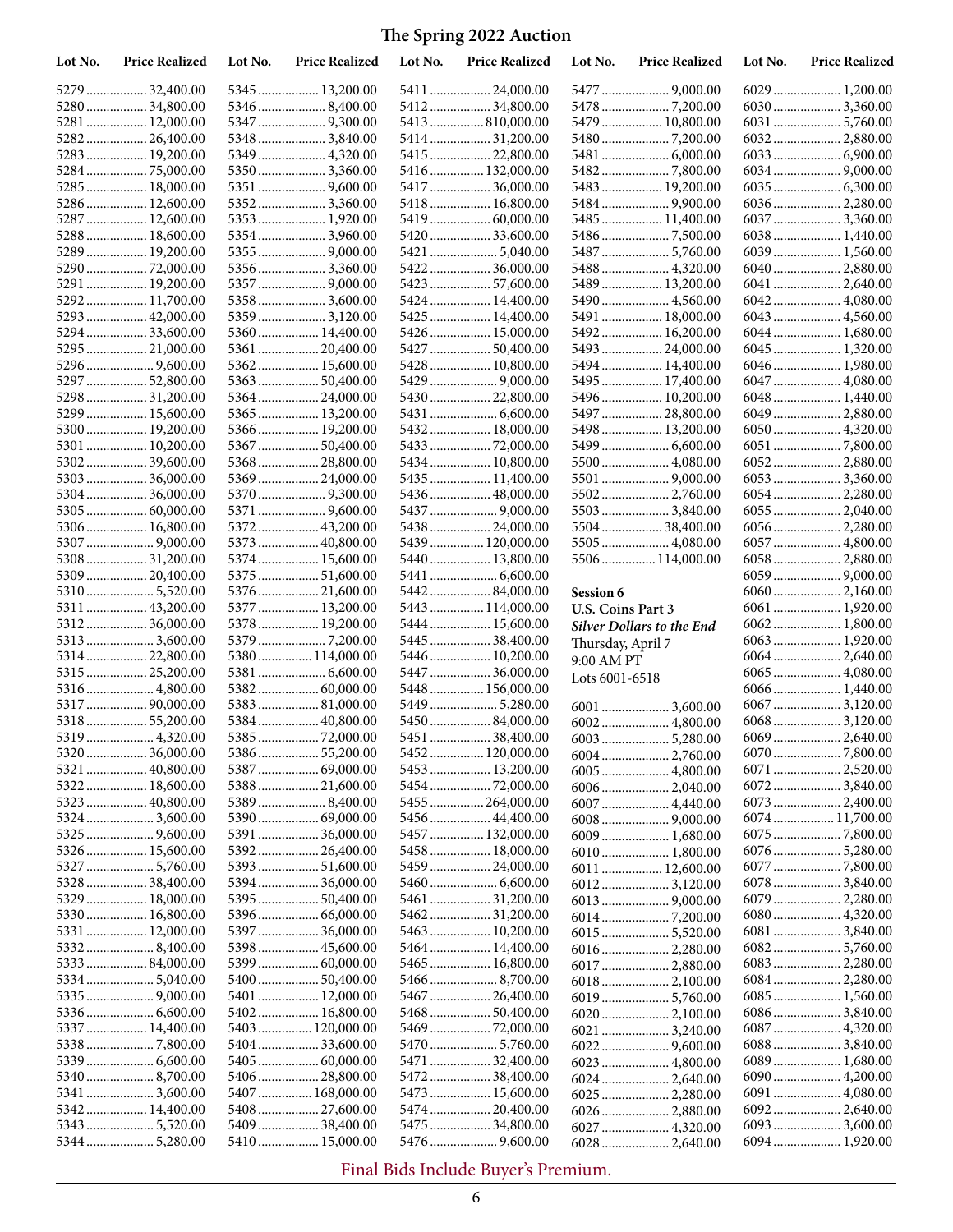# The Spring 2022 Auction

| Lot No. | Price Realized |
|---|---|
| 5279 | 32,400.00 |
| 5280 | 34,800.00 |
| 5281 | 12,000.00 |
| 5282 | 26,400.00 |
| 5283 | 19,200.00 |
| 5284 | 75,000.00 |
| 5285 | 18,000.00 |
| 5286 | 12,600.00 |
| 5287 | 12,600.00 |
| 5288 | 18,600.00 |
| 5289 | 19,200.00 |
| 5290 | 72,000.00 |
| 5291 | 19,200.00 |
| 5292 | 11,700.00 |
| 5293 | 42,000.00 |
| 5294 | 33,600.00 |
| 5295 | 21,000.00 |
| 5296 | 9,600.00 |
| 5297 | 52,800.00 |
| 5298 | 31,200.00 |
| 5299 | 15,600.00 |
| 5300 | 19,200.00 |
| 5301 | 10,200.00 |
| 5302 | 39,600.00 |
| 5303 | 36,000.00 |
| 5304 | 36,000.00 |
| 5305 | 60,000.00 |
| 5306 | 16,800.00 |
| 5307 | 9,000.00 |
| 5308 | 31,200.00 |
| 5309 | 20,400.00 |
| 5310 | 5,520.00 |
| 5311 | 43,200.00 |
| 5312 | 36,000.00 |
| 5313 | 3,600.00 |
| 5314 | 22,800.00 |
| 5315 | 25,200.00 |
| 5316 | 4,800.00 |
| 5317 | 90,000.00 |
| 5318 | 55,200.00 |
| 5319 | 4,320.00 |
| 5320 | 36,000.00 |
| 5321 | 40,800.00 |
| 5322 | 18,600.00 |
| 5323 | 40,800.00 |
| 5324 | 3,600.00 |
| 5325 | 9,600.00 |
| 5326 | 15,600.00 |
| 5327 | 5,760.00 |
| 5328 | 38,400.00 |
| 5329 | 18,000.00 |
| 5330 | 16,800.00 |
| 5331 | 12,000.00 |
| 5332 | 8,400.00 |
| 5333 | 84,000.00 |
| 5334 | 5,040.00 |
| 5335 | 9,000.00 |
| 5336 | 6,600.00 |
| 5337 | 14,400.00 |
| 5338 | 7,800.00 |
| 5339 | 6,600.00 |
| 5340 | 8,700.00 |
| 5341 | 3,600.00 |
| 5342 | 14,400.00 |
| 5343 | 5,520.00 |
| 5344 | 5,280.00 |
| 5345 | 13,200.00 |
| 5346 | 8,400.00 |
| 5347 | 9,300.00 |
| 5348 | 3,840.00 |
| 5349 | 4,320.00 |
| 5350 | 3,360.00 |
| 5351 | 9,600.00 |
| 5352 | 3,360.00 |
| 5353 | 1,920.00 |
| 5354 | 3,960.00 |
| 5355 | 9,000.00 |
| 5356 | 3,360.00 |
| 5357 | 9,000.00 |
| 5358 | 3,600.00 |
| 5359 | 3,120.00 |
| 5360 | 14,400.00 |
| 5361 | 20,400.00 |
| 5362 | 15,600.00 |
| 5363 | 50,400.00 |
| 5364 | 24,000.00 |
| 5365 | 13,200.00 |
| 5366 | 19,200.00 |
| 5367 | 50,400.00 |
| 5368 | 28,800.00 |
| 5369 | 24,000.00 |
| 5370 | 9,300.00 |
| 5371 | 9,600.00 |
| 5372 | 43,200.00 |
| 5373 | 40,800.00 |
| 5374 | 15,600.00 |
| 5375 | 51,600.00 |
| 5376 | 21,600.00 |
| 5377 | 13,200.00 |
| 5378 | 19,200.00 |
| 5379 | 7,200.00 |
| 5380 | 114,000.00 |
| 5381 | 6,600.00 |
| 5382 | 60,000.00 |
| 5383 | 81,000.00 |
| 5384 | 40,800.00 |
| 5385 | 72,000.00 |
| 5386 | 55,200.00 |
| 5387 | 69,000.00 |
| 5388 | 21,600.00 |
| 5389 | 8,400.00 |
| 5390 | 69,000.00 |
| 5391 | 36,000.00 |
| 5392 | 26,400.00 |
| 5393 | 51,600.00 |
| 5394 | 36,000.00 |
| 5395 | 50,400.00 |
| 5396 | 66,000.00 |
| 5397 | 36,000.00 |
| 5398 | 45,600.00 |
| 5399 | 60,000.00 |
| 5400 | 50,400.00 |
| 5401 | 12,000.00 |
| 5402 | 16,800.00 |
| 5403 | 120,000.00 |
| 5404 | 33,600.00 |
| 5405 | 60,000.00 |
| 5406 | 28,800.00 |
| 5407 | 168,000.00 |
| 5408 | 27,600.00 |
| 5409 | 38,400.00 |
| 5410 | 15,000.00 |
| 5411 | 24,000.00 |
| 5412 | 34,800.00 |
| 5413 | 810,000.00 |
| 5414 | 31,200.00 |
| 5415 | 22,800.00 |
| 5416 | 132,000.00 |
| 5417 | 36,000.00 |
| 5418 | 16,800.00 |
| 5419 | 60,000.00 |
| 5420 | 33,600.00 |
| 5421 | 5,040.00 |
| 5422 | 36,000.00 |
| 5423 | 57,600.00 |
| 5424 | 14,400.00 |
| 5425 | 14,400.00 |
| 5426 | 15,000.00 |
| 5427 | 50,400.00 |
| 5428 | 10,800.00 |
| 5429 | 9,000.00 |
| 5430 | 22,800.00 |
| 5431 | 6,600.00 |
| 5432 | 18,000.00 |
| 5433 | 72,000.00 |
| 5434 | 10,800.00 |
| 5435 | 11,400.00 |
| 5436 | 48,000.00 |
| 5437 | 9,000.00 |
| 5438 | 24,000.00 |
| 5439 | 120,000.00 |
| 5440 | 13,800.00 |
| 5441 | 6,600.00 |
| 5442 | 84,000.00 |
| 5443 | 114,000.00 |
| 5444 | 15,600.00 |
| 5445 | 38,400.00 |
| 5446 | 10,200.00 |
| 5447 | 36,000.00 |
| 5448 | 156,000.00 |
| 5449 | 5,280.00 |
| 5450 | 84,000.00 |
| 5451 | 38,400.00 |
| 5452 | 120,000.00 |
| 5453 | 13,200.00 |
| 5454 | 72,000.00 |
| 5455 | 264,000.00 |
| 5456 | 44,400.00 |
| 5457 | 132,000.00 |
| 5458 | 18,000.00 |
| 5459 | 24,000.00 |
| 5460 | 6,600.00 |
| 5461 | 31,200.00 |
| 5462 | 31,200.00 |
| 5463 | 10,200.00 |
| 5464 | 14,400.00 |
| 5465 | 16,800.00 |
| 5466 | 8,700.00 |
| 5467 | 26,400.00 |
| 5468 | 50,400.00 |
| 5469 | 72,000.00 |
| 5470 | 5,760.00 |
| 5471 | 32,400.00 |
| 5472 | 38,400.00 |
| 5473 | 15,600.00 |
| 5474 | 20,400.00 |
| 5475 | 34,800.00 |
| 5476 | 9,600.00 |
| 5477 | 9,000.00 |
| 5478 | 7,200.00 |
| 5479 | 10,800.00 |
| 5480 | 7,200.00 |
| 5481 | 6,000.00 |
| 5482 | 7,800.00 |
| 5483 | 19,200.00 |
| 5484 | 9,900.00 |
| 5485 | 11,400.00 |
| 5486 | 7,500.00 |
| 5487 | 5,760.00 |
| 5488 | 4,320.00 |
| 5489 | 13,200.00 |
| 5490 | 4,560.00 |
| 5491 | 18,000.00 |
| 5492 | 16,200.00 |
| 5493 | 24,000.00 |
| 5494 | 14,400.00 |
| 5495 | 17,400.00 |
| 5496 | 10,200.00 |
| 5497 | 28,800.00 |
| 5498 | 13,200.00 |
| 5499 | 6,600.00 |
| 5500 | 4,080.00 |
| 5501 | 9,000.00 |
| 5502 | 2,760.00 |
| 5503 | 3,840.00 |
| 5504 | 38,400.00 |
| 5505 | 4,080.00 |
| 5506 | 114,000.00 |

**Session 6**
**U.S. Coins Part 3**
***Silver Dollars to the End***
Thursday, April 7
9:00 AM PT
Lots 6001-6518

| Lot No. | Price Realized |
|---|---|
| 6001 | 3,600.00 |
| 6002 | 4,800.00 |
| 6003 | 5,280.00 |
| 6004 | 2,760.00 |
| 6005 | 4,800.00 |
| 6006 | 2,040.00 |
| 6007 | 4,440.00 |
| 6008 | 9,000.00 |
| 6009 | 1,680.00 |
| 6010 | 1,800.00 |
| 6011 | 12,600.00 |
| 6012 | 3,120.00 |
| 6013 | 9,000.00 |
| 6014 | 7,200.00 |
| 6015 | 5,520.00 |
| 6016 | 2,280.00 |
| 6017 | 2,880.00 |
| 6018 | 2,100.00 |
| 6019 | 5,760.00 |
| 6020 | 2,100.00 |
| 6021 | 3,240.00 |
| 6022 | 9,600.00 |
| 6023 | 4,800.00 |
| 6024 | 2,640.00 |
| 6025 | 2,280.00 |
| 6026 | 2,880.00 |
| 6027 | 4,320.00 |
| 6028 | 2,640.00 |
| 6029 | 1,200.00 |
| 6030 | 3,360.00 |
| 6031 | 5,760.00 |
| 6032 | 2,880.00 |
| 6033 | 6,900.00 |
| 6034 | 9,000.00 |
| 6035 | 6,300.00 |
| 6036 | 2,280.00 |
| 6037 | 3,360.00 |
| 6038 | 1,440.00 |
| 6039 | 1,560.00 |
| 6040 | 2,880.00 |
| 6041 | 2,640.00 |
| 6042 | 4,080.00 |
| 6043 | 4,560.00 |
| 6044 | 1,680.00 |
| 6045 | 1,320.00 |
| 6046 | 1,980.00 |
| 6047 | 4,080.00 |
| 6048 | 1,440.00 |
| 6049 | 2,880.00 |
| 6050 | 4,320.00 |
| 6051 | 7,800.00 |
| 6052 | 2,880.00 |
| 6053 | 3,360.00 |
| 6054 | 2,280.00 |
| 6055 | 2,040.00 |
| 6056 | 2,280.00 |
| 6057 | 4,800.00 |
| 6058 | 2,880.00 |
| 6059 | 9,000.00 |
| 6060 | 2,160.00 |
| 6061 | 1,920.00 |
| 6062 | 1,800.00 |
| 6063 | 1,920.00 |
| 6064 | 2,640.00 |
| 6065 | 4,080.00 |
| 6066 | 1,440.00 |
| 6067 | 3,120.00 |
| 6068 | 3,120.00 |
| 6069 | 2,640.00 |
| 6070 | 7,800.00 |
| 6071 | 2,520.00 |
| 6072 | 3,840.00 |
| 6073 | 2,400.00 |
| 6074 | 11,700.00 |
| 6075 | 7,800.00 |
| 6076 | 5,280.00 |
| 6077 | 7,800.00 |
| 6078 | 3,840.00 |
| 6079 | 2,280.00 |
| 6080 | 4,320.00 |
| 6081 | 3,840.00 |
| 6082 | 5,760.00 |
| 6083 | 2,280.00 |
| 6084 | 2,280.00 |
| 6085 | 1,560.00 |
| 6086 | 3,840.00 |
| 6087 | 4,320.00 |
| 6088 | 3,840.00 |
| 6089 | 1,680.00 |
| 6090 | 4,200.00 |
| 6091 | 4,080.00 |
| 6092 | 2,640.00 |
| 6093 | 3,600.00 |
| 6094 | 1,920.00 |

Final Bids Include Buyer's Premium.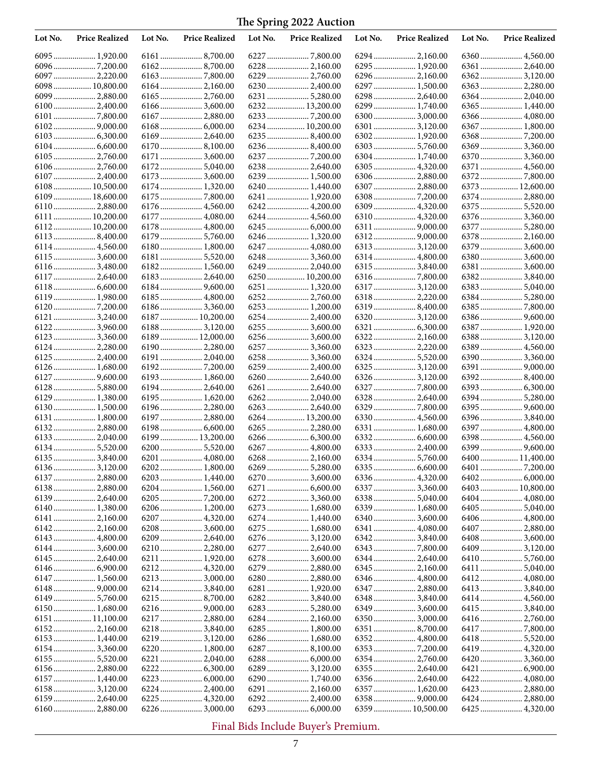# The Spring 2022 Auction

| Lot No. | Price Realized | Lot No. | Price Realized | Lot No. | Price Realized | Lot No. | Price Realized | Lot No. | Price Realized |
|---|---|---|---|---|---|---|---|---|---|
| 6095 | 1,920.00 | 6161 | 8,700.00 | 6227 | 7,800.00 | 6294 | 2,160.00 | 6360 | 4,560.00 |
| 6096 | 7,200.00 | 6162 | 8,700.00 | 6228 | 2,160.00 | 6295 | 1,920.00 | 6361 | 2,640.00 |
| 6097 | 2,220.00 | 6163 | 7,800.00 | 6229 | 2,760.00 | 6296 | 2,160.00 | 6362 | 3,120.00 |
| 6098 | 10,800.00 | 6164 | 2,160.00 | 6230 | 2,400.00 | 6297 | 1,500.00 | 6363 | 2,280.00 |
| 6099 | 2,880.00 | 6165 | 2,760.00 | 6231 | 5,280.00 | 6298 | 2,640.00 | 6364 | 2,040.00 |
| 6100 | 2,400.00 | 6166 | 3,600.00 | 6232 | 13,200.00 | 6299 | 1,740.00 | 6365 | 1,440.00 |
| 6101 | 7,800.00 | 6167 | 2,880.00 | 6233 | 7,200.00 | 6300 | 3,000.00 | 6366 | 4,080.00 |
| 6102 | 9,000.00 | 6168 | 6,000.00 | 6234 | 10,200.00 | 6301 | 3,120.00 | 6367 | 1,800.00 |
| 6103 | 6,300.00 | 6169 | 2,640.00 | 6235 | 8,400.00 | 6302 | 1,920.00 | 6368 | 7,200.00 |
| 6104 | 6,600.00 | 6170 | 8,100.00 | 6236 | 8,400.00 | 6303 | 5,760.00 | 6369 | 3,360.00 |
| 6105 | 2,760.00 | 6171 | 3,600.00 | 6237 | 7,200.00 | 6304 | 1,740.00 | 6370 | 3,360.00 |
| 6106 | 2,760.00 | 6172 | 5,040.00 | 6238 | 2,640.00 | 6305 | 4,320.00 | 6371 | 4,560.00 |
| 6107 | 2,400.00 | 6173 | 3,600.00 | 6239 | 1,500.00 | 6306 | 2,880.00 | 6372 | 7,800.00 |
| 6108 | 10,500.00 | 6174 | 1,320.00 | 6240 | 1,440.00 | 6307 | 2,880.00 | 6373 | 12,600.00 |
| 6109 | 18,600.00 | 6175 | 7,800.00 | 6241 | 1,920.00 | 6308 | 7,200.00 | 6374 | 2,880.00 |
| 6110 | 2,880.00 | 6176 | 4,560.00 | 6242 | 4,200.00 | 6309 | 4,320.00 | 6375 | 5,520.00 |
| 6111 | 10,200.00 | 6177 | 4,080.00 | 6244 | 4,560.00 | 6310 | 4,320.00 | 6376 | 3,360.00 |
| 6112 | 10,200.00 | 6178 | 4,800.00 | 6245 | 6,000.00 | 6311 | 9,000.00 | 6377 | 5,280.00 |
| 6113 | 8,400.00 | 6179 | 5,760.00 | 6246 | 1,320.00 | 6312 | 9,000.00 | 6378 | 2,160.00 |
| 6114 | 4,560.00 | 6180 | 1,800.00 | 6247 | 4,080.00 | 6313 | 3,120.00 | 6379 | 3,600.00 |
| 6115 | 3,600.00 | 6181 | 5,520.00 | 6248 | 3,360.00 | 6314 | 4,800.00 | 6380 | 3,600.00 |
| 6116 | 3,480.00 | 6182 | 1,560.00 | 6249 | 2,040.00 | 6315 | 3,840.00 | 6381 | 3,600.00 |
| 6117 | 2,640.00 | 6183 | 2,640.00 | 6250 | 10,200.00 | 6316 | 7,800.00 | 6382 | 3,840.00 |
| 6118 | 6,600.00 | 6184 | 9,600.00 | 6251 | 1,320.00 | 6317 | 3,120.00 | 6383 | 5,040.00 |
| 6119 | 1,980.00 | 6185 | 4,800.00 | 6252 | 2,760.00 | 6318 | 2,220.00 | 6384 | 5,280.00 |
| 6120 | 7,200.00 | 6186 | 3,360.00 | 6253 | 1,200.00 | 6319 | 8,400.00 | 6385 | 7,800.00 |
| 6121 | 3,240.00 | 6187 | 10,200.00 | 6254 | 2,400.00 | 6320 | 3,120.00 | 6386 | 9,600.00 |
| 6122 | 3,960.00 | 6188 | 3,120.00 | 6255 | 3,600.00 | 6321 | 6,300.00 | 6387 | 1,920.00 |
| 6123 | 3,360.00 | 6189 | 12,000.00 | 6256 | 3,600.00 | 6322 | 2,160.00 | 6388 | 3,120.00 |
| 6124 | 2,280.00 | 6190 | 2,280.00 | 6257 | 3,360.00 | 6323 | 2,220.00 | 6389 | 4,560.00 |
| 6125 | 2,400.00 | 6191 | 2,040.00 | 6258 | 3,360.00 | 6324 | 5,520.00 | 6390 | 3,360.00 |
| 6126 | 1,680.00 | 6192 | 7,200.00 | 6259 | 2,400.00 | 6325 | 3,120.00 | 6391 | 9,000.00 |
| 6127 | 9,600.00 | 6193 | 1,860.00 | 6260 | 2,640.00 | 6326 | 3,120.00 | 6392 | 8,400.00 |
| 6128 | 5,880.00 | 6194 | 2,640.00 | 6261 | 2,640.00 | 6327 | 7,800.00 | 6393 | 6,300.00 |
| 6129 | 1,380.00 | 6195 | 1,620.00 | 6262 | 2,040.00 | 6328 | 2,640.00 | 6394 | 5,280.00 |
| 6130 | 1,500.00 | 6196 | 2,280.00 | 6263 | 2,640.00 | 6329 | 7,800.00 | 6395 | 9,600.00 |
| 6131 | 1,800.00 | 6197 | 2,880.00 | 6264 | 13,200.00 | 6330 | 4,560.00 | 6396 | 3,840.00 |
| 6132 | 2,880.00 | 6198 | 6,600.00 | 6265 | 2,280.00 | 6331 | 1,680.00 | 6397 | 4,800.00 |
| 6133 | 2,040.00 | 6199 | 13,200.00 | 6266 | 6,300.00 | 6332 | 6,600.00 | 6398 | 4,560.00 |
| 6134 | 5,520.00 | 6200 | 5,520.00 | 6267 | 4,800.00 | 6333 | 2,400.00 | 6399 | 9,600.00 |
| 6135 | 3,840.00 | 6201 | 4,080.00 | 6268 | 2,160.00 | 6334 | 5,760.00 | 6400 | 11,400.00 |
| 6136 | 3,120.00 | 6202 | 1,800.00 | 6269 | 5,280.00 | 6335 | 6,600.00 | 6401 | 7,200.00 |
| 6137 | 2,880.00 | 6203 | 1,440.00 | 6270 | 3,600.00 | 6336 | 4,320.00 | 6402 | 6,000.00 |
| 6138 | 2,880.00 | 6204 | 1,560.00 | 6271 | 6,600.00 | 6337 | 3,360.00 | 6403 | 10,800.00 |
| 6139 | 2,640.00 | 6205 | 7,200.00 | 6272 | 3,360.00 | 6338 | 5,040.00 | 6404 | 4,080.00 |
| 6140 | 1,380.00 | 6206 | 1,200.00 | 6273 | 1,680.00 | 6339 | 1,680.00 | 6405 | 5,040.00 |
| 6141 | 2,160.00 | 6207 | 4,320.00 | 6274 | 1,440.00 | 6340 | 3,600.00 | 6406 | 4,800.00 |
| 6142 | 2,160.00 | 6208 | 3,600.00 | 6275 | 1,680.00 | 6341 | 4,080.00 | 6407 | 2,880.00 |
| 6143 | 4,800.00 | 6209 | 2,640.00 | 6276 | 3,120.00 | 6342 | 3,840.00 | 6408 | 3,600.00 |
| 6144 | 3,600.00 | 6210 | 2,280.00 | 6277 | 2,640.00 | 6343 | 7,800.00 | 6409 | 3,120.00 |
| 6145 | 2,640.00 | 6211 | 1,920.00 | 6278 | 3,600.00 | 6344 | 2,640.00 | 6410 | 5,760.00 |
| 6146 | 6,900.00 | 6212 | 4,320.00 | 6279 | 2,880.00 | 6345 | 2,160.00 | 6411 | 5,040.00 |
| 6147 | 1,560.00 | 6213 | 3,000.00 | 6280 | 2,880.00 | 6346 | 4,800.00 | 6412 | 4,080.00 |
| 6148 | 9,000.00 | 6214 | 3,840.00 | 6281 | 1,920.00 | 6347 | 2,880.00 | 6413 | 3,840.00 |
| 6149 | 5,760.00 | 6215 | 8,700.00 | 6282 | 3,840.00 | 6348 | 3,840.00 | 6414 | 4,560.00 |
| 6150 | 1,680.00 | 6216 | 9,000.00 | 6283 | 5,280.00 | 6349 | 3,600.00 | 6415 | 3,840.00 |
| 6151 | 11,100.00 | 6217 | 2,880.00 | 6284 | 2,160.00 | 6350 | 3,000.00 | 6416 | 2,760.00 |
| 6152 | 2,160.00 | 6218 | 3,840.00 | 6285 | 1,800.00 | 6351 | 8,700.00 | 6417 | 7,800.00 |
| 6153 | 1,440.00 | 6219 | 3,120.00 | 6286 | 1,680.00 | 6352 | 4,800.00 | 6418 | 5,520.00 |
| 6154 | 3,360.00 | 6220 | 1,800.00 | 6287 | 8,100.00 | 6353 | 7,200.00 | 6419 | 4,320.00 |
| 6155 | 5,520.00 | 6221 | 2,040.00 | 6288 | 6,000.00 | 6354 | 2,760.00 | 6420 | 3,360.00 |
| 6156 | 2,880.00 | 6222 | 6,300.00 | 6289 | 3,120.00 | 6355 | 2,640.00 | 6421 | 6,900.00 |
| 6157 | 1,440.00 | 6223 | 6,000.00 | 6290 | 1,740.00 | 6356 | 2,640.00 | 6422 | 4,080.00 |
| 6158 | 3,120.00 | 6224 | 2,400.00 | 6291 | 2,160.00 | 6357 | 1,620.00 | 6423 | 2,880.00 |
| 6159 | 2,640.00 | 6225 | 4,320.00 | 6292 | 2,400.00 | 6358 | 9,000.00 | 6424 | 2,880.00 |
| 6160 | 2,880.00 | 6226 | 3,000.00 | 6293 | 6,000.00 | 6359 | 10,500.00 | 6425 | 4,320.00 |

Final Bids Include Buyer's Premium.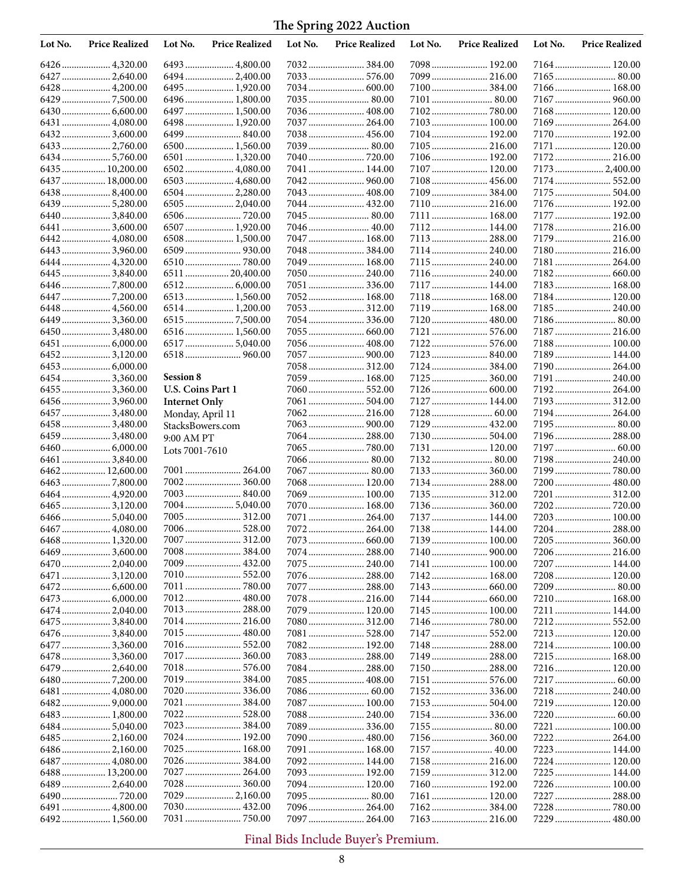# The Spring 2022 Auction

| Lot No. | Price Realized |
|---|---|
| 6426 | 4,320.00 |
| 6427 | 2,640.00 |
| 6428 | 4,200.00 |
| 6429 | 7,500.00 |
| 6430 | 6,600.00 |
| 6431 | 4,080.00 |
| 6432 | 3,600.00 |
| 6433 | 2,760.00 |
| 6434 | 5,760.00 |
| 6435 | 10,200.00 |
| 6437 | 18,000.00 |
| 6438 | 8,400.00 |
| 6439 | 5,280.00 |
| 6440 | 3,840.00 |
| 6441 | 3,600.00 |
| 6442 | 4,080.00 |
| 6443 | 3,960.00 |
| 6444 | 4,320.00 |
| 6445 | 3,840.00 |
| 6446 | 7,800.00 |
| 6447 | 7,200.00 |
| 6448 | 4,560.00 |
| 6449 | 3,360.00 |
| 6450 | 3,480.00 |
| 6451 | 6,000.00 |
| 6452 | 3,120.00 |
| 6453 | 6,000.00 |
| 6454 | 3,360.00 |
| 6455 | 3,360.00 |
| 6456 | 3,960.00 |
| 6457 | 3,480.00 |
| 6458 | 3,480.00 |
| 6459 | 3,480.00 |
| 6460 | 6,000.00 |
| 6461 | 3,840.00 |
| 6462 | 12,600.00 |
| 6463 | 7,800.00 |
| 6464 | 4,920.00 |
| 6465 | 3,120.00 |
| 6466 | 5,040.00 |
| 6467 | 4,080.00 |
| 6468 | 1,320.00 |
| 6469 | 3,600.00 |
| 6470 | 2,040.00 |
| 6471 | 3,120.00 |
| 6472 | 6,600.00 |
| 6473 | 6,000.00 |
| 6474 | 2,040.00 |
| 6475 | 3,840.00 |
| 6476 | 3,840.00 |
| 6477 | 3,360.00 |
| 6478 | 3,360.00 |
| 6479 | 2,640.00 |
| 6480 | 7,200.00 |
| 6481 | 4,080.00 |
| 6482 | 9,000.00 |
| 6483 | 1,800.00 |
| 6484 | 5,040.00 |
| 6485 | 2,160.00 |
| 6486 | 2,160.00 |
| 6487 | 4,080.00 |
| 6488 | 13,200.00 |
| 6489 | 2,640.00 |
| 6490 | 720.00 |
| 6491 | 4,800.00 |
| 6492 | 1,560.00 |
| 6493 | 4,800.00 |
| 6494 | 2,400.00 |
| 6495 | 1,920.00 |
| 6496 | 1,800.00 |
| 6497 | 1,500.00 |
| 6498 | 1,920.00 |
| 6499 | 840.00 |
| 6500 | 1,560.00 |
| 6501 | 1,320.00 |
| 6502 | 4,080.00 |
| 6503 | 4,680.00 |
| 6504 | 2,280.00 |
| 6505 | 2,040.00 |
| 6506 | 720.00 |
| 6507 | 1,920.00 |
| 6508 | 1,500.00 |
| 6509 | 930.00 |
| 6510 | 780.00 |
| 6511 | 20,400.00 |
| 6512 | 6,000.00 |
| 6513 | 1,560.00 |
| 6514 | 1,200.00 |
| 6515 | 7,500.00 |
| 6516 | 1,560.00 |
| 6517 | 5,040.00 |
| 6518 | 960.00 |

**Session 8**
**U.S. Coins Part 1**
**Internet Only**
Monday, April 11
StacksBowers.com
9:00 AM PT
Lots 7001-7610

| Lot No. | Price Realized |
|---|---|
| 7001 | 264.00 |
| 7002 | 360.00 |
| 7003 | 840.00 |
| 7004 | 5,040.00 |
| 7005 | 312.00 |
| 7006 | 528.00 |
| 7007 | 312.00 |
| 7008 | 384.00 |
| 7009 | 432.00 |
| 7010 | 552.00 |
| 7011 | 780.00 |
| 7012 | 480.00 |
| 7013 | 288.00 |
| 7014 | 216.00 |
| 7015 | 480.00 |
| 7016 | 552.00 |
| 7017 | 360.00 |
| 7018 | 576.00 |
| 7019 | 384.00 |
| 7020 | 336.00 |
| 7021 | 384.00 |
| 7022 | 528.00 |
| 7023 | 384.00 |
| 7024 | 192.00 |
| 7025 | 168.00 |
| 7026 | 384.00 |
| 7027 | 264.00 |
| 7028 | 360.00 |
| 7029 | 2,160.00 |
| 7030 | 432.00 |
| 7031 | 750.00 |
| 7032 | 384.00 |
| 7033 | 576.00 |
| 7034 | 600.00 |
| 7035 | 80.00 |
| 7036 | 408.00 |
| 7037 | 264.00 |
| 7038 | 456.00 |
| 7039 | 80.00 |
| 7040 | 720.00 |
| 7041 | 144.00 |
| 7042 | 960.00 |
| 7043 | 408.00 |
| 7044 | 432.00 |
| 7045 | 80.00 |
| 7046 | 40.00 |
| 7047 | 168.00 |
| 7048 | 384.00 |
| 7049 | 168.00 |
| 7050 | 240.00 |
| 7051 | 336.00 |
| 7052 | 168.00 |
| 7053 | 312.00 |
| 7054 | 336.00 |
| 7055 | 660.00 |
| 7056 | 408.00 |
| 7057 | 900.00 |
| 7058 | 312.00 |
| 7059 | 168.00 |
| 7060 | 552.00 |
| 7061 | 504.00 |
| 7062 | 216.00 |
| 7063 | 900.00 |
| 7064 | 288.00 |
| 7065 | 780.00 |
| 7066 | 80.00 |
| 7067 | 80.00 |
| 7068 | 120.00 |
| 7069 | 100.00 |
| 7070 | 168.00 |
| 7071 | 264.00 |
| 7072 | 264.00 |
| 7073 | 660.00 |
| 7074 | 288.00 |
| 7075 | 240.00 |
| 7076 | 288.00 |
| 7077 | 288.00 |
| 7078 | 216.00 |
| 7079 | 120.00 |
| 7080 | 312.00 |
| 7081 | 528.00 |
| 7082 | 192.00 |
| 7083 | 288.00 |
| 7084 | 288.00 |
| 7085 | 408.00 |
| 7086 | 60.00 |
| 7087 | 100.00 |
| 7088 | 240.00 |
| 7089 | 336.00 |
| 7090 | 480.00 |
| 7091 | 168.00 |
| 7092 | 144.00 |
| 7093 | 192.00 |
| 7094 | 120.00 |
| 7095 | 80.00 |
| 7096 | 264.00 |
| 7097 | 264.00 |
| 7098 | 192.00 |
| 7099 | 216.00 |
| 7100 | 384.00 |
| 7101 | 80.00 |
| 7102 | 780.00 |
| 7103 | 100.00 |
| 7104 | 192.00 |
| 7105 | 216.00 |
| 7106 | 192.00 |
| 7107 | 120.00 |
| 7108 | 456.00 |
| 7109 | 384.00 |
| 7110 | 216.00 |
| 7111 | 168.00 |
| 7112 | 144.00 |
| 7113 | 288.00 |
| 7114 | 240.00 |
| 7115 | 240.00 |
| 7116 | 240.00 |
| 7117 | 144.00 |
| 7118 | 168.00 |
| 7119 | 168.00 |
| 7120 | 480.00 |
| 7121 | 576.00 |
| 7122 | 576.00 |
| 7123 | 840.00 |
| 7124 | 384.00 |
| 7125 | 360.00 |
| 7126 | 600.00 |
| 7127 | 144.00 |
| 7128 | 60.00 |
| 7129 | 432.00 |
| 7130 | 504.00 |
| 7131 | 120.00 |
| 7132 | 80.00 |
| 7133 | 360.00 |
| 7134 | 288.00 |
| 7135 | 312.00 |
| 7136 | 360.00 |
| 7137 | 144.00 |
| 7138 | 144.00 |
| 7139 | 100.00 |
| 7140 | 900.00 |
| 7141 | 100.00 |
| 7142 | 168.00 |
| 7143 | 660.00 |
| 7144 | 660.00 |
| 7145 | 100.00 |
| 7146 | 780.00 |
| 7147 | 552.00 |
| 7148 | 288.00 |
| 7149 | 288.00 |
| 7150 | 288.00 |
| 7151 | 576.00 |
| 7152 | 336.00 |
| 7153 | 504.00 |
| 7154 | 336.00 |
| 7155 | 80.00 |
| 7156 | 360.00 |
| 7157 | 40.00 |
| 7158 | 216.00 |
| 7159 | 312.00 |
| 7160 | 192.00 |
| 7161 | 120.00 |
| 7162 | 384.00 |
| 7163 | 216.00 |
| 7164 | 120.00 |
| 7165 | 80.00 |
| 7166 | 168.00 |
| 7167 | 960.00 |
| 7168 | 120.00 |
| 7169 | 264.00 |
| 7170 | 192.00 |
| 7171 | 120.00 |
| 7172 | 216.00 |
| 7173 | 2,400.00 |
| 7174 | 552.00 |
| 7175 | 504.00 |
| 7176 | 192.00 |
| 7177 | 192.00 |
| 7178 | 216.00 |
| 7179 | 216.00 |
| 7180 | 216.00 |
| 7181 | 264.00 |
| 7182 | 660.00 |
| 7183 | 168.00 |
| 7184 | 120.00 |
| 7185 | 240.00 |
| 7186 | 80.00 |
| 7187 | 216.00 |
| 7188 | 100.00 |
| 7189 | 144.00 |
| 7190 | 264.00 |
| 7191 | 240.00 |
| 7192 | 264.00 |
| 7193 | 312.00 |
| 7194 | 264.00 |
| 7195 | 80.00 |
| 7196 | 288.00 |
| 7197 | 60.00 |
| 7198 | 240.00 |
| 7199 | 780.00 |
| 7200 | 480.00 |
| 7201 | 312.00 |
| 7202 | 720.00 |
| 7203 | 100.00 |
| 7204 | 288.00 |
| 7205 | 360.00 |
| 7206 | 216.00 |
| 7207 | 144.00 |
| 7208 | 120.00 |
| 7209 | 80.00 |
| 7210 | 168.00 |
| 7211 | 144.00 |
| 7212 | 552.00 |
| 7213 | 120.00 |
| 7214 | 100.00 |
| 7215 | 168.00 |
| 7216 | 120.00 |
| 7217 | 60.00 |
| 7218 | 240.00 |
| 7219 | 120.00 |
| 7220 | 60.00 |
| 7221 | 100.00 |
| 7222 | 264.00 |
| 7223 | 144.00 |
| 7224 | 120.00 |
| 7225 | 144.00 |
| 7226 | 100.00 |
| 7227 | 288.00 |
| 7228 | 780.00 |
| 7229 | 480.00 |

Final Bids Include Buyer's Premium.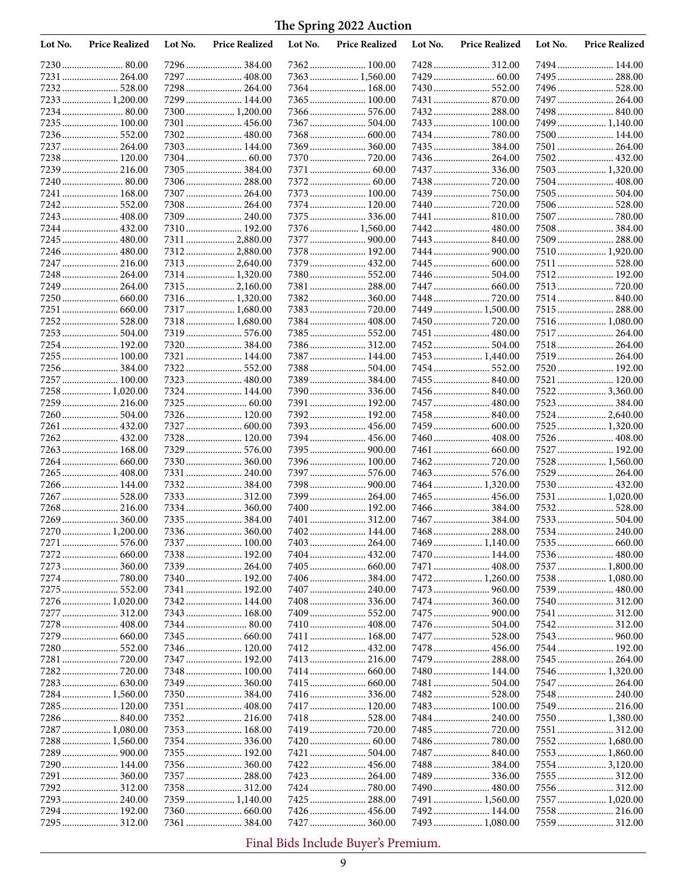# The Spring 2022 Auction

| Lot No. | Price Realized | Lot No. | Price Realized | Lot No. | Price Realized | Lot No. | Price Realized | Lot No. | Price Realized |
|---|---|---|---|---|---|---|---|---|---|
| 7230 | 80.00 | 7296 | 384.00 | 7362 | 100.00 | 7428 | 312.00 | 7494 | 144.00 |
| 7231 | 264.00 | 7297 | 408.00 | 7363 | 1,560.00 | 7429 | 60.00 | 7495 | 288.00 |
| 7232 | 528.00 | 7298 | 264.00 | 7364 | 168.00 | 7430 | 552.00 | 7496 | 528.00 |
| 7233 | 1,200.00 | 7299 | 144.00 | 7365 | 100.00 | 7431 | 870.00 | 7497 | 264.00 |
| 7234 | 80.00 | 7300 | 1,200.00 | 7366 | 576.00 | 7432 | 288.00 | 7498 | 840.00 |
| 7235 | 100.00 | 7301 | 456.00 | 7367 | 504.00 | 7433 | 100.00 | 7499 | 1,140.00 |
| 7236 | 552.00 | 7302 | 480.00 | 7368 | 600.00 | 7434 | 780.00 | 7500 | 144.00 |
| 7237 | 264.00 | 7303 | 144.00 | 7369 | 360.00 | 7435 | 384.00 | 7501 | 264.00 |
| 7238 | 120.00 | 7304 | 60.00 | 7370 | 720.00 | 7436 | 264.00 | 7502 | 432.00 |
| 7239 | 216.00 | 7305 | 384.00 | 7371 | 60.00 | 7437 | 336.00 | 7503 | 1,320.00 |
| 7240 | 80.00 | 7306 | 288.00 | 7372 | 60.00 | 7438 | 720.00 | 7504 | 408.00 |
| 7241 | 168.00 | 7307 | 264.00 | 7373 | 100.00 | 7439 | 750.00 | 7505 | 504.00 |
| 7242 | 552.00 | 7308 | 264.00 | 7374 | 120.00 | 7440 | 720.00 | 7506 | 528.00 |
| 7243 | 408.00 | 7309 | 240.00 | 7375 | 336.00 | 7441 | 810.00 | 7507 | 780.00 |
| 7244 | 432.00 | 7310 | 192.00 | 7376 | 1,560.00 | 7442 | 480.00 | 7508 | 384.00 |
| 7245 | 480.00 | 7311 | 2,880.00 | 7377 | 900.00 | 7443 | 840.00 | 7509 | 288.00 |
| 7246 | 480.00 | 7312 | 2,880.00 | 7378 | 192.00 | 7444 | 900.00 | 7510 | 1,920.00 |
| 7247 | 216.00 | 7313 | 2,640.00 | 7379 | 432.00 | 7445 | 600.00 | 7511 | 528.00 |
| 7248 | 264.00 | 7314 | 1,320.00 | 7380 | 552.00 | 7446 | 504.00 | 7512 | 192.00 |
| 7249 | 264.00 | 7315 | 2,160.00 | 7381 | 288.00 | 7447 | 660.00 | 7513 | 720.00 |
| 7250 | 660.00 | 7316 | 1,320.00 | 7382 | 360.00 | 7448 | 720.00 | 7514 | 840.00 |
| 7251 | 660.00 | 7317 | 1,680.00 | 7383 | 720.00 | 7449 | 1,500.00 | 7515 | 288.00 |
| 7252 | 528.00 | 7318 | 1,680.00 | 7384 | 408.00 | 7450 | 720.00 | 7516 | 1,080.00 |
| 7253 | 504.00 | 7319 | 576.00 | 7385 | 552.00 | 7451 | 480.00 | 7517 | 264.00 |
| 7254 | 192.00 | 7320 | 384.00 | 7386 | 312.00 | 7452 | 504.00 | 7518 | 264.00 |
| 7255 | 100.00 | 7321 | 144.00 | 7387 | 144.00 | 7453 | 1,440.00 | 7519 | 264.00 |
| 7256 | 384.00 | 7322 | 552.00 | 7388 | 504.00 | 7454 | 552.00 | 7520 | 192.00 |
| 7257 | 100.00 | 7323 | 480.00 | 7389 | 384.00 | 7455 | 840.00 | 7521 | 120.00 |
| 7258 | 1,020.00 | 7324 | 144.00 | 7390 | 336.00 | 7456 | 840.00 | 7522 | 3,360.00 |
| 7259 | 216.00 | 7325 | 60.00 | 7391 | 192.00 | 7457 | 480.00 | 7523 | 384.00 |
| 7260 | 504.00 | 7326 | 120.00 | 7392 | 192.00 | 7458 | 840.00 | 7524 | 2,640.00 |
| 7261 | 432.00 | 7327 | 600.00 | 7393 | 456.00 | 7459 | 600.00 | 7525 | 1,320.00 |
| 7262 | 432.00 | 7328 | 120.00 | 7394 | 456.00 | 7460 | 408.00 | 7526 | 408.00 |
| 7263 | 168.00 | 7329 | 576.00 | 7395 | 900.00 | 7461 | 660.00 | 7527 | 192.00 |
| 7264 | 660.00 | 7330 | 360.00 | 7396 | 100.00 | 7462 | 720.00 | 7528 | 1,560.00 |
| 7265 | 408.00 | 7331 | 240.00 | 7397 | 576.00 | 7463 | 576.00 | 7529 | 264.00 |
| 7266 | 144.00 | 7332 | 384.00 | 7398 | 900.00 | 7464 | 1,320.00 | 7530 | 432.00 |
| 7267 | 528.00 | 7333 | 312.00 | 7399 | 264.00 | 7465 | 456.00 | 7531 | 1,020.00 |
| 7268 | 216.00 | 7334 | 360.00 | 7400 | 192.00 | 7466 | 384.00 | 7532 | 528.00 |
| 7269 | 360.00 | 7335 | 384.00 | 7401 | 312.00 | 7467 | 384.00 | 7533 | 504.00 |
| 7270 | 1,200.00 | 7336 | 360.00 | 7402 | 144.00 | 7468 | 288.00 | 7534 | 240.00 |
| 7271 | 576.00 | 7337 | 100.00 | 7403 | 264.00 | 7469 | 1,140.00 | 7535 | 660.00 |
| 7272 | 660.00 | 7338 | 192.00 | 7404 | 432.00 | 7470 | 144.00 | 7536 | 480.00 |
| 7273 | 360.00 | 7339 | 264.00 | 7405 | 660.00 | 7471 | 408.00 | 7537 | 1,800.00 |
| 7274 | 780.00 | 7340 | 192.00 | 7406 | 384.00 | 7472 | 1,260.00 | 7538 | 1,080.00 |
| 7275 | 552.00 | 7341 | 192.00 | 7407 | 240.00 | 7473 | 960.00 | 7539 | 480.00 |
| 7276 | 1,020.00 | 7342 | 144.00 | 7408 | 336.00 | 7474 | 360.00 | 7540 | 312.00 |
| 7277 | 312.00 | 7343 | 168.00 | 7409 | 552.00 | 7475 | 900.00 | 7541 | 312.00 |
| 7278 | 408.00 | 7344 | 80.00 | 7410 | 408.00 | 7476 | 504.00 | 7542 | 312.00 |
| 7279 | 660.00 | 7345 | 660.00 | 7411 | 168.00 | 7477 | 528.00 | 7543 | 960.00 |
| 7280 | 552.00 | 7346 | 120.00 | 7412 | 432.00 | 7478 | 456.00 | 7544 | 192.00 |
| 7281 | 720.00 | 7347 | 192.00 | 7413 | 216.00 | 7479 | 288.00 | 7545 | 264.00 |
| 7282 | 720.00 | 7348 | 100.00 | 7414 | 660.00 | 7480 | 144.00 | 7546 | 1,320.00 |
| 7283 | 630.00 | 7349 | 360.00 | 7415 | 660.00 | 7481 | 504.00 | 7547 | 264.00 |
| 7284 | 1,560.00 | 7350 | 384.00 | 7416 | 336.00 | 7482 | 528.00 | 7548 | 240.00 |
| 7285 | 120.00 | 7351 | 408.00 | 7417 | 120.00 | 7483 | 100.00 | 7549 | 216.00 |
| 7286 | 840.00 | 7352 | 216.00 | 7418 | 528.00 | 7484 | 240.00 | 7550 | 1,380.00 |
| 7287 | 1,080.00 | 7353 | 168.00 | 7419 | 720.00 | 7485 | 720.00 | 7551 | 312.00 |
| 7288 | 1,560.00 | 7354 | 336.00 | 7420 | 60.00 | 7486 | 780.00 | 7552 | 1,680.00 |
| 7289 | 900.00 | 7355 | 192.00 | 7421 | 504.00 | 7487 | 840.00 | 7553 | 1,860.00 |
| 7290 | 144.00 | 7356 | 360.00 | 7422 | 456.00 | 7488 | 384.00 | 7554 | 3,120.00 |
| 7291 | 360.00 | 7357 | 288.00 | 7423 | 264.00 | 7489 | 336.00 | 7555 | 312.00 |
| 7292 | 312.00 | 7358 | 312.00 | 7424 | 780.00 | 7490 | 480.00 | 7556 | 312.00 |
| 7293 | 240.00 | 7359 | 1,140.00 | 7425 | 288.00 | 7491 | 1,560.00 | 7557 | 1,020.00 |
| 7294 | 192.00 | 7360 | 660.00 | 7426 | 456.00 | 7492 | 144.00 | 7558 | 216.00 |
| 7295 | 312.00 | 7361 | 384.00 | 7427 | 360.00 | 7493 | 1,080.00 | 7559 | 312.00 |

Final Bids Include Buyer's Premium.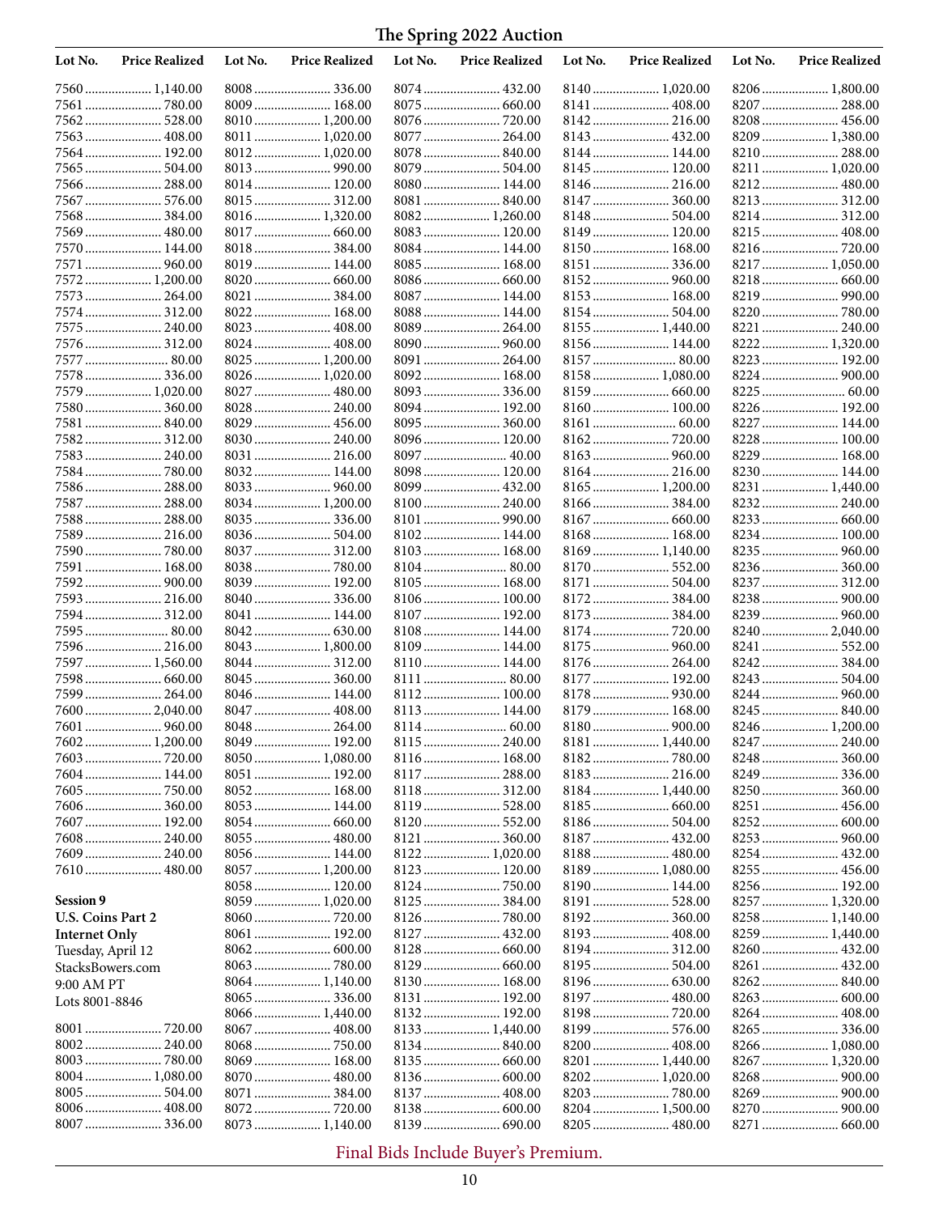# The Spring 2022 Auction

| Lot No. | Price Realized |
|---|---|
| 7560 | 1,140.00 |
| 7561 | 780.00 |
| 7562 | 528.00 |
| 7563 | 408.00 |
| 7564 | 192.00 |
| 7565 | 504.00 |
| 7566 | 288.00 |
| 7567 | 576.00 |
| 7568 | 384.00 |
| 7569 | 480.00 |
| 7570 | 144.00 |
| 7571 | 960.00 |
| 7572 | 1,200.00 |
| 7573 | 264.00 |
| 7574 | 312.00 |
| 7575 | 240.00 |
| 7576 | 312.00 |
| 7577 | 80.00 |
| 7578 | 336.00 |
| 7579 | 1,020.00 |
| 7580 | 360.00 |
| 7581 | 840.00 |
| 7582 | 312.00 |
| 7583 | 240.00 |
| 7584 | 780.00 |
| 7586 | 288.00 |
| 7587 | 288.00 |
| 7588 | 288.00 |
| 7589 | 216.00 |
| 7590 | 780.00 |
| 7591 | 168.00 |
| 7592 | 900.00 |
| 7593 | 216.00 |
| 7594 | 312.00 |
| 7595 | 80.00 |
| 7596 | 216.00 |
| 7597 | 1,560.00 |
| 7598 | 660.00 |
| 7599 | 264.00 |
| 7600 | 2,040.00 |
| 7601 | 960.00 |
| 7602 | 1,200.00 |
| 7603 | 720.00 |
| 7604 | 144.00 |
| 7605 | 750.00 |
| 7606 | 360.00 |
| 7607 | 192.00 |
| 7608 | 240.00 |
| 7609 | 240.00 |
| 7610 | 480.00 |

**Session 9**
**U.S. Coins Part 2**
**Internet Only**
Tuesday, April 12
StacksBowers.com
9:00 AM PT
Lots 8001-8846

| Lot No. | Price Realized |
|---|---|
| 8001 | 720.00 |
| 8002 | 240.00 |
| 8003 | 780.00 |
| 8004 | 1,080.00 |
| 8005 | 504.00 |
| 8006 | 408.00 |
| 8007 | 336.00 |
| 8008 | 336.00 |
| 8009 | 168.00 |
| 8010 | 1,200.00 |
| 8011 | 1,020.00 |
| 8012 | 1,020.00 |
| 8013 | 990.00 |
| 8014 | 120.00 |
| 8015 | 312.00 |
| 8016 | 1,320.00 |
| 8017 | 660.00 |
| 8018 | 384.00 |
| 8019 | 144.00 |
| 8020 | 660.00 |
| 8021 | 384.00 |
| 8022 | 168.00 |
| 8023 | 408.00 |
| 8024 | 408.00 |
| 8025 | 1,200.00 |
| 8026 | 1,020.00 |
| 8027 | 480.00 |
| 8028 | 240.00 |
| 8029 | 456.00 |
| 8030 | 240.00 |
| 8031 | 216.00 |
| 8032 | 144.00 |
| 8033 | 960.00 |
| 8034 | 1,200.00 |
| 8035 | 336.00 |
| 8036 | 504.00 |
| 8037 | 312.00 |
| 8038 | 780.00 |
| 8039 | 192.00 |
| 8040 | 336.00 |
| 8041 | 144.00 |
| 8042 | 630.00 |
| 8043 | 1,800.00 |
| 8044 | 312.00 |
| 8045 | 360.00 |
| 8046 | 144.00 |
| 8047 | 408.00 |
| 8048 | 264.00 |
| 8049 | 192.00 |
| 8050 | 1,080.00 |
| 8051 | 192.00 |
| 8052 | 168.00 |
| 8053 | 144.00 |
| 8054 | 660.00 |
| 8055 | 480.00 |
| 8056 | 144.00 |
| 8057 | 1,200.00 |
| 8058 | 120.00 |
| 8059 | 1,020.00 |
| 8060 | 720.00 |
| 8061 | 192.00 |
| 8062 | 600.00 |
| 8063 | 780.00 |
| 8064 | 1,140.00 |
| 8065 | 336.00 |
| 8066 | 1,440.00 |
| 8067 | 408.00 |
| 8068 | 750.00 |
| 8069 | 168.00 |
| 8070 | 480.00 |
| 8071 | 384.00 |
| 8072 | 720.00 |
| 8073 | 1,140.00 |
| 8074 | 432.00 |
| 8075 | 660.00 |
| 8076 | 720.00 |
| 8077 | 264.00 |
| 8078 | 840.00 |
| 8079 | 504.00 |
| 8080 | 144.00 |
| 8081 | 840.00 |
| 8082 | 1,260.00 |
| 8083 | 120.00 |
| 8084 | 144.00 |
| 8085 | 168.00 |
| 8086 | 660.00 |
| 8087 | 144.00 |
| 8088 | 144.00 |
| 8089 | 264.00 |
| 8090 | 960.00 |
| 8091 | 264.00 |
| 8092 | 168.00 |
| 8093 | 336.00 |
| 8094 | 192.00 |
| 8095 | 360.00 |
| 8096 | 120.00 |
| 8097 | 40.00 |
| 8098 | 120.00 |
| 8099 | 432.00 |
| 8100 | 240.00 |
| 8101 | 990.00 |
| 8102 | 144.00 |
| 8103 | 168.00 |
| 8104 | 80.00 |
| 8105 | 168.00 |
| 8106 | 100.00 |
| 8107 | 192.00 |
| 8108 | 144.00 |
| 8109 | 144.00 |
| 8110 | 144.00 |
| 8111 | 80.00 |
| 8112 | 100.00 |
| 8113 | 144.00 |
| 8114 | 60.00 |
| 8115 | 240.00 |
| 8116 | 168.00 |
| 8117 | 288.00 |
| 8118 | 312.00 |
| 8119 | 528.00 |
| 8120 | 552.00 |
| 8121 | 360.00 |
| 8122 | 1,020.00 |
| 8123 | 120.00 |
| 8124 | 750.00 |
| 8125 | 384.00 |
| 8126 | 780.00 |
| 8127 | 432.00 |
| 8128 | 660.00 |
| 8129 | 660.00 |
| 8130 | 168.00 |
| 8131 | 192.00 |
| 8132 | 192.00 |
| 8133 | 1,440.00 |
| 8134 | 840.00 |
| 8135 | 660.00 |
| 8136 | 600.00 |
| 8137 | 408.00 |
| 8138 | 600.00 |
| 8139 | 690.00 |
| 8140 | 1,020.00 |
| 8141 | 408.00 |
| 8142 | 216.00 |
| 8143 | 432.00 |
| 8144 | 144.00 |
| 8145 | 120.00 |
| 8146 | 216.00 |
| 8147 | 360.00 |
| 8148 | 504.00 |
| 8149 | 120.00 |
| 8150 | 168.00 |
| 8151 | 336.00 |
| 8152 | 960.00 |
| 8153 | 168.00 |
| 8154 | 504.00 |
| 8155 | 1,440.00 |
| 8156 | 144.00 |
| 8157 | 80.00 |
| 8158 | 1,080.00 |
| 8159 | 660.00 |
| 8160 | 100.00 |
| 8161 | 60.00 |
| 8162 | 720.00 |
| 8163 | 960.00 |
| 8164 | 216.00 |
| 8165 | 1,200.00 |
| 8166 | 384.00 |
| 8167 | 660.00 |
| 8168 | 168.00 |
| 8169 | 1,140.00 |
| 8170 | 552.00 |
| 8171 | 504.00 |
| 8172 | 384.00 |
| 8173 | 384.00 |
| 8174 | 720.00 |
| 8175 | 960.00 |
| 8176 | 264.00 |
| 8177 | 192.00 |
| 8178 | 930.00 |
| 8179 | 168.00 |
| 8180 | 900.00 |
| 8181 | 1,440.00 |
| 8182 | 780.00 |
| 8183 | 216.00 |
| 8184 | 1,440.00 |
| 8185 | 660.00 |
| 8186 | 504.00 |
| 8187 | 432.00 |
| 8188 | 480.00 |
| 8189 | 1,080.00 |
| 8190 | 144.00 |
| 8191 | 528.00 |
| 8192 | 360.00 |
| 8193 | 408.00 |
| 8194 | 312.00 |
| 8195 | 504.00 |
| 8196 | 630.00 |
| 8197 | 480.00 |
| 8198 | 720.00 |
| 8199 | 576.00 |
| 8200 | 408.00 |
| 8201 | 1,440.00 |
| 8202 | 1,020.00 |
| 8203 | 780.00 |
| 8204 | 1,500.00 |
| 8205 | 480.00 |
| 8206 | 1,800.00 |
| 8207 | 288.00 |
| 8208 | 456.00 |
| 8209 | 1,380.00 |
| 8210 | 288.00 |
| 8211 | 1,020.00 |
| 8212 | 480.00 |
| 8213 | 312.00 |
| 8214 | 312.00 |
| 8215 | 408.00 |
| 8216 | 720.00 |
| 8217 | 1,050.00 |
| 8218 | 660.00 |
| 8219 | 990.00 |
| 8220 | 780.00 |
| 8221 | 240.00 |
| 8222 | 1,320.00 |
| 8223 | 192.00 |
| 8224 | 900.00 |
| 8225 | 60.00 |
| 8226 | 192.00 |
| 8227 | 144.00 |
| 8228 | 100.00 |
| 8229 | 168.00 |
| 8230 | 144.00 |
| 8231 | 1,440.00 |
| 8232 | 240.00 |
| 8233 | 660.00 |
| 8234 | 100.00 |
| 8235 | 960.00 |
| 8236 | 360.00 |
| 8237 | 312.00 |
| 8238 | 900.00 |
| 8239 | 960.00 |
| 8240 | 2,040.00 |
| 8241 | 552.00 |
| 8242 | 384.00 |
| 8243 | 504.00 |
| 8244 | 960.00 |
| 8245 | 840.00 |
| 8246 | 1,200.00 |
| 8247 | 240.00 |
| 8248 | 360.00 |
| 8249 | 336.00 |
| 8250 | 360.00 |
| 8251 | 456.00 |
| 8252 | 600.00 |
| 8253 | 960.00 |
| 8254 | 432.00 |
| 8255 | 456.00 |
| 8256 | 192.00 |
| 8257 | 1,320.00 |
| 8258 | 1,140.00 |
| 8259 | 1,440.00 |
| 8260 | 432.00 |
| 8261 | 432.00 |
| 8262 | 840.00 |
| 8263 | 600.00 |
| 8264 | 408.00 |
| 8265 | 336.00 |
| 8266 | 1,080.00 |
| 8267 | 1,320.00 |
| 8268 | 900.00 |
| 8269 | 900.00 |
| 8270 | 900.00 |
| 8271 | 660.00 |

Final Bids Include Buyer's Premium.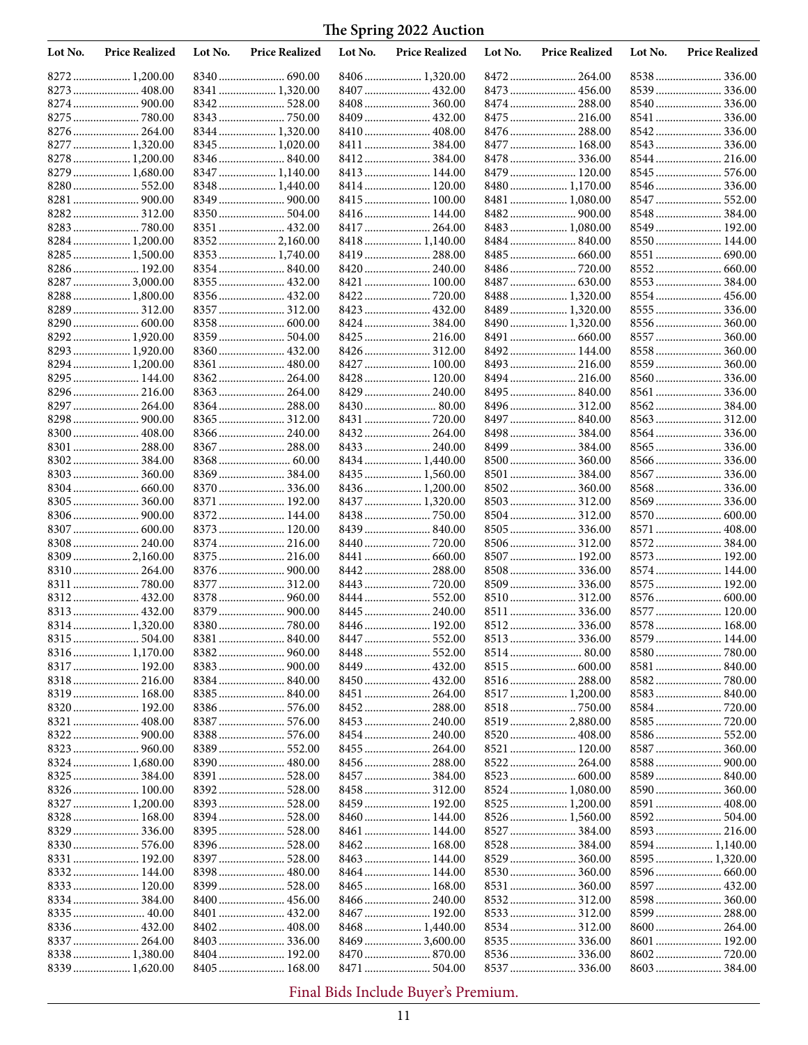# The Spring 2022 Auction

| Lot No. | Price Realized | Lot No. | Price Realized | Lot No. | Price Realized | Lot No. | Price Realized | Lot No. | Price Realized |
|---|---|---|---|---|---|---|---|---|---|
| 8272 | 1,200.00 | 8340 | 690.00 | 8406 | 1,320.00 | 8472 | 264.00 | 8538 | 336.00 |
| 8273 | 408.00 | 8341 | 1,320.00 | 8407 | 432.00 | 8473 | 456.00 | 8539 | 336.00 |
| 8274 | 900.00 | 8342 | 528.00 | 8408 | 360.00 | 8474 | 288.00 | 8540 | 336.00 |
| 8275 | 780.00 | 8343 | 750.00 | 8409 | 432.00 | 8475 | 216.00 | 8541 | 336.00 |
| 8276 | 264.00 | 8344 | 1,320.00 | 8410 | 408.00 | 8476 | 288.00 | 8542 | 336.00 |
| 8277 | 1,320.00 | 8345 | 1,020.00 | 8411 | 384.00 | 8477 | 168.00 | 8543 | 336.00 |
| 8278 | 1,200.00 | 8346 | 840.00 | 8412 | 384.00 | 8478 | 336.00 | 8544 | 216.00 |
| 8279 | 1,680.00 | 8347 | 1,140.00 | 8413 | 144.00 | 8479 | 120.00 | 8545 | 576.00 |
| 8280 | 552.00 | 8348 | 1,440.00 | 8414 | 120.00 | 8480 | 1,170.00 | 8546 | 336.00 |
| 8281 | 900.00 | 8349 | 900.00 | 8415 | 100.00 | 8481 | 1,080.00 | 8547 | 552.00 |
| 8282 | 312.00 | 8350 | 504.00 | 8416 | 144.00 | 8482 | 900.00 | 8548 | 384.00 |
| 8283 | 780.00 | 8351 | 432.00 | 8417 | 264.00 | 8483 | 1,080.00 | 8549 | 192.00 |
| 8284 | 1,200.00 | 8352 | 2,160.00 | 8418 | 1,140.00 | 8484 | 840.00 | 8550 | 144.00 |
| 8285 | 1,500.00 | 8353 | 1,740.00 | 8419 | 288.00 | 8485 | 660.00 | 8551 | 690.00 |
| 8286 | 192.00 | 8354 | 840.00 | 8420 | 240.00 | 8486 | 720.00 | 8552 | 660.00 |
| 8287 | 3,000.00 | 8355 | 432.00 | 8421 | 100.00 | 8487 | 630.00 | 8553 | 384.00 |
| 8288 | 1,800.00 | 8356 | 432.00 | 8422 | 720.00 | 8488 | 1,320.00 | 8554 | 456.00 |
| 8289 | 312.00 | 8357 | 312.00 | 8423 | 432.00 | 8489 | 1,320.00 | 8555 | 336.00 |
| 8290 | 600.00 | 8358 | 600.00 | 8424 | 384.00 | 8490 | 1,320.00 | 8556 | 360.00 |
| 8292 | 1,920.00 | 8359 | 504.00 | 8425 | 216.00 | 8491 | 660.00 | 8557 | 360.00 |
| 8293 | 1,920.00 | 8360 | 432.00 | 8426 | 312.00 | 8492 | 144.00 | 8558 | 360.00 |
| 8294 | 1,200.00 | 8361 | 480.00 | 8427 | 100.00 | 8493 | 216.00 | 8559 | 360.00 |
| 8295 | 144.00 | 8362 | 264.00 | 8428 | 120.00 | 8494 | 216.00 | 8560 | 336.00 |
| 8296 | 216.00 | 8363 | 264.00 | 8429 | 240.00 | 8495 | 840.00 | 8561 | 336.00 |
| 8297 | 264.00 | 8364 | 288.00 | 8430 | 80.00 | 8496 | 312.00 | 8562 | 384.00 |
| 8298 | 900.00 | 8365 | 312.00 | 8431 | 720.00 | 8497 | 840.00 | 8563 | 312.00 |
| 8300 | 408.00 | 8366 | 240.00 | 8432 | 264.00 | 8498 | 384.00 | 8564 | 336.00 |
| 8301 | 288.00 | 8367 | 288.00 | 8433 | 240.00 | 8499 | 384.00 | 8565 | 336.00 |
| 8302 | 384.00 | 8368 | 60.00 | 8434 | 1,440.00 | 8500 | 360.00 | 8566 | 336.00 |
| 8303 | 360.00 | 8369 | 384.00 | 8435 | 1,560.00 | 8501 | 384.00 | 8567 | 336.00 |
| 8304 | 660.00 | 8370 | 336.00 | 8436 | 1,200.00 | 8502 | 360.00 | 8568 | 336.00 |
| 8305 | 360.00 | 8371 | 192.00 | 8437 | 1,320.00 | 8503 | 312.00 | 8569 | 336.00 |
| 8306 | 900.00 | 8372 | 144.00 | 8438 | 750.00 | 8504 | 312.00 | 8570 | 600.00 |
| 8307 | 600.00 | 8373 | 120.00 | 8439 | 840.00 | 8505 | 336.00 | 8571 | 408.00 |
| 8308 | 240.00 | 8374 | 216.00 | 8440 | 720.00 | 8506 | 312.00 | 8572 | 384.00 |
| 8309 | 2,160.00 | 8375 | 216.00 | 8441 | 660.00 | 8507 | 192.00 | 8573 | 192.00 |
| 8310 | 264.00 | 8376 | 900.00 | 8442 | 288.00 | 8508 | 336.00 | 8574 | 144.00 |
| 8311 | 780.00 | 8377 | 312.00 | 8443 | 720.00 | 8509 | 336.00 | 8575 | 192.00 |
| 8312 | 432.00 | 8378 | 960.00 | 8444 | 552.00 | 8510 | 312.00 | 8576 | 600.00 |
| 8313 | 432.00 | 8379 | 900.00 | 8445 | 240.00 | 8511 | 336.00 | 8577 | 120.00 |
| 8314 | 1,320.00 | 8380 | 780.00 | 8446 | 192.00 | 8512 | 336.00 | 8578 | 168.00 |
| 8315 | 504.00 | 8381 | 840.00 | 8447 | 552.00 | 8513 | 336.00 | 8579 | 144.00 |
| 8316 | 1,170.00 | 8382 | 960.00 | 8448 | 552.00 | 8514 | 80.00 | 8580 | 780.00 |
| 8317 | 192.00 | 8383 | 900.00 | 8449 | 432.00 | 8515 | 600.00 | 8581 | 840.00 |
| 8318 | 216.00 | 8384 | 840.00 | 8450 | 432.00 | 8516 | 288.00 | 8582 | 780.00 |
| 8319 | 168.00 | 8385 | 840.00 | 8451 | 264.00 | 8517 | 1,200.00 | 8583 | 840.00 |
| 8320 | 192.00 | 8386 | 576.00 | 8452 | 288.00 | 8518 | 750.00 | 8584 | 720.00 |
| 8321 | 408.00 | 8387 | 576.00 | 8453 | 240.00 | 8519 | 2,880.00 | 8585 | 720.00 |
| 8322 | 900.00 | 8388 | 576.00 | 8454 | 240.00 | 8520 | 408.00 | 8586 | 552.00 |
| 8323 | 960.00 | 8389 | 552.00 | 8455 | 264.00 | 8521 | 120.00 | 8587 | 360.00 |
| 8324 | 1,680.00 | 8390 | 480.00 | 8456 | 288.00 | 8522 | 264.00 | 8588 | 900.00 |
| 8325 | 384.00 | 8391 | 528.00 | 8457 | 384.00 | 8523 | 600.00 | 8589 | 840.00 |
| 8326 | 100.00 | 8392 | 528.00 | 8458 | 312.00 | 8524 | 1,080.00 | 8590 | 360.00 |
| 8327 | 1,200.00 | 8393 | 528.00 | 8459 | 192.00 | 8525 | 1,200.00 | 8591 | 408.00 |
| 8328 | 168.00 | 8394 | 528.00 | 8460 | 144.00 | 8526 | 1,560.00 | 8592 | 504.00 |
| 8329 | 336.00 | 8395 | 528.00 | 8461 | 144.00 | 8527 | 384.00 | 8593 | 216.00 |
| 8330 | 576.00 | 8396 | 528.00 | 8462 | 168.00 | 8528 | 384.00 | 8594 | 1,140.00 |
| 8331 | 192.00 | 8397 | 528.00 | 8463 | 144.00 | 8529 | 360.00 | 8595 | 1,320.00 |
| 8332 | 144.00 | 8398 | 480.00 | 8464 | 144.00 | 8530 | 360.00 | 8596 | 660.00 |
| 8333 | 120.00 | 8399 | 528.00 | 8465 | 168.00 | 8531 | 360.00 | 8597 | 432.00 |
| 8334 | 384.00 | 8400 | 456.00 | 8466 | 240.00 | 8532 | 312.00 | 8598 | 360.00 |
| 8335 | 40.00 | 8401 | 432.00 | 8467 | 192.00 | 8533 | 312.00 | 8599 | 288.00 |
| 8336 | 432.00 | 8402 | 408.00 | 8468 | 1,440.00 | 8534 | 312.00 | 8600 | 264.00 |
| 8337 | 264.00 | 8403 | 336.00 | 8469 | 3,600.00 | 8535 | 336.00 | 8601 | 192.00 |
| 8338 | 1,380.00 | 8404 | 192.00 | 8470 | 870.00 | 8536 | 336.00 | 8602 | 720.00 |
| 8339 | 1,620.00 | 8405 | 168.00 | 8471 | 504.00 | 8537 | 336.00 | 8603 | 384.00 |

Final Bids Include Buyer's Premium.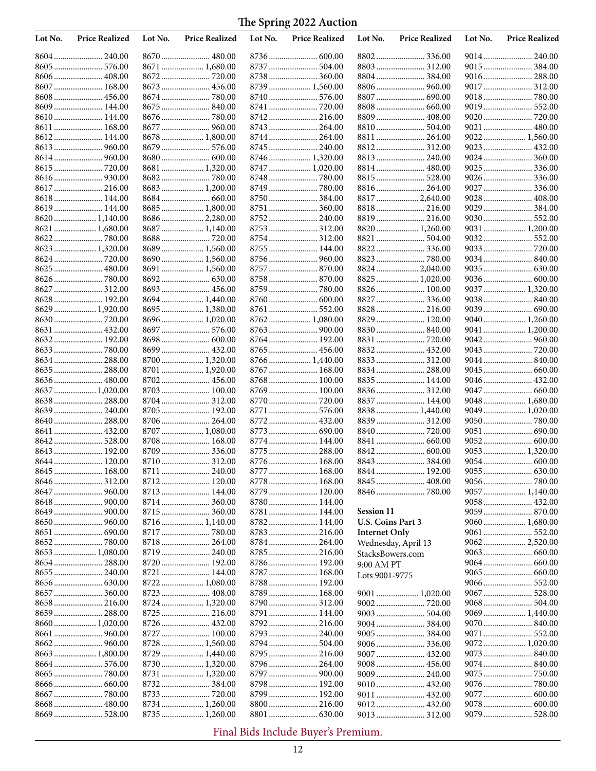# The Spring 2022 Auction

| Lot No. | Price Realized |
|---|---|
| 8604 | 240.00 |
| 8605 | 576.00 |
| 8606 | 408.00 |
| 8607 | 168.00 |
| 8608 | 456.00 |
| 8609 | 144.00 |
| 8610 | 144.00 |
| 8611 | 168.00 |
| 8612 | 144.00 |
| 8613 | 960.00 |
| 8614 | 960.00 |
| 8615 | 720.00 |
| 8616 | 930.00 |
| 8617 | 216.00 |
| 8618 | 144.00 |
| 8619 | 144.00 |
| 8620 | 1,140.00 |
| 8621 | 1,680.00 |
| 8622 | 780.00 |
| 8623 | 1,320.00 |
| 8624 | 720.00 |
| 8625 | 480.00 |
| 8626 | 780.00 |
| 8627 | 312.00 |
| 8628 | 192.00 |
| 8629 | 1,920.00 |
| 8630 | 720.00 |
| 8631 | 432.00 |
| 8632 | 192.00 |
| 8633 | 780.00 |
| 8634 | 288.00 |
| 8635 | 288.00 |
| 8636 | 480.00 |
| 8637 | 1,020.00 |
| 8638 | 288.00 |
| 8639 | 240.00 |
| 8640 | 288.00 |
| 8641 | 432.00 |
| 8642 | 528.00 |
| 8643 | 192.00 |
| 8644 | 120.00 |
| 8645 | 168.00 |
| 8646 | 312.00 |
| 8647 | 960.00 |
| 8648 | 900.00 |
| 8649 | 900.00 |
| 8650 | 960.00 |
| 8651 | 690.00 |
| 8652 | 780.00 |
| 8653 | 1,080.00 |
| 8654 | 288.00 |
| 8655 | 240.00 |
| 8656 | 630.00 |
| 8657 | 360.00 |
| 8658 | 216.00 |
| 8659 | 288.00 |
| 8660 | 1,020.00 |
| 8661 | 960.00 |
| 8662 | 960.00 |
| 8663 | 1,800.00 |
| 8664 | 576.00 |
| 8665 | 780.00 |
| 8666 | 660.00 |
| 8667 | 780.00 |
| 8668 | 480.00 |
| 8669 | 528.00 |
| 8670 | 480.00 |
| 8671 | 1,680.00 |
| 8672 | 720.00 |
| 8673 | 456.00 |
| 8674 | 780.00 |
| 8675 | 840.00 |
| 8676 | 780.00 |
| 8677 | 960.00 |
| 8678 | 1,800.00 |
| 8679 | 576.00 |
| 8680 | 600.00 |
| 8681 | 1,320.00 |
| 8682 | 780.00 |
| 8683 | 1,200.00 |
| 8684 | 660.00 |
| 8685 | 1,800.00 |
| 8686 | 2,280.00 |
| 8687 | 1,140.00 |
| 8688 | 720.00 |
| 8689 | 1,560.00 |
| 8690 | 1,560.00 |
| 8691 | 1,560.00 |
| 8692 | 630.00 |
| 8693 | 456.00 |
| 8694 | 1,440.00 |
| 8695 | 1,380.00 |
| 8696 | 1,020.00 |
| 8697 | 576.00 |
| 8698 | 600.00 |
| 8699 | 432.00 |
| 8700 | 1,320.00 |
| 8701 | 1,920.00 |
| 8702 | 456.00 |
| 8703 | 100.00 |
| 8704 | 312.00 |
| 8705 | 192.00 |
| 8706 | 264.00 |
| 8707 | 1,080.00 |
| 8708 | 168.00 |
| 8709 | 336.00 |
| 8710 | 312.00 |
| 8711 | 240.00 |
| 8712 | 120.00 |
| 8713 | 144.00 |
| 8714 | 360.00 |
| 8715 | 360.00 |
| 8716 | 1,140.00 |
| 8717 | 780.00 |
| 8718 | 264.00 |
| 8719 | 240.00 |
| 8720 | 192.00 |
| 8721 | 144.00 |
| 8722 | 1,080.00 |
| 8723 | 408.00 |
| 8724 | 1,320.00 |
| 8725 | 216.00 |
| 8726 | 432.00 |
| 8727 | 100.00 |
| 8728 | 1,560.00 |
| 8729 | 1,440.00 |
| 8730 | 1,320.00 |
| 8731 | 1,320.00 |
| 8732 | 384.00 |
| 8733 | 720.00 |
| 8734 | 1,260.00 |
| 8735 | 1,260.00 |
| 8736 | 600.00 |
| 8737 | 504.00 |
| 8738 | 360.00 |
| 8739 | 1,560.00 |
| 8740 | 576.00 |
| 8741 | 720.00 |
| 8742 | 216.00 |
| 8743 | 264.00 |
| 8744 | 264.00 |
| 8745 | 240.00 |
| 8746 | 1,320.00 |
| 8747 | 1,020.00 |
| 8748 | 780.00 |
| 8749 | 780.00 |
| 8750 | 384.00 |
| 8751 | 360.00 |
| 8752 | 240.00 |
| 8753 | 312.00 |
| 8754 | 312.00 |
| 8755 | 144.00 |
| 8756 | 960.00 |
| 8757 | 870.00 |
| 8758 | 870.00 |
| 8759 | 780.00 |
| 8760 | 600.00 |
| 8761 | 552.00 |
| 8762 | 1,080.00 |
| 8763 | 900.00 |
| 8764 | 192.00 |
| 8765 | 456.00 |
| 8766 | 1,440.00 |
| 8767 | 168.00 |
| 8768 | 100.00 |
| 8769 | 100.00 |
| 8770 | 720.00 |
| 8771 | 576.00 |
| 8772 | 432.00 |
| 8773 | 690.00 |
| 8774 | 144.00 |
| 8775 | 288.00 |
| 8776 | 168.00 |
| 8777 | 168.00 |
| 8778 | 168.00 |
| 8779 | 120.00 |
| 8780 | 144.00 |
| 8781 | 144.00 |
| 8782 | 144.00 |
| 8783 | 216.00 |
| 8784 | 264.00 |
| 8785 | 216.00 |
| 8786 | 192.00 |
| 8787 | 168.00 |
| 8788 | 192.00 |
| 8789 | 168.00 |
| 8790 | 312.00 |
| 8791 | 144.00 |
| 8792 | 216.00 |
| 8793 | 240.00 |
| 8794 | 504.00 |
| 8795 | 216.00 |
| 8796 | 264.00 |
| 8797 | 900.00 |
| 8798 | 192.00 |
| 8799 | 192.00 |
| 8800 | 216.00 |
| 8801 | 630.00 |
| 8802 | 336.00 |
| 8803 | 312.00 |
| 8804 | 384.00 |
| 8806 | 960.00 |
| 8807 | 690.00 |
| 8808 | 660.00 |
| 8809 | 408.00 |
| 8810 | 504.00 |
| 8811 | 264.00 |
| 8812 | 312.00 |
| 8813 | 240.00 |
| 8814 | 480.00 |
| 8815 | 528.00 |
| 8816 | 264.00 |
| 8817 | 2,640.00 |
| 8818 | 216.00 |
| 8819 | 216.00 |
| 8820 | 1,260.00 |
| 8821 | 504.00 |
| 8822 | 336.00 |
| 8823 | 780.00 |
| 8824 | 2,040.00 |
| 8825 | 1,020.00 |
| 8826 | 100.00 |
| 8827 | 336.00 |
| 8828 | 216.00 |
| 8829 | 120.00 |
| 8830 | 840.00 |
| 8831 | 720.00 |
| 8832 | 432.00 |
| 8833 | 312.00 |
| 8834 | 288.00 |
| 8835 | 144.00 |
| 8836 | 312.00 |
| 8837 | 144.00 |
| 8838 | 1,440.00 |
| 8839 | 312.00 |
| 8840 | 720.00 |
| 8841 | 660.00 |
| 8842 | 600.00 |
| 8843 | 384.00 |
| 8844 | 192.00 |
| 8845 | 408.00 |
| 8846 | 780.00 |

**Session 11**
**U.S. Coins Part 3**
**Internet Only**
Wednesday, April 13
StacksBowers.com
9:00 AM PT
Lots 9001-9775

| Lot No. | Price Realized |
|---|---|
| 9001 | 1,020.00 |
| 9002 | 720.00 |
| 9003 | 504.00 |
| 9004 | 384.00 |
| 9005 | 384.00 |
| 9006 | 336.00 |
| 9007 | 432.00 |
| 9008 | 456.00 |
| 9009 | 240.00 |
| 9010 | 432.00 |
| 9011 | 432.00 |
| 9012 | 432.00 |
| 9013 | 312.00 |
| 9014 | 240.00 |
| 9015 | 384.00 |
| 9016 | 288.00 |
| 9017 | 312.00 |
| 9018 | 780.00 |
| 9019 | 552.00 |
| 9020 | 720.00 |
| 9021 | 480.00 |
| 9022 | 1,560.00 |
| 9023 | 432.00 |
| 9024 | 360.00 |
| 9025 | 336.00 |
| 9026 | 336.00 |
| 9027 | 336.00 |
| 9028 | 408.00 |
| 9029 | 384.00 |
| 9030 | 552.00 |
| 9031 | 1,200.00 |
| 9032 | 552.00 |
| 9033 | 720.00 |
| 9034 | 840.00 |
| 9035 | 630.00 |
| 9036 | 600.00 |
| 9037 | 1,320.00 |
| 9038 | 840.00 |
| 9039 | 690.00 |
| 9040 | 1,260.00 |
| 9041 | 1,200.00 |
| 9042 | 960.00 |
| 9043 | 720.00 |
| 9044 | 840.00 |
| 9045 | 660.00 |
| 9046 | 432.00 |
| 9047 | 660.00 |
| 9048 | 1,680.00 |
| 9049 | 1,020.00 |
| 9050 | 780.00 |
| 9051 | 690.00 |
| 9052 | 600.00 |
| 9053 | 1,320.00 |
| 9054 | 600.00 |
| 9055 | 630.00 |
| 9056 | 780.00 |
| 9057 | 1,140.00 |
| 9058 | 432.00 |
| 9059 | 870.00 |
| 9060 | 1,680.00 |
| 9061 | 552.00 |
| 9062 | 2,520.00 |
| 9063 | 660.00 |
| 9064 | 660.00 |
| 9065 | 660.00 |
| 9066 | 552.00 |
| 9067 | 528.00 |
| 9068 | 504.00 |
| 9069 | 1,440.00 |
| 9070 | 840.00 |
| 9071 | 552.00 |
| 9072 | 1,020.00 |
| 9073 | 840.00 |
| 9074 | 840.00 |
| 9075 | 750.00 |
| 9076 | 780.00 |
| 9077 | 600.00 |
| 9078 | 600.00 |
| 9079 | 528.00 |

Final Bids Include Buyer's Premium.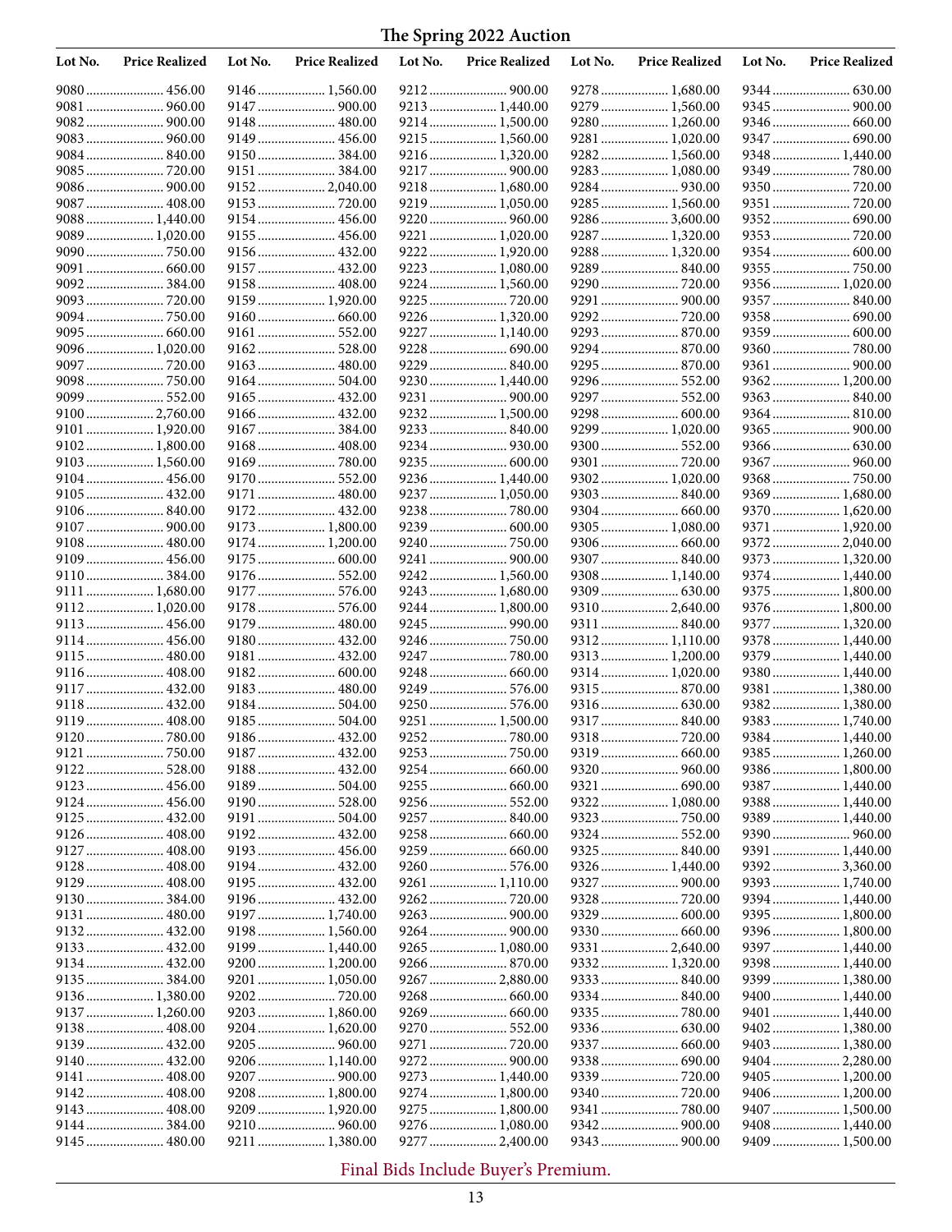# The Spring 2022 Auction

| Lot No. | Price Realized | Lot No. | Price Realized | Lot No. | Price Realized | Lot No. | Price Realized | Lot No. | Price Realized |
|---|---|---|---|---|---|---|---|---|---|
| 9080 | 456.00 | 9146 | 1,560.00 | 9212 | 900.00 | 9278 | 1,680.00 | 9344 | 630.00 |
| 9081 | 960.00 | 9147 | 900.00 | 9213 | 1,440.00 | 9279 | 1,560.00 | 9345 | 900.00 |
| 9082 | 900.00 | 9148 | 480.00 | 9214 | 1,500.00 | 9280 | 1,260.00 | 9346 | 660.00 |
| 9083 | 960.00 | 9149 | 456.00 | 9215 | 1,560.00 | 9281 | 1,020.00 | 9347 | 690.00 |
| 9084 | 840.00 | 9150 | 384.00 | 9216 | 1,320.00 | 9282 | 1,560.00 | 9348 | 1,440.00 |
| 9085 | 720.00 | 9151 | 384.00 | 9217 | 900.00 | 9283 | 1,080.00 | 9349 | 780.00 |
| 9086 | 900.00 | 9152 | 2,040.00 | 9218 | 1,680.00 | 9284 | 930.00 | 9350 | 720.00 |
| 9087 | 408.00 | 9153 | 720.00 | 9219 | 1,050.00 | 9285 | 1,560.00 | 9351 | 720.00 |
| 9088 | 1,440.00 | 9154 | 456.00 | 9220 | 960.00 | 9286 | 3,600.00 | 9352 | 690.00 |
| 9089 | 1,020.00 | 9155 | 456.00 | 9221 | 1,020.00 | 9287 | 1,320.00 | 9353 | 720.00 |
| 9090 | 750.00 | 9156 | 432.00 | 9222 | 1,920.00 | 9288 | 1,320.00 | 9354 | 600.00 |
| 9091 | 660.00 | 9157 | 432.00 | 9223 | 1,080.00 | 9289 | 840.00 | 9355 | 750.00 |
| 9092 | 384.00 | 9158 | 408.00 | 9224 | 1,560.00 | 9290 | 720.00 | 9356 | 1,020.00 |
| 9093 | 720.00 | 9159 | 1,920.00 | 9225 | 720.00 | 9291 | 900.00 | 9357 | 840.00 |
| 9094 | 750.00 | 9160 | 660.00 | 9226 | 1,320.00 | 9292 | 720.00 | 9358 | 690.00 |
| 9095 | 660.00 | 9161 | 552.00 | 9227 | 1,140.00 | 9293 | 870.00 | 9359 | 600.00 |
| 9096 | 1,020.00 | 9162 | 528.00 | 9228 | 690.00 | 9294 | 870.00 | 9360 | 780.00 |
| 9097 | 720.00 | 9163 | 480.00 | 9229 | 840.00 | 9295 | 870.00 | 9361 | 900.00 |
| 9098 | 750.00 | 9164 | 504.00 | 9230 | 1,440.00 | 9296 | 552.00 | 9362 | 1,200.00 |
| 9099 | 552.00 | 9165 | 432.00 | 9231 | 900.00 | 9297 | 552.00 | 9363 | 840.00 |
| 9100 | 2,760.00 | 9166 | 432.00 | 9232 | 1,500.00 | 9298 | 600.00 | 9364 | 810.00 |
| 9101 | 1,920.00 | 9167 | 384.00 | 9233 | 840.00 | 9299 | 1,020.00 | 9365 | 900.00 |
| 9102 | 1,800.00 | 9168 | 408.00 | 9234 | 930.00 | 9300 | 552.00 | 9366 | 630.00 |
| 9103 | 1,560.00 | 9169 | 780.00 | 9235 | 600.00 | 9301 | 720.00 | 9367 | 960.00 |
| 9104 | 456.00 | 9170 | 552.00 | 9236 | 1,440.00 | 9302 | 1,020.00 | 9368 | 750.00 |
| 9105 | 432.00 | 9171 | 480.00 | 9237 | 1,050.00 | 9303 | 840.00 | 9369 | 1,680.00 |
| 9106 | 840.00 | 9172 | 432.00 | 9238 | 780.00 | 9304 | 660.00 | 9370 | 1,620.00 |
| 9107 | 900.00 | 9173 | 1,800.00 | 9239 | 600.00 | 9305 | 1,080.00 | 9371 | 1,920.00 |
| 9108 | 480.00 | 9174 | 1,200.00 | 9240 | 750.00 | 9306 | 660.00 | 9372 | 2,040.00 |
| 9109 | 456.00 | 9175 | 600.00 | 9241 | 900.00 | 9307 | 840.00 | 9373 | 1,320.00 |
| 9110 | 384.00 | 9176 | 552.00 | 9242 | 1,560.00 | 9308 | 1,140.00 | 9374 | 1,440.00 |
| 9111 | 1,680.00 | 9177 | 576.00 | 9243 | 1,680.00 | 9309 | 630.00 | 9375 | 1,800.00 |
| 9112 | 1,020.00 | 9178 | 576.00 | 9244 | 1,800.00 | 9310 | 2,640.00 | 9376 | 1,800.00 |
| 9113 | 456.00 | 9179 | 480.00 | 9245 | 990.00 | 9311 | 840.00 | 9377 | 1,320.00 |
| 9114 | 456.00 | 9180 | 432.00 | 9246 | 750.00 | 9312 | 1,110.00 | 9378 | 1,440.00 |
| 9115 | 480.00 | 9181 | 432.00 | 9247 | 780.00 | 9313 | 1,200.00 | 9379 | 1,440.00 |
| 9116 | 408.00 | 9182 | 600.00 | 9248 | 660.00 | 9314 | 1,020.00 | 9380 | 1,440.00 |
| 9117 | 432.00 | 9183 | 480.00 | 9249 | 576.00 | 9315 | 870.00 | 9381 | 1,380.00 |
| 9118 | 432.00 | 9184 | 504.00 | 9250 | 576.00 | 9316 | 630.00 | 9382 | 1,380.00 |
| 9119 | 408.00 | 9185 | 504.00 | 9251 | 1,500.00 | 9317 | 840.00 | 9383 | 1,740.00 |
| 9120 | 780.00 | 9186 | 432.00 | 9252 | 780.00 | 9318 | 720.00 | 9384 | 1,440.00 |
| 9121 | 750.00 | 9187 | 432.00 | 9253 | 750.00 | 9319 | 660.00 | 9385 | 1,260.00 |
| 9122 | 528.00 | 9188 | 432.00 | 9254 | 660.00 | 9320 | 960.00 | 9386 | 1,800.00 |
| 9123 | 456.00 | 9189 | 504.00 | 9255 | 660.00 | 9321 | 690.00 | 9387 | 1,440.00 |
| 9124 | 456.00 | 9190 | 528.00 | 9256 | 552.00 | 9322 | 1,080.00 | 9388 | 1,440.00 |
| 9125 | 432.00 | 9191 | 504.00 | 9257 | 840.00 | 9323 | 750.00 | 9389 | 1,440.00 |
| 9126 | 408.00 | 9192 | 432.00 | 9258 | 660.00 | 9324 | 552.00 | 9390 | 960.00 |
| 9127 | 408.00 | 9193 | 456.00 | 9259 | 660.00 | 9325 | 840.00 | 9391 | 1,440.00 |
| 9128 | 408.00 | 9194 | 432.00 | 9260 | 576.00 | 9326 | 1,440.00 | 9392 | 3,360.00 |
| 9129 | 408.00 | 9195 | 432.00 | 9261 | 1,110.00 | 9327 | 900.00 | 9393 | 1,740.00 |
| 9130 | 384.00 | 9196 | 432.00 | 9262 | 720.00 | 9328 | 720.00 | 9394 | 1,440.00 |
| 9131 | 480.00 | 9197 | 1,740.00 | 9263 | 900.00 | 9329 | 600.00 | 9395 | 1,800.00 |
| 9132 | 432.00 | 9198 | 1,560.00 | 9264 | 900.00 | 9330 | 660.00 | 9396 | 1,800.00 |
| 9133 | 432.00 | 9199 | 1,440.00 | 9265 | 1,080.00 | 9331 | 2,640.00 | 9397 | 1,440.00 |
| 9134 | 432.00 | 9200 | 1,200.00 | 9266 | 870.00 | 9332 | 1,320.00 | 9398 | 1,440.00 |
| 9135 | 384.00 | 9201 | 1,050.00 | 9267 | 2,880.00 | 9333 | 840.00 | 9399 | 1,380.00 |
| 9136 | 1,380.00 | 9202 | 720.00 | 9268 | 660.00 | 9334 | 840.00 | 9400 | 1,440.00 |
| 9137 | 1,260.00 | 9203 | 1,860.00 | 9269 | 660.00 | 9335 | 780.00 | 9401 | 1,440.00 |
| 9138 | 408.00 | 9204 | 1,620.00 | 9270 | 552.00 | 9336 | 630.00 | 9402 | 1,380.00 |
| 9139 | 432.00 | 9205 | 960.00 | 9271 | 720.00 | 9337 | 660.00 | 9403 | 1,380.00 |
| 9140 | 432.00 | 9206 | 1,140.00 | 9272 | 900.00 | 9338 | 690.00 | 9404 | 2,280.00 |
| 9141 | 408.00 | 9207 | 900.00 | 9273 | 1,440.00 | 9339 | 720.00 | 9405 | 1,200.00 |
| 9142 | 408.00 | 9208 | 1,800.00 | 9274 | 1,800.00 | 9340 | 720.00 | 9406 | 1,200.00 |
| 9143 | 408.00 | 9209 | 1,920.00 | 9275 | 1,800.00 | 9341 | 780.00 | 9407 | 1,500.00 |
| 9144 | 384.00 | 9210 | 960.00 | 9276 | 1,080.00 | 9342 | 900.00 | 9408 | 1,440.00 |
| 9145 | 480.00 | 9211 | 1,380.00 | 9277 | 2,400.00 | 9343 | 900.00 | 9409 | 1,500.00 |

Final Bids Include Buyer's Premium.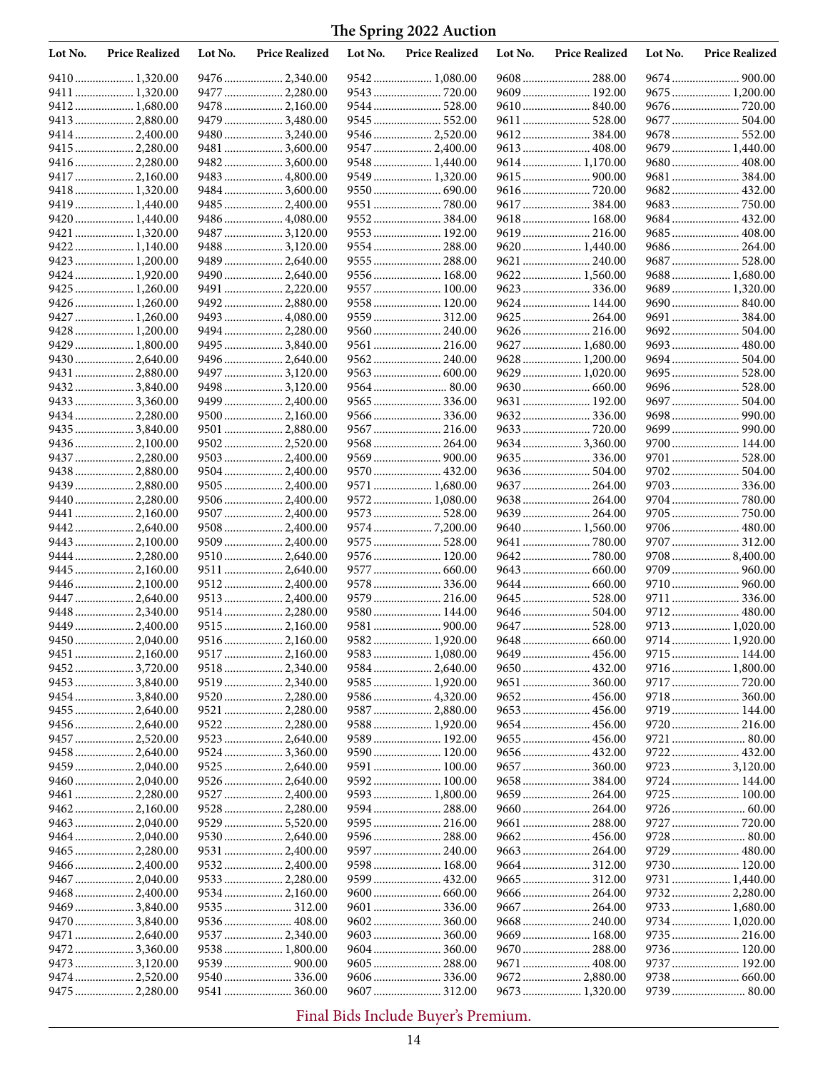# The Spring 2022 Auction

| Lot No. | Price Realized | Lot No. | Price Realized | Lot No. | Price Realized | Lot No. | Price Realized | Lot No. | Price Realized |
|---|---|---|---|---|---|---|---|---|---|
| 9410 | 1,320.00 | 9476 | 2,340.00 | 9542 | 1,080.00 | 9608 | 288.00 | 9674 | 900.00 |
| 9411 | 1,320.00 | 9477 | 2,280.00 | 9543 | 720.00 | 9609 | 192.00 | 9675 | 1,200.00 |
| 9412 | 1,680.00 | 9478 | 2,160.00 | 9544 | 528.00 | 9610 | 840.00 | 9676 | 720.00 |
| 9413 | 2,880.00 | 9479 | 3,480.00 | 9545 | 552.00 | 9611 | 528.00 | 9677 | 504.00 |
| 9414 | 2,400.00 | 9480 | 3,240.00 | 9546 | 2,520.00 | 9612 | 384.00 | 9678 | 552.00 |
| 9415 | 2,280.00 | 9481 | 3,600.00 | 9547 | 2,400.00 | 9613 | 408.00 | 9679 | 1,440.00 |
| 9416 | 2,280.00 | 9482 | 3,600.00 | 9548 | 1,440.00 | 9614 | 1,170.00 | 9680 | 408.00 |
| 9417 | 2,160.00 | 9483 | 4,800.00 | 9549 | 1,320.00 | 9615 | 900.00 | 9681 | 384.00 |
| 9418 | 1,320.00 | 9484 | 3,600.00 | 9550 | 690.00 | 9616 | 720.00 | 9682 | 432.00 |
| 9419 | 1,440.00 | 9485 | 2,400.00 | 9551 | 780.00 | 9617 | 384.00 | 9683 | 750.00 |
| 9420 | 1,440.00 | 9486 | 4,080.00 | 9552 | 384.00 | 9618 | 168.00 | 9684 | 432.00 |
| 9421 | 1,320.00 | 9487 | 3,120.00 | 9553 | 192.00 | 9619 | 216.00 | 9685 | 408.00 |
| 9422 | 1,140.00 | 9488 | 3,120.00 | 9554 | 288.00 | 9620 | 1,440.00 | 9686 | 264.00 |
| 9423 | 1,200.00 | 9489 | 2,640.00 | 9555 | 288.00 | 9621 | 240.00 | 9687 | 528.00 |
| 9424 | 1,920.00 | 9490 | 2,640.00 | 9556 | 168.00 | 9622 | 1,560.00 | 9688 | 1,680.00 |
| 9425 | 1,260.00 | 9491 | 2,220.00 | 9557 | 100.00 | 9623 | 336.00 | 9689 | 1,320.00 |
| 9426 | 1,260.00 | 9492 | 2,880.00 | 9558 | 120.00 | 9624 | 144.00 | 9690 | 840.00 |
| 9427 | 1,260.00 | 9493 | 4,080.00 | 9559 | 312.00 | 9625 | 264.00 | 9691 | 384.00 |
| 9428 | 1,200.00 | 9494 | 2,280.00 | 9560 | 240.00 | 9626 | 216.00 | 9692 | 504.00 |
| 9429 | 1,800.00 | 9495 | 3,840.00 | 9561 | 216.00 | 9627 | 1,680.00 | 9693 | 480.00 |
| 9430 | 2,640.00 | 9496 | 2,640.00 | 9562 | 240.00 | 9628 | 1,200.00 | 9694 | 504.00 |
| 9431 | 2,880.00 | 9497 | 3,120.00 | 9563 | 600.00 | 9629 | 1,020.00 | 9695 | 528.00 |
| 9432 | 3,840.00 | 9498 | 3,120.00 | 9564 | 80.00 | 9630 | 660.00 | 9696 | 528.00 |
| 9433 | 3,360.00 | 9499 | 2,400.00 | 9565 | 336.00 | 9631 | 192.00 | 9697 | 504.00 |
| 9434 | 2,280.00 | 9500 | 2,160.00 | 9566 | 336.00 | 9632 | 336.00 | 9698 | 990.00 |
| 9435 | 3,840.00 | 9501 | 2,880.00 | 9567 | 216.00 | 9633 | 720.00 | 9699 | 990.00 |
| 9436 | 2,100.00 | 9502 | 2,520.00 | 9568 | 264.00 | 9634 | 3,360.00 | 9700 | 144.00 |
| 9437 | 2,280.00 | 9503 | 2,400.00 | 9569 | 900.00 | 9635 | 336.00 | 9701 | 528.00 |
| 9438 | 2,880.00 | 9504 | 2,400.00 | 9570 | 432.00 | 9636 | 504.00 | 9702 | 504.00 |
| 9439 | 2,880.00 | 9505 | 2,400.00 | 9571 | 1,680.00 | 9637 | 264.00 | 9703 | 336.00 |
| 9440 | 2,280.00 | 9506 | 2,400.00 | 9572 | 1,080.00 | 9638 | 264.00 | 9704 | 780.00 |
| 9441 | 2,160.00 | 9507 | 2,400.00 | 9573 | 528.00 | 9639 | 264.00 | 9705 | 750.00 |
| 9442 | 2,640.00 | 9508 | 2,400.00 | 9574 | 7,200.00 | 9640 | 1,560.00 | 9706 | 480.00 |
| 9443 | 2,100.00 | 9509 | 2,400.00 | 9575 | 528.00 | 9641 | 780.00 | 9707 | 312.00 |
| 9444 | 2,280.00 | 9510 | 2,640.00 | 9576 | 120.00 | 9642 | 780.00 | 9708 | 8,400.00 |
| 9445 | 2,160.00 | 9511 | 2,640.00 | 9577 | 660.00 | 9643 | 660.00 | 9709 | 960.00 |
| 9446 | 2,100.00 | 9512 | 2,400.00 | 9578 | 336.00 | 9644 | 660.00 | 9710 | 960.00 |
| 9447 | 2,640.00 | 9513 | 2,400.00 | 9579 | 216.00 | 9645 | 528.00 | 9711 | 336.00 |
| 9448 | 2,340.00 | 9514 | 2,280.00 | 9580 | 144.00 | 9646 | 504.00 | 9712 | 480.00 |
| 9449 | 2,400.00 | 9515 | 2,160.00 | 9581 | 900.00 | 9647 | 528.00 | 9713 | 1,020.00 |
| 9450 | 2,040.00 | 9516 | 2,160.00 | 9582 | 1,920.00 | 9648 | 660.00 | 9714 | 1,920.00 |
| 9451 | 2,160.00 | 9517 | 2,160.00 | 9583 | 1,080.00 | 9649 | 456.00 | 9715 | 144.00 |
| 9452 | 3,720.00 | 9518 | 2,340.00 | 9584 | 2,640.00 | 9650 | 432.00 | 9716 | 1,800.00 |
| 9453 | 3,840.00 | 9519 | 2,340.00 | 9585 | 1,920.00 | 9651 | 360.00 | 9717 | 720.00 |
| 9454 | 3,840.00 | 9520 | 2,280.00 | 9586 | 4,320.00 | 9652 | 456.00 | 9718 | 360.00 |
| 9455 | 2,640.00 | 9521 | 2,280.00 | 9587 | 2,880.00 | 9653 | 456.00 | 9719 | 144.00 |
| 9456 | 2,640.00 | 9522 | 2,280.00 | 9588 | 1,920.00 | 9654 | 456.00 | 9720 | 216.00 |
| 9457 | 2,520.00 | 9523 | 2,640.00 | 9589 | 192.00 | 9655 | 456.00 | 9721 | 80.00 |
| 9458 | 2,640.00 | 9524 | 3,360.00 | 9590 | 120.00 | 9656 | 432.00 | 9722 | 432.00 |
| 9459 | 2,040.00 | 9525 | 2,640.00 | 9591 | 100.00 | 9657 | 360.00 | 9723 | 3,120.00 |
| 9460 | 2,040.00 | 9526 | 2,640.00 | 9592 | 100.00 | 9658 | 384.00 | 9724 | 144.00 |
| 9461 | 2,280.00 | 9527 | 2,400.00 | 9593 | 1,800.00 | 9659 | 264.00 | 9725 | 100.00 |
| 9462 | 2,160.00 | 9528 | 2,280.00 | 9594 | 288.00 | 9660 | 264.00 | 9726 | 60.00 |
| 9463 | 2,040.00 | 9529 | 5,520.00 | 9595 | 216.00 | 9661 | 288.00 | 9727 | 720.00 |
| 9464 | 2,040.00 | 9530 | 2,640.00 | 9596 | 288.00 | 9662 | 456.00 | 9728 | 80.00 |
| 9465 | 2,280.00 | 9531 | 2,400.00 | 9597 | 240.00 | 9663 | 264.00 | 9729 | 480.00 |
| 9466 | 2,400.00 | 9532 | 2,400.00 | 9598 | 168.00 | 9664 | 312.00 | 9730 | 120.00 |
| 9467 | 2,040.00 | 9533 | 2,280.00 | 9599 | 432.00 | 9665 | 312.00 | 9731 | 1,440.00 |
| 9468 | 2,400.00 | 9534 | 2,160.00 | 9600 | 660.00 | 9666 | 264.00 | 9732 | 2,280.00 |
| 9469 | 3,840.00 | 9535 | 312.00 | 9601 | 336.00 | 9667 | 264.00 | 9733 | 1,680.00 |
| 9470 | 3,840.00 | 9536 | 408.00 | 9602 | 360.00 | 9668 | 240.00 | 9734 | 1,020.00 |
| 9471 | 2,640.00 | 9537 | 2,340.00 | 9603 | 360.00 | 9669 | 168.00 | 9735 | 216.00 |
| 9472 | 3,360.00 | 9538 | 1,800.00 | 9604 | 360.00 | 9670 | 288.00 | 9736 | 120.00 |
| 9473 | 3,120.00 | 9539 | 900.00 | 9605 | 288.00 | 9671 | 408.00 | 9737 | 192.00 |
| 9474 | 2,520.00 | 9540 | 336.00 | 9606 | 336.00 | 9672 | 2,880.00 | 9738 | 660.00 |
| 9475 | 2,280.00 | 9541 | 360.00 | 9607 | 312.00 | 9673 | 1,320.00 | 9739 | 80.00 |

Final Bids Include Buyer's Premium.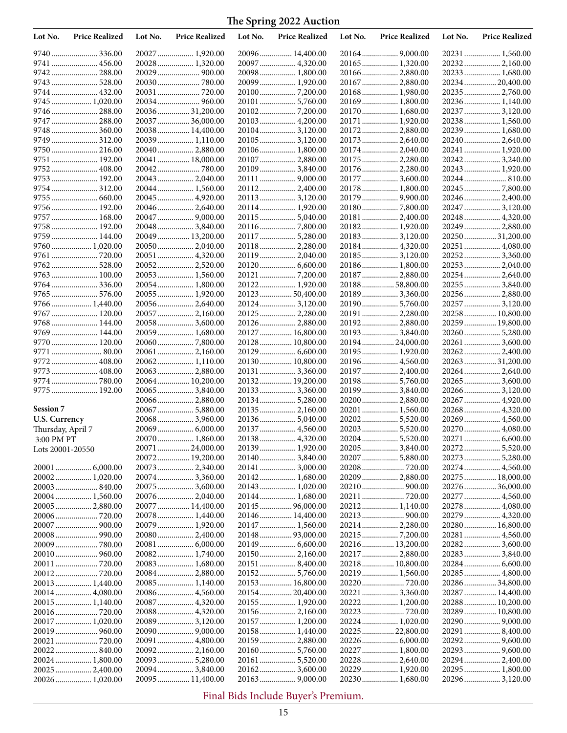# The Spring 2022 Auction

| Lot No. | Price Realized |
|---|---|
| 9740 | 336.00 |
| 9741 | 456.00 |
| 9742 | 288.00 |
| 9743 | 528.00 |
| 9744 | 432.00 |
| 9745 | 1,020.00 |
| 9746 | 288.00 |
| 9747 | 288.00 |
| 9748 | 360.00 |
| 9749 | 312.00 |
| 9750 | 216.00 |
| 9751 | 192.00 |
| 9752 | 408.00 |
| 9753 | 192.00 |
| 9754 | 312.00 |
| 9755 | 660.00 |
| 9756 | 192.00 |
| 9757 | 168.00 |
| 9758 | 192.00 |
| 9759 | 144.00 |
| 9760 | 1,020.00 |
| 9761 | 720.00 |
| 9762 | 528.00 |
| 9763 | 100.00 |
| 9764 | 336.00 |
| 9765 | 576.00 |
| 9766 | 1,440.00 |
| 9767 | 120.00 |
| 9768 | 144.00 |
| 9769 | 144.00 |
| 9770 | 120.00 |
| 9771 | 80.00 |
| 9772 | 408.00 |
| 9773 | 408.00 |
| 9774 | 780.00 |
| 9775 | 192.00 |

**Session 7**
**U.S. Currency**
Thursday, April 7
3:00 PM PT
Lots 20001-20550

| Lot No. | Price Realized |
|---|---|
| 20001 | 6,000.00 |
| 20002 | 1,020.00 |
| 20003 | 840.00 |
| 20004 | 1,560.00 |
| 20005 | 2,880.00 |
| 20006 | 720.00 |
| 20007 | 900.00 |
| 20008 | 990.00 |
| 20009 | 780.00 |
| 20010 | 960.00 |
| 20011 | 720.00 |
| 20012 | 720.00 |
| 20013 | 1,440.00 |
| 20014 | 4,080.00 |
| 20015 | 1,140.00 |
| 20016 | 720.00 |
| 20017 | 1,020.00 |
| 20019 | 960.00 |
| 20021 | 720.00 |
| 20022 | 840.00 |
| 20024 | 1,800.00 |
| 20025 | 2,400.00 |
| 20026 | 1,020.00 |
| 20027 | 1,920.00 |
| 20028 | 1,320.00 |
| 20029 | 900.00 |
| 20030 | 780.00 |
| 20031 | 720.00 |
| 20034 | 960.00 |
| 20036 | 31,200.00 |
| 20037 | 36,000.00 |
| 20038 | 14,400.00 |
| 20039 | 1,110.00 |
| 20040 | 2,880.00 |
| 20041 | 18,000.00 |
| 20042 | 780.00 |
| 20043 | 2,040.00 |
| 20044 | 1,560.00 |
| 20045 | 4,920.00 |
| 20046 | 2,640.00 |
| 20047 | 9,000.00 |
| 20048 | 3,840.00 |
| 20049 | 13,200.00 |
| 20050 | 2,040.00 |
| 20051 | 4,320.00 |
| 20052 | 2,520.00 |
| 20053 | 1,560.00 |
| 20054 | 1,800.00 |
| 20055 | 1,920.00 |
| 20056 | 2,640.00 |
| 20057 | 2,160.00 |
| 20058 | 3,600.00 |
| 20059 | 1,680.00 |
| 20060 | 7,800.00 |
| 20061 | 2,160.00 |
| 20062 | 1,110.00 |
| 20063 | 2,880.00 |
| 20064 | 10,200.00 |
| 20065 | 3,840.00 |
| 20066 | 2,880.00 |
| 20067 | 5,880.00 |
| 20068 | 3,960.00 |
| 20069 | 6,000.00 |
| 20070 | 1,860.00 |
| 20071 | 24,000.00 |
| 20072 | 19,200.00 |
| 20073 | 2,340.00 |
| 20074 | 3,360.00 |
| 20075 | 3,600.00 |
| 20076 | 2,040.00 |
| 20077 | 14,400.00 |
| 20078 | 1,440.00 |
| 20079 | 1,920.00 |
| 20080 | 2,400.00 |
| 20081 | 6,000.00 |
| 20082 | 1,740.00 |
| 20083 | 1,680.00 |
| 20084 | 2,880.00 |
| 20085 | 1,140.00 |
| 20086 | 4,560.00 |
| 20087 | 4,320.00 |
| 20088 | 4,320.00 |
| 20089 | 3,120.00 |
| 20090 | 9,000.00 |
| 20091 | 4,800.00 |
| 20092 | 2,160.00 |
| 20093 | 5,280.00 |
| 20094 | 3,840.00 |
| 20095 | 11,400.00 |
| 20096 | 14,400.00 |
| 20097 | 4,320.00 |
| 20098 | 1,800.00 |
| 20099 | 1,920.00 |
| 20100 | 7,200.00 |
| 20101 | 5,760.00 |
| 20102 | 7,200.00 |
| 20103 | 4,200.00 |
| 20104 | 3,120.00 |
| 20105 | 3,120.00 |
| 20106 | 1,800.00 |
| 20107 | 2,880.00 |
| 20109 | 3,840.00 |
| 20111 | 9,000.00 |
| 20112 | 2,400.00 |
| 20113 | 3,120.00 |
| 20114 | 1,920.00 |
| 20115 | 5,040.00 |
| 20116 | 7,800.00 |
| 20117 | 5,280.00 |
| 20118 | 2,280.00 |
| 20119 | 2,040.00 |
| 20120 | 6,600.00 |
| 20121 | 7,200.00 |
| 20122 | 1,920.00 |
| 20123 | 50,400.00 |
| 20124 | 3,120.00 |
| 20125 | 2,280.00 |
| 20126 | 2,880.00 |
| 20127 | 16,800.00 |
| 20128 | 10,800.00 |
| 20129 | 6,600.00 |
| 20130 | 10,800.00 |
| 20131 | 3,360.00 |
| 20132 | 19,200.00 |
| 20133 | 3,360.00 |
| 20134 | 5,280.00 |
| 20135 | 2,160.00 |
| 20136 | 5,040.00 |
| 20137 | 4,560.00 |
| 20138 | 4,320.00 |
| 20139 | 1,920.00 |
| 20140 | 3,840.00 |
| 20141 | 3,000.00 |
| 20142 | 1,680.00 |
| 20143 | 1,020.00 |
| 20144 | 1,680.00 |
| 20145 | 96,000.00 |
| 20146 | 14,400.00 |
| 20147 | 1,560.00 |
| 20148 | 93,000.00 |
| 20149 | 6,600.00 |
| 20150 | 2,160.00 |
| 20151 | 8,400.00 |
| 20152 | 5,760.00 |
| 20153 | 16,800.00 |
| 20154 | 20,400.00 |
| 20155 | 1,920.00 |
| 20156 | 2,160.00 |
| 20157 | 1,200.00 |
| 20158 | 1,440.00 |
| 20159 | 2,880.00 |
| 20160 | 5,760.00 |
| 20161 | 5,520.00 |
| 20162 | 3,600.00 |
| 20163 | 9,000.00 |
| 20164 | 9,000.00 |
| 20165 | 1,320.00 |
| 20166 | 2,880.00 |
| 20167 | 2,880.00 |
| 20168 | 1,980.00 |
| 20169 | 1,800.00 |
| 20170 | 1,680.00 |
| 20171 | 1,920.00 |
| 20172 | 2,880.00 |
| 20173 | 2,640.00 |
| 20174 | 2,040.00 |
| 20175 | 2,280.00 |
| 20176 | 2,280.00 |
| 20177 | 3,600.00 |
| 20178 | 1,800.00 |
| 20179 | 9,900.00 |
| 20180 | 7,800.00 |
| 20181 | 2,400.00 |
| 20182 | 1,920.00 |
| 20183 | 3,120.00 |
| 20184 | 4,320.00 |
| 20185 | 3,120.00 |
| 20186 | 1,800.00 |
| 20187 | 2,880.00 |
| 20188 | 58,800.00 |
| 20189 | 3,360.00 |
| 20190 | 5,760.00 |
| 20191 | 2,280.00 |
| 20192 | 2,880.00 |
| 20193 | 3,840.00 |
| 20194 | 24,000.00 |
| 20195 | 1,920.00 |
| 20196 | 4,560.00 |
| 20197 | 2,400.00 |
| 20198 | 5,760.00 |
| 20199 | 3,840.00 |
| 20200 | 2,880.00 |
| 20201 | 1,560.00 |
| 20202 | 5,520.00 |
| 20203 | 5,520.00 |
| 20204 | 5,520.00 |
| 20205 | 3,840.00 |
| 20207 | 5,880.00 |
| 20208 | 720.00 |
| 20209 | 2,880.00 |
| 20210 | 900.00 |
| 20211 | 720.00 |
| 20212 | 1,140.00 |
| 20213 | 900.00 |
| 20214 | 2,280.00 |
| 20215 | 7,200.00 |
| 20216 | 13,200.00 |
| 20217 | 2,880.00 |
| 20218 | 10,800.00 |
| 20219 | 1,560.00 |
| 20220 | 720.00 |
| 20221 | 3,360.00 |
| 20222 | 1,200.00 |
| 20223 | 720.00 |
| 20224 | 1,020.00 |
| 20225 | 22,800.00 |
| 20226 | 6,000.00 |
| 20227 | 1,800.00 |
| 20228 | 2,640.00 |
| 20229 | 1,920.00 |
| 20230 | 1,680.00 |
| 20231 | 1,560.00 |
| 20232 | 2,160.00 |
| 20233 | 1,680.00 |
| 20234 | 20,400.00 |
| 20235 | 2,760.00 |
| 20236 | 1,140.00 |
| 20237 | 3,120.00 |
| 20238 | 1,560.00 |
| 20239 | 1,680.00 |
| 20240 | 2,640.00 |
| 20241 | 1,920.00 |
| 20242 | 3,240.00 |
| 20243 | 1,920.00 |
| 20244 | 810.00 |
| 20245 | 7,800.00 |
| 20246 | 2,400.00 |
| 20247 | 3,120.00 |
| 20248 | 4,320.00 |
| 20249 | 2,880.00 |
| 20250 | 31,200.00 |
| 20251 | 4,080.00 |
| 20252 | 3,360.00 |
| 20253 | 2,040.00 |
| 20254 | 2,640.00 |
| 20255 | 3,840.00 |
| 20256 | 2,880.00 |
| 20257 | 3,120.00 |
| 20258 | 10,800.00 |
| 20259 | 19,800.00 |
| 20260 | 5,280.00 |
| 20261 | 3,600.00 |
| 20262 | 2,400.00 |
| 20263 | 31,200.00 |
| 20264 | 2,640.00 |
| 20265 | 3,600.00 |
| 20266 | 3,120.00 |
| 20267 | 4,920.00 |
| 20268 | 4,320.00 |
| 20269 | 4,560.00 |
| 20270 | 4,080.00 |
| 20271 | 6,600.00 |
| 20272 | 5,520.00 |
| 20273 | 5,280.00 |
| 20274 | 4,560.00 |
| 20275 | 18,000.00 |
| 20276 | 36,000.00 |
| 20277 | 4,560.00 |
| 20278 | 4,080.00 |
| 20279 | 4,320.00 |
| 20280 | 16,800.00 |
| 20281 | 4,560.00 |
| 20282 | 3,600.00 |
| 20283 | 3,840.00 |
| 20284 | 6,600.00 |
| 20285 | 4,800.00 |
| 20286 | 34,800.00 |
| 20287 | 14,400.00 |
| 20288 | 10,200.00 |
| 20289 | 10,800.00 |
| 20290 | 9,000.00 |
| 20291 | 8,400.00 |
| 20292 | 9,600.00 |
| 20293 | 9,600.00 |
| 20294 | 2,400.00 |
| 20295 | 1,800.00 |
| 20296 | 3,120.00 |

Final Bids Include Buyer's Premium.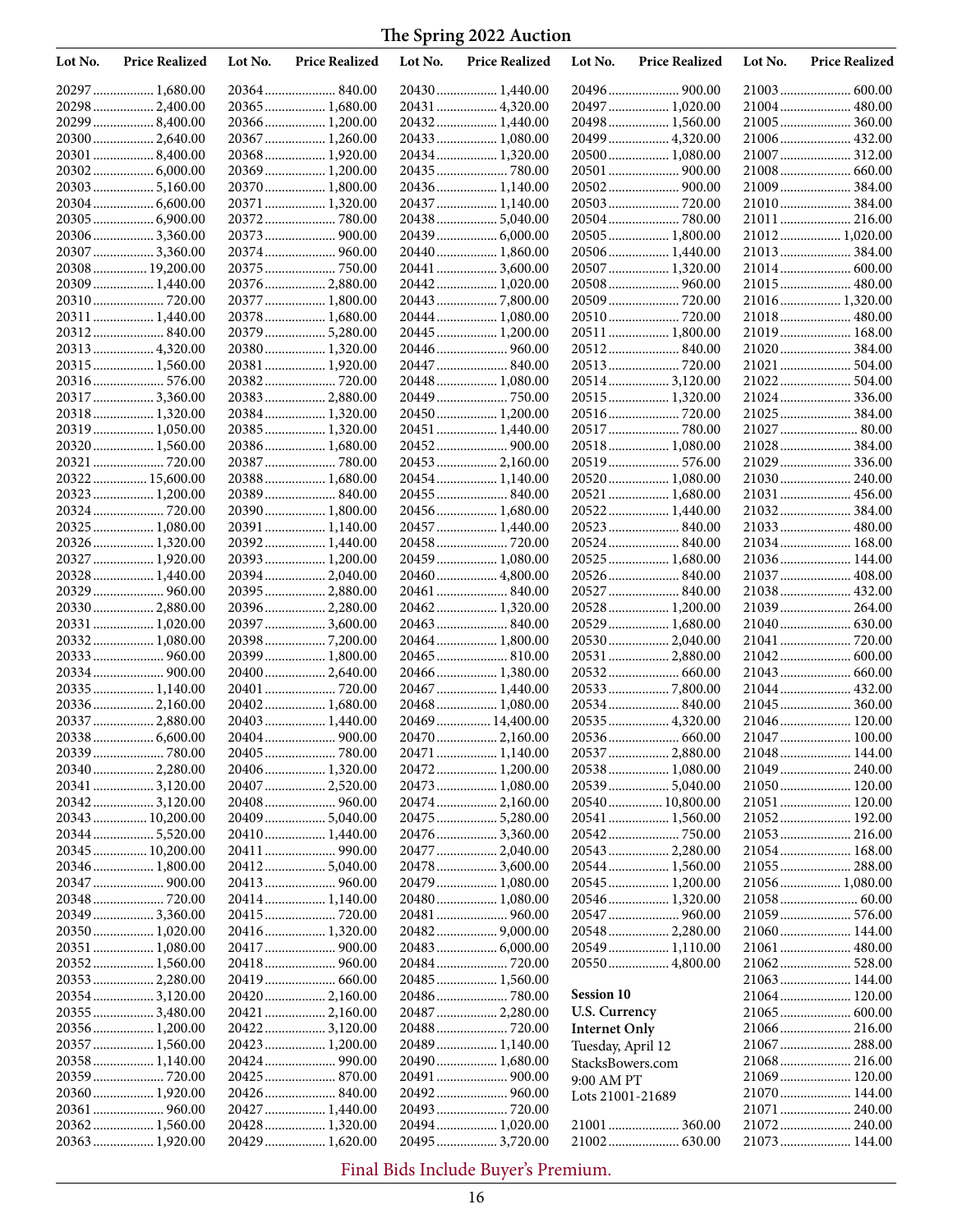# The Spring 2022 Auction

| Lot No. | Price Realized |
|---|---|
| 20297 | 1,680.00 |
| 20298 | 2,400.00 |
| 20299 | 8,400.00 |
| 20300 | 2,640.00 |
| 20301 | 8,400.00 |
| 20302 | 6,000.00 |
| 20303 | 5,160.00 |
| 20304 | 6,600.00 |
| 20305 | 6,900.00 |
| 20306 | 3,360.00 |
| 20307 | 3,360.00 |
| 20308 | 19,200.00 |
| 20309 | 1,440.00 |
| 20310 | 720.00 |
| 20311 | 1,440.00 |
| 20312 | 840.00 |
| 20313 | 4,320.00 |
| 20315 | 1,560.00 |
| 20316 | 576.00 |
| 20317 | 3,360.00 |
| 20318 | 1,320.00 |
| 20319 | 1,050.00 |
| 20320 | 1,560.00 |
| 20321 | 720.00 |
| 20322 | 15,600.00 |
| 20323 | 1,200.00 |
| 20324 | 720.00 |
| 20325 | 1,080.00 |
| 20326 | 1,320.00 |
| 20327 | 1,920.00 |
| 20328 | 1,440.00 |
| 20329 | 960.00 |
| 20330 | 2,880.00 |
| 20331 | 1,020.00 |
| 20332 | 1,080.00 |
| 20333 | 960.00 |
| 20334 | 900.00 |
| 20335 | 1,140.00 |
| 20336 | 2,160.00 |
| 20337 | 2,880.00 |
| 20338 | 6,600.00 |
| 20339 | 780.00 |
| 20340 | 2,280.00 |
| 20341 | 3,120.00 |
| 20342 | 3,120.00 |
| 20343 | 10,200.00 |
| 20344 | 5,520.00 |
| 20345 | 10,200.00 |
| 20346 | 1,800.00 |
| 20347 | 900.00 |
| 20348 | 720.00 |
| 20349 | 3,360.00 |
| 20350 | 1,020.00 |
| 20351 | 1,080.00 |
| 20352 | 1,560.00 |
| 20353 | 2,280.00 |
| 20354 | 3,120.00 |
| 20355 | 3,480.00 |
| 20356 | 1,200.00 |
| 20357 | 1,560.00 |
| 20358 | 1,140.00 |
| 20359 | 720.00 |
| 20360 | 1,920.00 |
| 20361 | 960.00 |
| 20362 | 1,560.00 |
| 20363 | 1,920.00 |
| 20364 | 840.00 |
| 20365 | 1,680.00 |
| 20366 | 1,200.00 |
| 20367 | 1,260.00 |
| 20368 | 1,920.00 |
| 20369 | 1,200.00 |
| 20370 | 1,800.00 |
| 20371 | 1,320.00 |
| 20372 | 780.00 |
| 20373 | 900.00 |
| 20374 | 960.00 |
| 20375 | 750.00 |
| 20376 | 2,880.00 |
| 20377 | 1,800.00 |
| 20378 | 1,680.00 |
| 20379 | 5,280.00 |
| 20380 | 1,320.00 |
| 20381 | 1,920.00 |
| 20382 | 720.00 |
| 20383 | 2,880.00 |
| 20384 | 1,320.00 |
| 20385 | 1,320.00 |
| 20386 | 1,680.00 |
| 20387 | 780.00 |
| 20388 | 1,680.00 |
| 20389 | 840.00 |
| 20390 | 1,800.00 |
| 20391 | 1,140.00 |
| 20392 | 1,440.00 |
| 20393 | 1,200.00 |
| 20394 | 2,040.00 |
| 20395 | 2,880.00 |
| 20396 | 2,280.00 |
| 20397 | 3,600.00 |
| 20398 | 7,200.00 |
| 20399 | 1,800.00 |
| 20400 | 2,640.00 |
| 20401 | 720.00 |
| 20402 | 1,680.00 |
| 20403 | 1,440.00 |
| 20404 | 900.00 |
| 20405 | 780.00 |
| 20406 | 1,320.00 |
| 20407 | 2,520.00 |
| 20408 | 960.00 |
| 20409 | 5,040.00 |
| 20410 | 1,440.00 |
| 20411 | 990.00 |
| 20412 | 5,040.00 |
| 20413 | 960.00 |
| 20414 | 1,140.00 |
| 20415 | 720.00 |
| 20416 | 1,320.00 |
| 20417 | 900.00 |
| 20418 | 960.00 |
| 20419 | 660.00 |
| 20420 | 2,160.00 |
| 20421 | 2,160.00 |
| 20422 | 3,120.00 |
| 20423 | 1,200.00 |
| 20424 | 990.00 |
| 20425 | 870.00 |
| 20426 | 840.00 |
| 20427 | 1,440.00 |
| 20428 | 1,320.00 |
| 20429 | 1,620.00 |
| 20430 | 1,440.00 |
| 20431 | 4,320.00 |
| 20432 | 1,440.00 |
| 20433 | 1,080.00 |
| 20434 | 1,320.00 |
| 20435 | 780.00 |
| 20436 | 1,140.00 |
| 20437 | 1,140.00 |
| 20438 | 5,040.00 |
| 20439 | 6,000.00 |
| 20440 | 1,860.00 |
| 20441 | 3,600.00 |
| 20442 | 1,020.00 |
| 20443 | 7,800.00 |
| 20444 | 1,080.00 |
| 20445 | 1,200.00 |
| 20446 | 960.00 |
| 20447 | 840.00 |
| 20448 | 1,080.00 |
| 20449 | 750.00 |
| 20450 | 1,200.00 |
| 20451 | 1,440.00 |
| 20452 | 900.00 |
| 20453 | 2,160.00 |
| 20454 | 1,140.00 |
| 20455 | 840.00 |
| 20456 | 1,680.00 |
| 20457 | 1,440.00 |
| 20458 | 720.00 |
| 20459 | 1,080.00 |
| 20460 | 4,800.00 |
| 20461 | 840.00 |
| 20462 | 1,320.00 |
| 20463 | 840.00 |
| 20464 | 1,800.00 |
| 20465 | 810.00 |
| 20466 | 1,380.00 |
| 20467 | 1,440.00 |
| 20468 | 1,080.00 |
| 20469 | 14,400.00 |
| 20470 | 2,160.00 |
| 20471 | 1,140.00 |
| 20472 | 1,200.00 |
| 20473 | 1,080.00 |
| 20474 | 2,160.00 |
| 20475 | 5,280.00 |
| 20476 | 3,360.00 |
| 20477 | 2,040.00 |
| 20478 | 3,600.00 |
| 20479 | 1,080.00 |
| 20480 | 1,080.00 |
| 20481 | 960.00 |
| 20482 | 9,000.00 |
| 20483 | 6,000.00 |
| 20484 | 720.00 |
| 20485 | 1,560.00 |
| 20486 | 780.00 |
| 20487 | 2,280.00 |
| 20488 | 720.00 |
| 20489 | 1,140.00 |
| 20490 | 1,680.00 |
| 20491 | 900.00 |
| 20492 | 960.00 |
| 20493 | 720.00 |
| 20494 | 1,020.00 |
| 20495 | 3,720.00 |
| 20496 | 900.00 |
| 20497 | 1,020.00 |
| 20498 | 1,560.00 |
| 20499 | 4,320.00 |
| 20500 | 1,080.00 |
| 20501 | 900.00 |
| 20502 | 900.00 |
| 20503 | 720.00 |
| 20504 | 780.00 |
| 20505 | 1,800.00 |
| 20506 | 1,440.00 |
| 20507 | 1,320.00 |
| 20508 | 960.00 |
| 20509 | 720.00 |
| 20510 | 720.00 |
| 20511 | 1,800.00 |
| 20512 | 840.00 |
| 20513 | 720.00 |
| 20514 | 3,120.00 |
| 20515 | 1,320.00 |
| 20516 | 720.00 |
| 20517 | 780.00 |
| 20518 | 1,080.00 |
| 20519 | 576.00 |
| 20520 | 1,080.00 |
| 20521 | 1,680.00 |
| 20522 | 1,440.00 |
| 20523 | 840.00 |
| 20524 | 840.00 |
| 20525 | 1,680.00 |
| 20526 | 840.00 |
| 20527 | 840.00 |
| 20528 | 1,200.00 |
| 20529 | 1,680.00 |
| 20530 | 2,040.00 |
| 20531 | 2,880.00 |
| 20532 | 660.00 |
| 20533 | 7,800.00 |
| 20534 | 840.00 |
| 20535 | 4,320.00 |
| 20536 | 660.00 |
| 20537 | 2,880.00 |
| 20538 | 1,080.00 |
| 20539 | 5,040.00 |
| 20540 | 10,800.00 |
| 20541 | 1,560.00 |
| 20542 | 750.00 |
| 20543 | 2,280.00 |
| 20544 | 1,560.00 |
| 20545 | 1,200.00 |
| 20546 | 1,320.00 |
| 20547 | 960.00 |
| 20548 | 2,280.00 |
| 20549 | 1,110.00 |
| 20550 | 4,800.00 |

**Session 10**
**U.S. Currency**
**Internet Only**
Tuesday, April 12
StacksBowers.com
9:00 AM PT
Lots 21001-21689

| Lot No. | Price Realized |
|---|---|
| 21001 | 360.00 |
| 21002 | 630.00 |
| 21003 | 600.00 |
| 21004 | 480.00 |
| 21005 | 360.00 |
| 21006 | 432.00 |
| 21007 | 312.00 |
| 21008 | 660.00 |
| 21009 | 384.00 |
| 21010 | 384.00 |
| 21011 | 216.00 |
| 21012 | 1,020.00 |
| 21013 | 384.00 |
| 21014 | 600.00 |
| 21015 | 480.00 |
| 21016 | 1,320.00 |
| 21018 | 480.00 |
| 21019 | 168.00 |
| 21020 | 384.00 |
| 21021 | 504.00 |
| 21022 | 504.00 |
| 21024 | 336.00 |
| 21025 | 384.00 |
| 21027 | 80.00 |
| 21028 | 384.00 |
| 21029 | 336.00 |
| 21030 | 240.00 |
| 21031 | 456.00 |
| 21032 | 384.00 |
| 21033 | 480.00 |
| 21034 | 168.00 |
| 21036 | 144.00 |
| 21037 | 408.00 |
| 21038 | 432.00 |
| 21039 | 264.00 |
| 21040 | 630.00 |
| 21041 | 720.00 |
| 21042 | 600.00 |
| 21043 | 660.00 |
| 21044 | 432.00 |
| 21045 | 360.00 |
| 21046 | 120.00 |
| 21047 | 100.00 |
| 21048 | 144.00 |
| 21049 | 240.00 |
| 21050 | 120.00 |
| 21051 | 120.00 |
| 21052 | 192.00 |
| 21053 | 216.00 |
| 21054 | 168.00 |
| 21055 | 288.00 |
| 21056 | 1,080.00 |
| 21058 | 60.00 |
| 21059 | 576.00 |
| 21060 | 144.00 |
| 21061 | 480.00 |
| 21062 | 528.00 |
| 21063 | 144.00 |
| 21064 | 120.00 |
| 21065 | 600.00 |
| 21066 | 216.00 |
| 21067 | 288.00 |
| 21068 | 216.00 |
| 21069 | 120.00 |
| 21070 | 144.00 |
| 21071 | 240.00 |
| 21072 | 240.00 |
| 21073 | 144.00 |

Final Bids Include Buyer's Premium.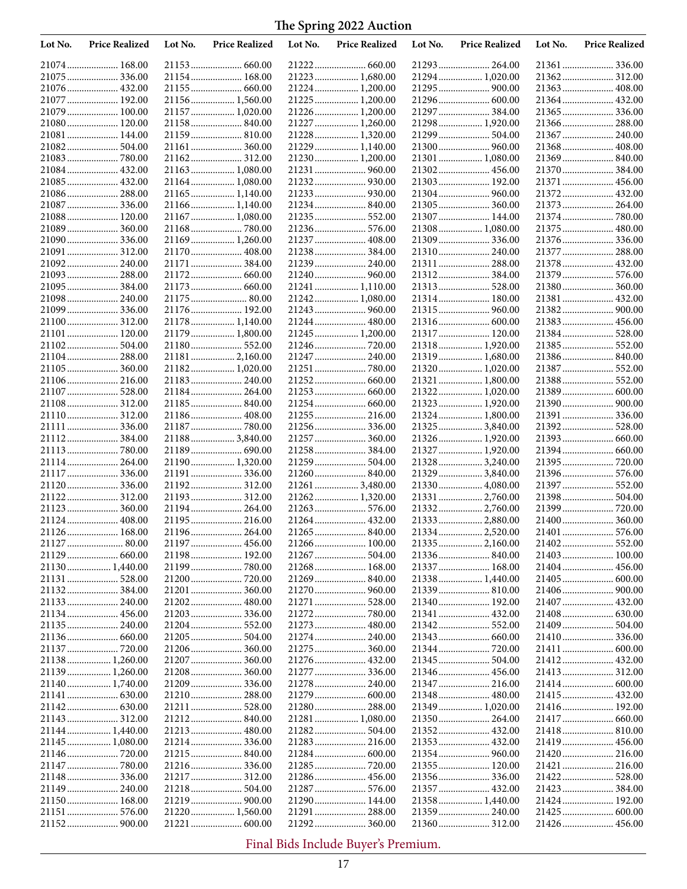# The Spring 2022 Auction

| Lot No. | Price Realized | Lot No. | Price Realized | Lot No. | Price Realized | Lot No. | Price Realized | Lot No. | Price Realized |
|---|---|---|---|---|---|---|---|---|---|
| 21074 | 168.00 | 21153 | 660.00 | 21222 | 660.00 | 21293 | 264.00 | 21361 | 336.00 |
| 21075 | 336.00 | 21154 | 168.00 | 21223 | 1,680.00 | 21294 | 1,020.00 | 21362 | 312.00 |
| 21076 | 432.00 | 21155 | 660.00 | 21224 | 1,200.00 | 21295 | 900.00 | 21363 | 408.00 |
| 21077 | 192.00 | 21156 | 1,560.00 | 21225 | 1,200.00 | 21296 | 600.00 | 21364 | 432.00 |
| 21079 | 100.00 | 21157 | 1,020.00 | 21226 | 1,200.00 | 21297 | 384.00 | 21365 | 336.00 |
| 21080 | 120.00 | 21158 | 840.00 | 21227 | 1,260.00 | 21298 | 1,920.00 | 21366 | 288.00 |
| 21081 | 144.00 | 21159 | 810.00 | 21228 | 1,320.00 | 21299 | 504.00 | 21367 | 240.00 |
| 21082 | 504.00 | 21161 | 360.00 | 21229 | 1,140.00 | 21300 | 960.00 | 21368 | 408.00 |
| 21083 | 780.00 | 21162 | 312.00 | 21230 | 1,200.00 | 21301 | 1,080.00 | 21369 | 840.00 |
| 21084 | 432.00 | 21163 | 1,080.00 | 21231 | 960.00 | 21302 | 456.00 | 21370 | 384.00 |
| 21085 | 432.00 | 21164 | 1,080.00 | 21232 | 930.00 | 21303 | 192.00 | 21371 | 456.00 |
| 21086 | 288.00 | 21165 | 1,140.00 | 21233 | 930.00 | 21304 | 960.00 | 21372 | 432.00 |
| 21087 | 336.00 | 21166 | 1,140.00 | 21234 | 840.00 | 21305 | 360.00 | 21373 | 264.00 |
| 21088 | 120.00 | 21167 | 1,080.00 | 21235 | 552.00 | 21307 | 144.00 | 21374 | 780.00 |
| 21089 | 360.00 | 21168 | 780.00 | 21236 | 576.00 | 21308 | 1,080.00 | 21375 | 480.00 |
| 21090 | 336.00 | 21169 | 1,260.00 | 21237 | 408.00 | 21309 | 336.00 | 21376 | 336.00 |
| 21091 | 312.00 | 21170 | 408.00 | 21238 | 384.00 | 21310 | 240.00 | 21377 | 288.00 |
| 21092 | 240.00 | 21171 | 384.00 | 21239 | 240.00 | 21311 | 288.00 | 21378 | 432.00 |
| 21093 | 288.00 | 21172 | 660.00 | 21240 | 960.00 | 21312 | 384.00 | 21379 | 576.00 |
| 21095 | 384.00 | 21173 | 660.00 | 21241 | 1,110.00 | 21313 | 528.00 | 21380 | 360.00 |
| 21098 | 240.00 | 21175 | 80.00 | 21242 | 1,080.00 | 21314 | 180.00 | 21381 | 432.00 |
| 21099 | 336.00 | 21176 | 192.00 | 21243 | 960.00 | 21315 | 960.00 | 21382 | 900.00 |
| 21100 | 312.00 | 21178 | 1,140.00 | 21244 | 480.00 | 21316 | 600.00 | 21383 | 456.00 |
| 21101 | 120.00 | 21179 | 1,800.00 | 21245 | 1,200.00 | 21317 | 120.00 | 21384 | 528.00 |
| 21102 | 504.00 | 21180 | 552.00 | 21246 | 720.00 | 21318 | 1,920.00 | 21385 | 552.00 |
| 21104 | 288.00 | 21181 | 2,160.00 | 21247 | 240.00 | 21319 | 1,680.00 | 21386 | 840.00 |
| 21105 | 360.00 | 21182 | 1,020.00 | 21251 | 780.00 | 21320 | 1,020.00 | 21387 | 552.00 |
| 21106 | 216.00 | 21183 | 240.00 | 21252 | 660.00 | 21321 | 1,800.00 | 21388 | 552.00 |
| 21107 | 528.00 | 21184 | 264.00 | 21253 | 660.00 | 21322 | 1,020.00 | 21389 | 600.00 |
| 21108 | 312.00 | 21185 | 840.00 | 21254 | 660.00 | 21323 | 1,920.00 | 21390 | 900.00 |
| 21110 | 312.00 | 21186 | 408.00 | 21255 | 216.00 | 21324 | 1,800.00 | 21391 | 336.00 |
| 21111 | 336.00 | 21187 | 780.00 | 21256 | 336.00 | 21325 | 3,840.00 | 21392 | 528.00 |
| 21112 | 384.00 | 21188 | 3,840.00 | 21257 | 360.00 | 21326 | 1,920.00 | 21393 | 660.00 |
| 21113 | 780.00 | 21189 | 690.00 | 21258 | 384.00 | 21327 | 1,920.00 | 21394 | 660.00 |
| 21114 | 264.00 | 21190 | 1,320.00 | 21259 | 504.00 | 21328 | 3,240.00 | 21395 | 720.00 |
| 21117 | 336.00 | 21191 | 336.00 | 21260 | 840.00 | 21329 | 3,840.00 | 21396 | 576.00 |
| 21120 | 336.00 | 21192 | 312.00 | 21261 | 3,480.00 | 21330 | 4,080.00 | 21397 | 552.00 |
| 21122 | 312.00 | 21193 | 312.00 | 21262 | 1,320.00 | 21331 | 2,760.00 | 21398 | 504.00 |
| 21123 | 360.00 | 21194 | 264.00 | 21263 | 576.00 | 21332 | 2,760.00 | 21399 | 720.00 |
| 21124 | 408.00 | 21195 | 216.00 | 21264 | 432.00 | 21333 | 2,880.00 | 21400 | 360.00 |
| 21126 | 168.00 | 21196 | 264.00 | 21265 | 840.00 | 21334 | 2,520.00 | 21401 | 576.00 |
| 21127 | 80.00 | 21197 | 456.00 | 21266 | 100.00 | 21335 | 2,160.00 | 21402 | 552.00 |
| 21129 | 660.00 | 21198 | 192.00 | 21267 | 504.00 | 21336 | 840.00 | 21403 | 100.00 |
| 21130 | 1,440.00 | 21199 | 780.00 | 21268 | 168.00 | 21337 | 168.00 | 21404 | 456.00 |
| 21131 | 528.00 | 21200 | 720.00 | 21269 | 840.00 | 21338 | 1,440.00 | 21405 | 600.00 |
| 21132 | 384.00 | 21201 | 360.00 | 21270 | 960.00 | 21339 | 810.00 | 21406 | 900.00 |
| 21133 | 240.00 | 21202 | 480.00 | 21271 | 528.00 | 21340 | 192.00 | 21407 | 432.00 |
| 21134 | 456.00 | 21203 | 336.00 | 21272 | 780.00 | 21341 | 432.00 | 21408 | 630.00 |
| 21135 | 240.00 | 21204 | 552.00 | 21273 | 480.00 | 21342 | 552.00 | 21409 | 504.00 |
| 21136 | 660.00 | 21205 | 504.00 | 21274 | 240.00 | 21343 | 660.00 | 21410 | 336.00 |
| 21137 | 720.00 | 21206 | 360.00 | 21275 | 360.00 | 21344 | 720.00 | 21411 | 600.00 |
| 21138 | 1,260.00 | 21207 | 360.00 | 21276 | 432.00 | 21345 | 504.00 | 21412 | 432.00 |
| 21139 | 1,260.00 | 21208 | 360.00 | 21277 | 336.00 | 21346 | 456.00 | 21413 | 312.00 |
| 21140 | 1,740.00 | 21209 | 336.00 | 21278 | 240.00 | 21347 | 216.00 | 21414 | 600.00 |
| 21141 | 630.00 | 21210 | 288.00 | 21279 | 600.00 | 21348 | 480.00 | 21415 | 432.00 |
| 21142 | 630.00 | 21211 | 528.00 | 21280 | 288.00 | 21349 | 1,020.00 | 21416 | 192.00 |
| 21143 | 312.00 | 21212 | 840.00 | 21281 | 1,080.00 | 21350 | 264.00 | 21417 | 660.00 |
| 21144 | 1,440.00 | 21213 | 480.00 | 21282 | 504.00 | 21352 | 432.00 | 21418 | 810.00 |
| 21145 | 1,080.00 | 21214 | 336.00 | 21283 | 216.00 | 21353 | 432.00 | 21419 | 456.00 |
| 21146 | 720.00 | 21215 | 840.00 | 21284 | 600.00 | 21354 | 960.00 | 21420 | 216.00 |
| 21147 | 780.00 | 21216 | 336.00 | 21285 | 720.00 | 21355 | 120.00 | 21421 | 216.00 |
| 21148 | 336.00 | 21217 | 312.00 | 21286 | 456.00 | 21356 | 336.00 | 21422 | 528.00 |
| 21149 | 240.00 | 21218 | 504.00 | 21287 | 576.00 | 21357 | 432.00 | 21423 | 384.00 |
| 21150 | 168.00 | 21219 | 900.00 | 21290 | 144.00 | 21358 | 1,440.00 | 21424 | 192.00 |
| 21151 | 576.00 | 21220 | 1,560.00 | 21291 | 288.00 | 21359 | 240.00 | 21425 | 600.00 |
| 21152 | 900.00 | 21221 | 600.00 | 21292 | 360.00 | 21360 | 312.00 | 21426 | 456.00 |

Final Bids Include Buyer's Premium.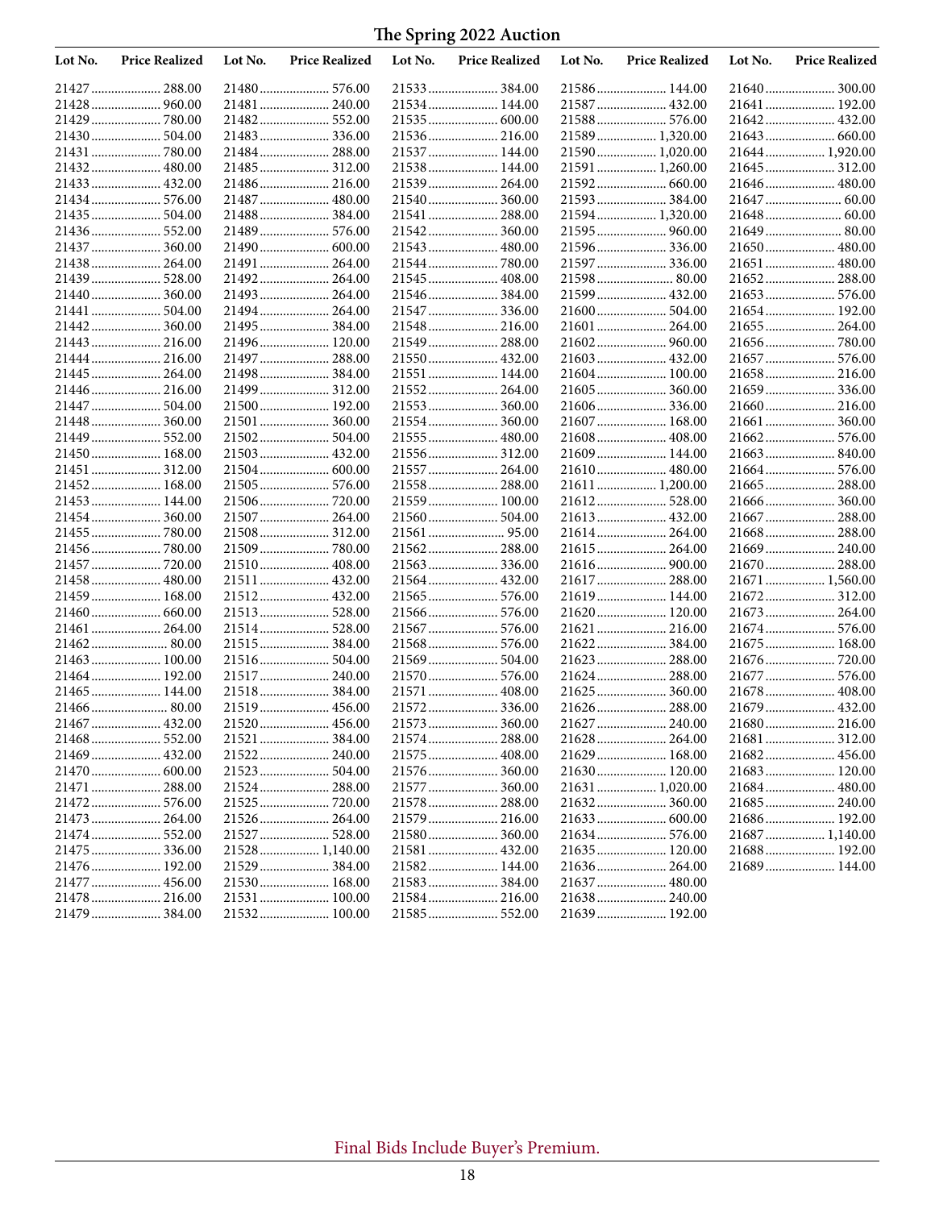# The Spring 2022 Auction

| Lot No. | Price Realized | Lot No. | Price Realized | Lot No. | Price Realized | Lot No. | Price Realized | Lot No. | Price Realized |
|---|---|---|---|---|---|---|---|---|---|
| 21427 | 288.00 | 21480 | 576.00 | 21533 | 384.00 | 21586 | 144.00 | 21640 | 300.00 |
| 21428 | 960.00 | 21481 | 240.00 | 21534 | 144.00 | 21587 | 432.00 | 21641 | 192.00 |
| 21429 | 780.00 | 21482 | 552.00 | 21535 | 600.00 | 21588 | 576.00 | 21642 | 432.00 |
| 21430 | 504.00 | 21483 | 336.00 | 21536 | 216.00 | 21589 | 1,320.00 | 21643 | 660.00 |
| 21431 | 780.00 | 21484 | 288.00 | 21537 | 144.00 | 21590 | 1,020.00 | 21644 | 1,920.00 |
| 21432 | 480.00 | 21485 | 312.00 | 21538 | 144.00 | 21591 | 1,260.00 | 21645 | 312.00 |
| 21433 | 432.00 | 21486 | 216.00 | 21539 | 264.00 | 21592 | 660.00 | 21646 | 480.00 |
| 21434 | 576.00 | 21487 | 480.00 | 21540 | 360.00 | 21593 | 384.00 | 21647 | 60.00 |
| 21435 | 504.00 | 21488 | 384.00 | 21541 | 288.00 | 21594 | 1,320.00 | 21648 | 60.00 |
| 21436 | 552.00 | 21489 | 576.00 | 21542 | 360.00 | 21595 | 960.00 | 21649 | 80.00 |
| 21437 | 360.00 | 21490 | 600.00 | 21543 | 480.00 | 21596 | 336.00 | 21650 | 480.00 |
| 21438 | 264.00 | 21491 | 264.00 | 21544 | 780.00 | 21597 | 336.00 | 21651 | 480.00 |
| 21439 | 528.00 | 21492 | 264.00 | 21545 | 408.00 | 21598 | 80.00 | 21652 | 288.00 |
| 21440 | 360.00 | 21493 | 264.00 | 21546 | 384.00 | 21599 | 432.00 | 21653 | 576.00 |
| 21441 | 504.00 | 21494 | 264.00 | 21547 | 336.00 | 21600 | 504.00 | 21654 | 192.00 |
| 21442 | 360.00 | 21495 | 384.00 | 21548 | 216.00 | 21601 | 264.00 | 21655 | 264.00 |
| 21443 | 216.00 | 21496 | 120.00 | 21549 | 288.00 | 21602 | 960.00 | 21656 | 780.00 |
| 21444 | 216.00 | 21497 | 288.00 | 21550 | 432.00 | 21603 | 432.00 | 21657 | 576.00 |
| 21445 | 264.00 | 21498 | 384.00 | 21551 | 144.00 | 21604 | 100.00 | 21658 | 216.00 |
| 21446 | 216.00 | 21499 | 312.00 | 21552 | 264.00 | 21605 | 360.00 | 21659 | 336.00 |
| 21447 | 504.00 | 21500 | 192.00 | 21553 | 360.00 | 21606 | 336.00 | 21660 | 216.00 |
| 21448 | 360.00 | 21501 | 360.00 | 21554 | 360.00 | 21607 | 168.00 | 21661 | 360.00 |
| 21449 | 552.00 | 21502 | 504.00 | 21555 | 480.00 | 21608 | 408.00 | 21662 | 576.00 |
| 21450 | 168.00 | 21503 | 432.00 | 21556 | 312.00 | 21609 | 144.00 | 21663 | 840.00 |
| 21451 | 312.00 | 21504 | 600.00 | 21557 | 264.00 | 21610 | 480.00 | 21664 | 576.00 |
| 21452 | 168.00 | 21505 | 576.00 | 21558 | 288.00 | 21611 | 1,200.00 | 21665 | 288.00 |
| 21453 | 144.00 | 21506 | 720.00 | 21559 | 100.00 | 21612 | 528.00 | 21666 | 360.00 |
| 21454 | 360.00 | 21507 | 264.00 | 21560 | 504.00 | 21613 | 432.00 | 21667 | 288.00 |
| 21455 | 780.00 | 21508 | 312.00 | 21561 | 95.00 | 21614 | 264.00 | 21668 | 288.00 |
| 21456 | 780.00 | 21509 | 780.00 | 21562 | 288.00 | 21615 | 264.00 | 21669 | 240.00 |
| 21457 | 720.00 | 21510 | 408.00 | 21563 | 336.00 | 21616 | 900.00 | 21670 | 288.00 |
| 21458 | 480.00 | 21511 | 432.00 | 21564 | 432.00 | 21617 | 288.00 | 21671 | 1,560.00 |
| 21459 | 168.00 | 21512 | 432.00 | 21565 | 576.00 | 21619 | 144.00 | 21672 | 312.00 |
| 21460 | 660.00 | 21513 | 528.00 | 21566 | 576.00 | 21620 | 120.00 | 21673 | 264.00 |
| 21461 | 264.00 | 21514 | 528.00 | 21567 | 576.00 | 21621 | 216.00 | 21674 | 576.00 |
| 21462 | 80.00 | 21515 | 384.00 | 21568 | 576.00 | 21622 | 384.00 | 21675 | 168.00 |
| 21463 | 100.00 | 21516 | 504.00 | 21569 | 504.00 | 21623 | 288.00 | 21676 | 720.00 |
| 21464 | 192.00 | 21517 | 240.00 | 21570 | 576.00 | 21624 | 288.00 | 21677 | 576.00 |
| 21465 | 144.00 | 21518 | 384.00 | 21571 | 408.00 | 21625 | 360.00 | 21678 | 408.00 |
| 21466 | 80.00 | 21519 | 456.00 | 21572 | 336.00 | 21626 | 288.00 | 21679 | 432.00 |
| 21467 | 432.00 | 21520 | 456.00 | 21573 | 360.00 | 21627 | 240.00 | 21680 | 216.00 |
| 21468 | 552.00 | 21521 | 384.00 | 21574 | 288.00 | 21628 | 264.00 | 21681 | 312.00 |
| 21469 | 432.00 | 21522 | 240.00 | 21575 | 408.00 | 21629 | 168.00 | 21682 | 456.00 |
| 21470 | 600.00 | 21523 | 504.00 | 21576 | 360.00 | 21630 | 120.00 | 21683 | 120.00 |
| 21471 | 288.00 | 21524 | 288.00 | 21577 | 360.00 | 21631 | 1,020.00 | 21684 | 480.00 |
| 21472 | 576.00 | 21525 | 720.00 | 21578 | 288.00 | 21632 | 360.00 | 21685 | 240.00 |
| 21473 | 264.00 | 21526 | 264.00 | 21579 | 216.00 | 21633 | 600.00 | 21686 | 192.00 |
| 21474 | 552.00 | 21527 | 528.00 | 21580 | 360.00 | 21634 | 576.00 | 21687 | 1,140.00 |
| 21475 | 336.00 | 21528 | 1,140.00 | 21581 | 432.00 | 21635 | 120.00 | 21688 | 192.00 |
| 21476 | 192.00 | 21529 | 384.00 | 21582 | 144.00 | 21636 | 264.00 | 21689 | 144.00 |
| 21477 | 456.00 | 21530 | 168.00 | 21583 | 384.00 | 21637 | 480.00 | | |
| 21478 | 216.00 | 21531 | 100.00 | 21584 | 216.00 | 21638 | 240.00 | | |
| 21479 | 384.00 | 21532 | 100.00 | 21585 | 552.00 | 21639 | 192.00 | | |

Final Bids Include Buyer's Premium.